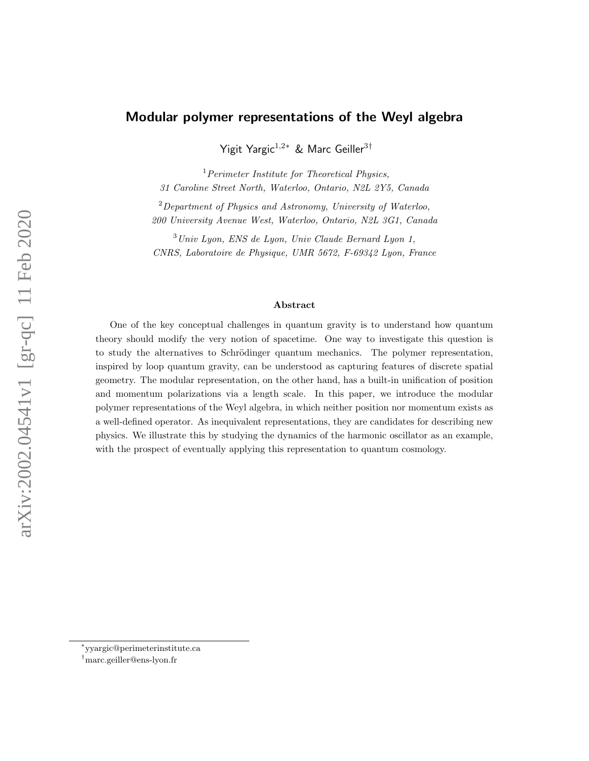# Modular polymer representations of the Weyl algebra

Yigit Yargic[1,2*] & Marc Geiller[3†]

[1] *Perimeter Institute for Theoretical Physics, 31 Caroline Street North, Waterloo, Ontario, N2L 2Y5, Canada*

[2] *Department of Physics and Astronomy, University of Waterloo, 200 University Avenue West, Waterloo, Ontario, N2L 3G1, Canada*

[3] *Univ Lyon, ENS de Lyon, Univ Claude Bernard Lyon 1, CNRS, Laboratoire de Physique, UMR 5672, F-69342 Lyon, France*

### Abstract

One of the key conceptual challenges in quantum gravity is to understand how quantum theory should modify the very notion of spacetime. One way to investigate this question is to study the alternatives to Schrödinger quantum mechanics. The polymer representation, inspired by loop quantum gravity, can be understood as capturing features of discrete spatial geometry. The modular representation, on the other hand, has a built-in unification of position and momentum polarizations via a length scale. In this paper, we introduce the modular polymer representations of the Weyl algebra, in which neither position nor momentum exists as a well-defined operator. As inequivalent representations, they are candidates for describing new physics. We illustrate this by studying the dynamics of the harmonic oscillator as an example, with the prospect of eventually applying this representation to quantum cosmology.

---

[*] yyargic@perimeterinstitute.ca

[†] marc.geiller@ens-lyon.fr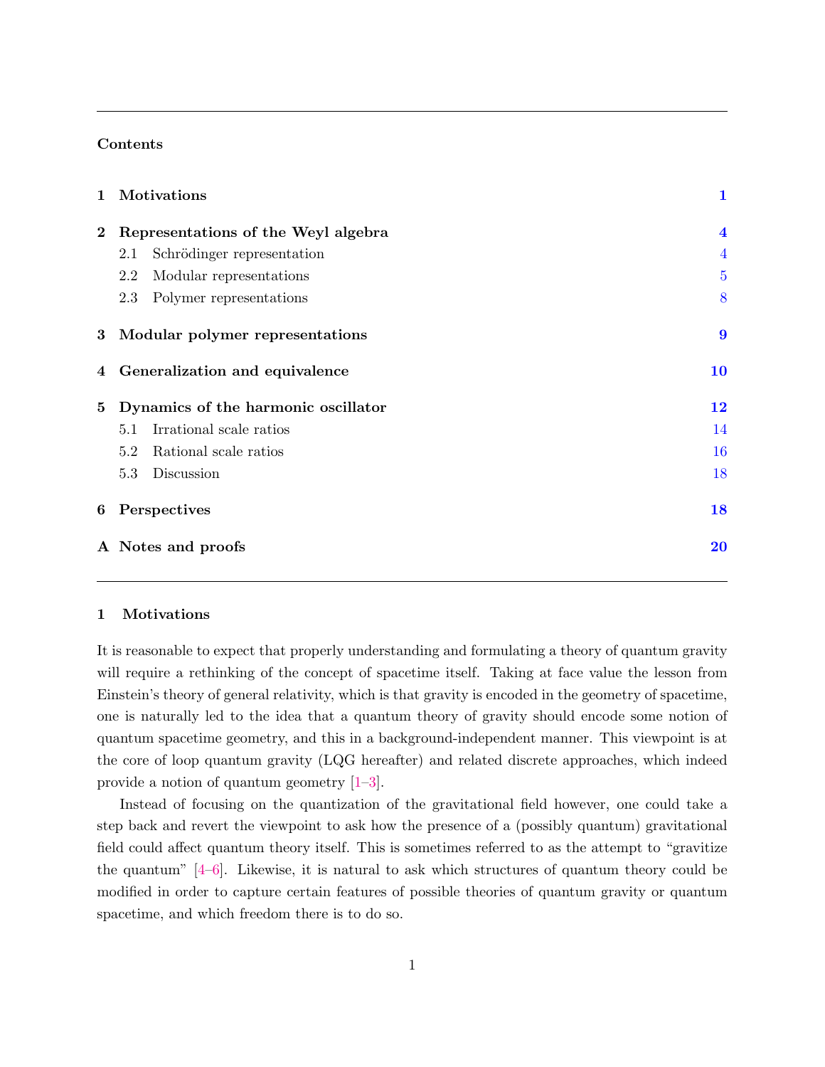**Contents**

| | | |
|---|---|---|
| **1** | **Motivations** | **1** |
| **2** | **Representations of the Weyl algebra** | **4** |
| | 2.1 Schrödinger representation | 4 |
| | 2.2 Modular representations | 5 |
| | 2.3 Polymer representations | 8 |
| **3** | **Modular polymer representations** | **9** |
| **4** | **Generalization and equivalence** | **10** |
| **5** | **Dynamics of the harmonic oscillator** | **12** |
| | 5.1 Irrational scale ratios | 14 |
| | 5.2 Rational scale ratios | 16 |
| | 5.3 Discussion | 18 |
| **6** | **Perspectives** | **18** |
| **A** | **Notes and proofs** | **20** |

## 1 Motivations

It is reasonable to expect that properly understanding and formulating a theory of quantum gravity will require a rethinking of the concept of spacetime itself. Taking at face value the lesson from Einstein's theory of general relativity, which is that gravity is encoded in the geometry of spacetime, one is naturally led to the idea that a quantum theory of gravity should encode some notion of quantum spacetime geometry, and this in a background-independent manner. This viewpoint is at the core of loop quantum gravity (LQG hereafter) and related discrete approaches, which indeed provide a notion of quantum geometry [1–3].

Instead of focusing on the quantization of the gravitational field however, one could take a step back and revert the viewpoint to ask how the presence of a (possibly quantum) gravitational field could affect quantum theory itself. This is sometimes referred to as the attempt to "gravitize the quantum" [4–6]. Likewise, it is natural to ask which structures of quantum theory could be modified in order to capture certain features of possible theories of quantum gravity or quantum spacetime, and which freedom there is to do so.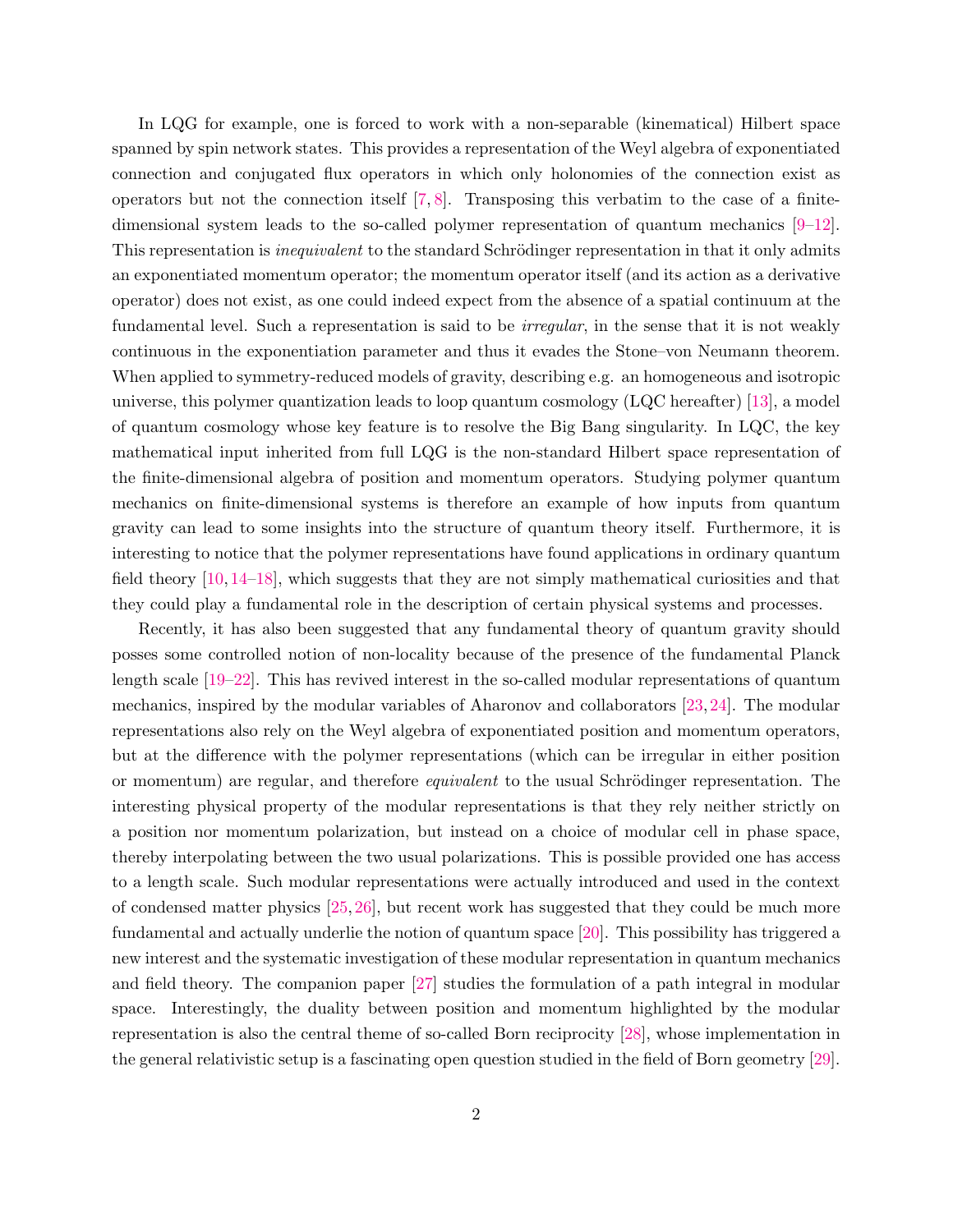In LQG for example, one is forced to work with a non-separable (kinematical) Hilbert space spanned by spin network states. This provides a representation of the Weyl algebra of exponentiated connection and conjugated flux operators in which only holonomies of the connection exist as operators but not the connection itself [7, 8]. Transposing this verbatim to the case of a finite-dimensional system leads to the so-called polymer representation of quantum mechanics [9–12]. This representation is *inequivalent* to the standard Schrödinger representation in that it only admits an exponentiated momentum operator; the momentum operator itself (and its action as a derivative operator) does not exist, as one could indeed expect from the absence of a spatial continuum at the fundamental level. Such a representation is said to be *irregular*, in the sense that it is not weakly continuous in the exponentiation parameter and thus it evades the Stone–von Neumann theorem. When applied to symmetry-reduced models of gravity, describing e.g. an homogeneous and isotropic universe, this polymer quantization leads to loop quantum cosmology (LQC hereafter) [13], a model of quantum cosmology whose key feature is to resolve the Big Bang singularity. In LQC, the key mathematical input inherited from full LQG is the non-standard Hilbert space representation of the finite-dimensional algebra of position and momentum operators. Studying polymer quantum mechanics on finite-dimensional systems is therefore an example of how inputs from quantum gravity can lead to some insights into the structure of quantum theory itself. Furthermore, it is interesting to notice that the polymer representations have found applications in ordinary quantum field theory [10, 14–18], which suggests that they are not simply mathematical curiosities and that they could play a fundamental role in the description of certain physical systems and processes.

Recently, it has also been suggested that any fundamental theory of quantum gravity should posses some controlled notion of non-locality because of the presence of the fundamental Planck length scale [19–22]. This has revived interest in the so-called modular representations of quantum mechanics, inspired by the modular variables of Aharonov and collaborators [23, 24]. The modular representations also rely on the Weyl algebra of exponentiated position and momentum operators, but at the difference with the polymer representations (which can be irregular in either position or momentum) are regular, and therefore *equivalent* to the usual Schrödinger representation. The interesting physical property of the modular representations is that they rely neither strictly on a position nor momentum polarization, but instead on a choice of modular cell in phase space, thereby interpolating between the two usual polarizations. This is possible provided one has access to a length scale. Such modular representations were actually introduced and used in the context of condensed matter physics [25, 26], but recent work has suggested that they could be much more fundamental and actually underlie the notion of quantum space [20]. This possibility has triggered a new interest and the systematic investigation of these modular representation in quantum mechanics and field theory. The companion paper [27] studies the formulation of a path integral in modular space. Interestingly, the duality between position and momentum highlighted by the modular representation is also the central theme of so-called Born reciprocity [28], whose implementation in the general relativistic setup is a fascinating open question studied in the field of Born geometry [29].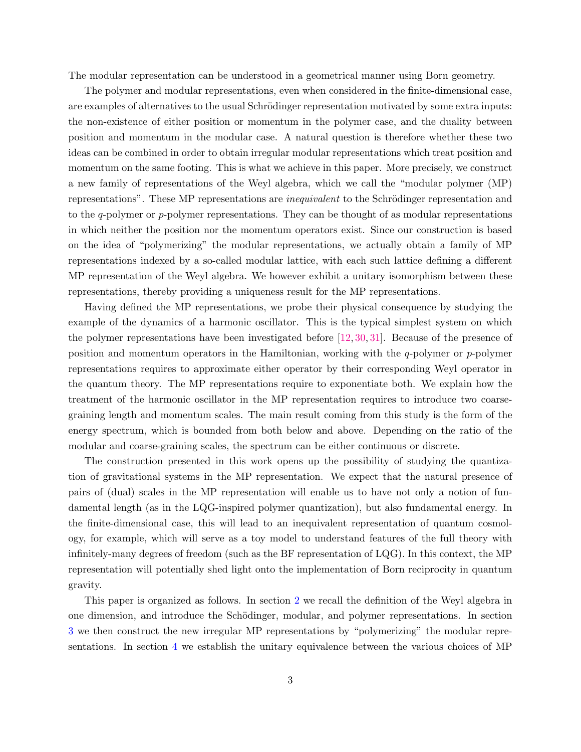The modular representation can be understood in a geometrical manner using Born geometry.

The polymer and modular representations, even when considered in the finite-dimensional case, are examples of alternatives to the usual Schrödinger representation motivated by some extra inputs: the non-existence of either position or momentum in the polymer case, and the duality between position and momentum in the modular case. A natural question is therefore whether these two ideas can be combined in order to obtain irregular modular representations which treat position and momentum on the same footing. This is what we achieve in this paper. More precisely, we construct a new family of representations of the Weyl algebra, which we call the "modular polymer (MP) representations". These MP representations are *inequivalent* to the Schrödinger representation and to the $q$-polymer or $p$-polymer representations. They can be thought of as modular representations in which neither the position nor the momentum operators exist. Since our construction is based on the idea of "polymerizing" the modular representations, we actually obtain a family of MP representations indexed by a so-called modular lattice, with each such lattice defining a different MP representation of the Weyl algebra. We however exhibit a unitary isomorphism between these representations, thereby providing a uniqueness result for the MP representations.

Having defined the MP representations, we probe their physical consequence by studying the example of the dynamics of a harmonic oscillator. This is the typical simplest system on which the polymer representations have been investigated before [12, 30, 31]. Because of the presence of position and momentum operators in the Hamiltonian, working with the $q$-polymer or $p$-polymer representations requires to approximate either operator by their corresponding Weyl operator in the quantum theory. The MP representations require to exponentiate both. We explain how the treatment of the harmonic oscillator in the MP representation requires to introduce two coarse-graining length and momentum scales. The main result coming from this study is the form of the energy spectrum, which is bounded from both below and above. Depending on the ratio of the modular and coarse-graining scales, the spectrum can be either continuous or discrete.

The construction presented in this work opens up the possibility of studying the quantization of gravitational systems in the MP representation. We expect that the natural presence of pairs of (dual) scales in the MP representation will enable us to have not only a notion of fundamental length (as in the LQG-inspired polymer quantization), but also fundamental energy. In the finite-dimensional case, this will lead to an inequivalent representation of quantum cosmology, for example, which will serve as a toy model to understand features of the full theory with infinitely-many degrees of freedom (such as the BF representation of LQG). In this context, the MP representation will potentially shed light onto the implementation of Born reciprocity in quantum gravity.

This paper is organized as follows. In section 2 we recall the definition of the Weyl algebra in one dimension, and introduce the Schödinger, modular, and polymer representations. In section 3 we then construct the new irregular MP representations by "polymerizing" the modular representations. In section 4 we establish the unitary equivalence between the various choices of MP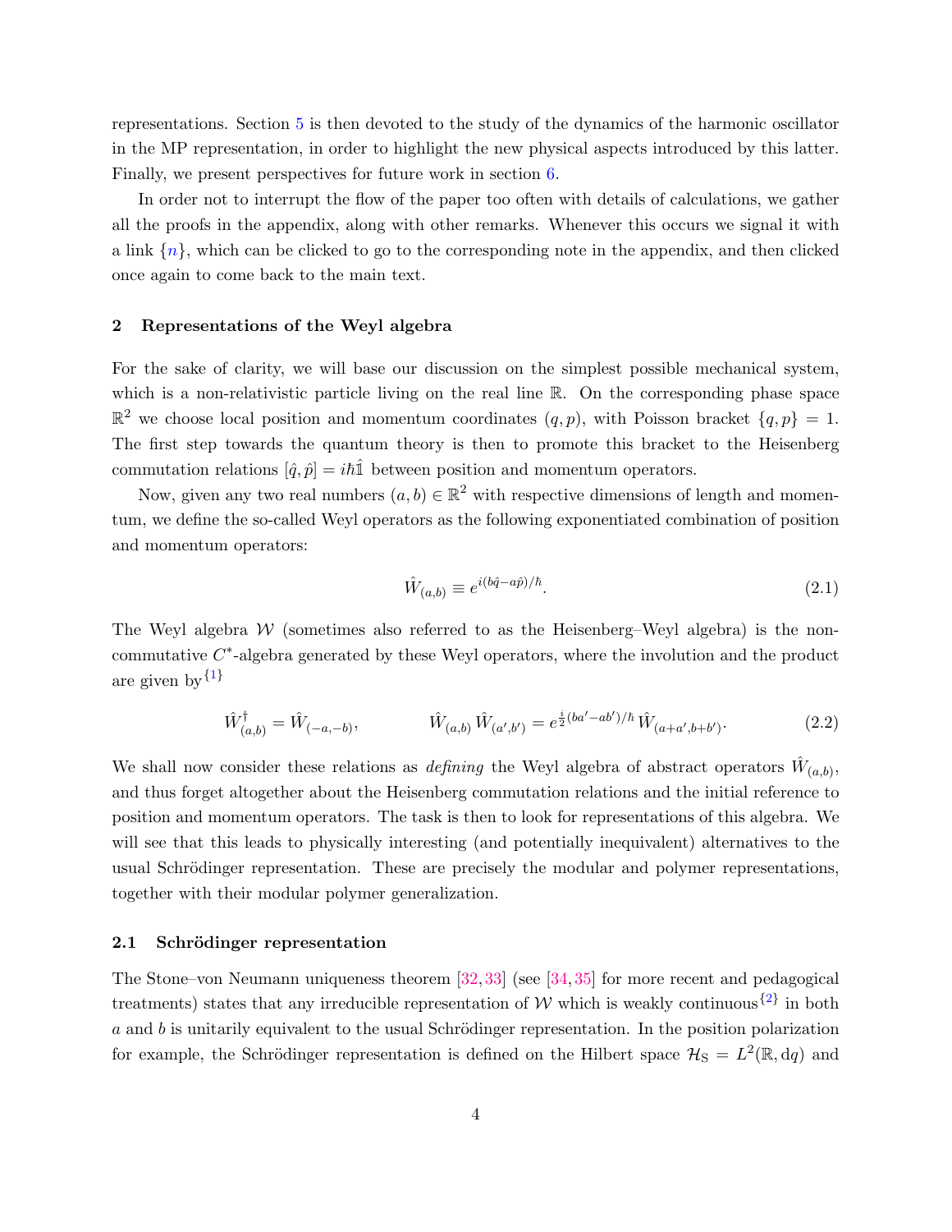representations. Section 5 is then devoted to the study of the dynamics of the harmonic oscillator in the MP representation, in order to highlight the new physical aspects introduced by this latter. Finally, we present perspectives for future work in section 6.

In order not to interrupt the flow of the paper too often with details of calculations, we gather all the proofs in the appendix, along with other remarks. Whenever this occurs we signal it with a link $\{n\}$, which can be clicked to go to the corresponding note in the appendix, and then clicked once again to come back to the main text.

## 2 Representations of the Weyl algebra

For the sake of clarity, we will base our discussion on the simplest possible mechanical system, which is a non-relativistic particle living on the real line $\mathbb{R}$. On the corresponding phase space $\mathbb{R}^2$ we choose local position and momentum coordinates $(q, p)$, with Poisson bracket $\{q, p\} = 1$. The first step towards the quantum theory is then to promote this bracket to the Heisenberg commutation relations $[\hat{q}, \hat{p}] = i\hbar\hat{\mathbb{1}}$ between position and momentum operators.

Now, given any two real numbers $(a, b) \in \mathbb{R}^2$ with respective dimensions of length and momentum, we define the so-called Weyl operators as the following exponentiated combination of position and momentum operators:

$$\hat{W}_{(a,b)} \equiv e^{i(b\hat{q}-a\hat{p})/\hbar}. \tag{2.1}$$

The Weyl algebra $\mathcal{W}$ (sometimes also referred to as the Heisenberg–Weyl algebra) is the non-commutative $C^*$-algebra generated by these Weyl operators, where the involution and the product are given by{1}

$$\hat{W}^\dagger_{(a,b)} = \hat{W}_{(-a,-b)}, \qquad \hat{W}_{(a,b)}\,\hat{W}_{(a',b')} = e^{\frac{i}{2}(ba'-ab')/\hbar}\,\hat{W}_{(a+a',b+b')}. \tag{2.2}$$

We shall now consider these relations as *defining* the Weyl algebra of abstract operators $\hat{W}_{(a,b)}$, and thus forget altogether about the Heisenberg commutation relations and the initial reference to position and momentum operators. The task is then to look for representations of this algebra. We will see that this leads to physically interesting (and potentially inequivalent) alternatives to the usual Schrödinger representation. These are precisely the modular and polymer representations, together with their modular polymer generalization.

### 2.1 Schrödinger representation

The Stone–von Neumann uniqueness theorem [32,33] (see [34,35] for more recent and pedagogical treatments) states that any irreducible representation of $\mathcal{W}$ which is weakly continuous{2} in both $a$ and $b$ is unitarily equivalent to the usual Schrödinger representation. In the position polarization for example, the Schrödinger representation is defined on the Hilbert space $\mathcal{H}_\text{S} = L^2(\mathbb{R}, \text{d}q)$ and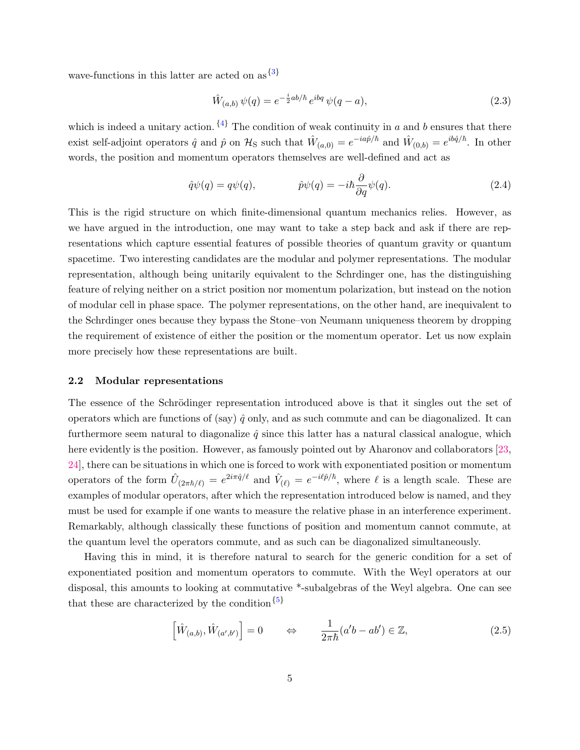wave-functions in this latter are acted on as[3]

$$\hat{W}_{(a,b)}\,\psi(q) = e^{-\frac{i}{2}ab/\hbar}\,e^{ibq}\,\psi(q-a), \tag{2.3}$$

which is indeed a unitary action. [4] The condition of weak continuity in $a$ and $b$ ensures that there exist self-adjoint operators $\hat{q}$ and $\hat{p}$ on $\mathcal{H}_\text{S}$ such that $\hat{W}_{(a,0)} = e^{-ia\hat{p}/\hbar}$ and $\hat{W}_{(0,b)} = e^{ib\hat{q}/\hbar}$. In other words, the position and momentum operators themselves are well-defined and act as

$$\hat{q}\psi(q) = q\psi(q), \qquad\qquad \hat{p}\psi(q) = -i\hbar\frac{\partial}{\partial q}\psi(q). \tag{2.4}$$

This is the rigid structure on which finite-dimensional quantum mechanics relies. However, as we have argued in the introduction, one may want to take a step back and ask if there are representations which capture essential features of possible theories of quantum gravity or quantum spacetime. Two interesting candidates are the modular and polymer representations. The modular representation, although being unitarily equivalent to the Schrdinger one, has the distinguishing feature of relying neither on a strict position nor momentum polarization, but instead on the notion of modular cell in phase space. The polymer representations, on the other hand, are inequivalent to the Schrdinger ones because they bypass the Stone–von Neumann uniqueness theorem by dropping the requirement of existence of either the position or the momentum operator. Let us now explain more precisely how these representations are built.

### 2.2 Modular representations

The essence of the Schrödinger representation introduced above is that it singles out the set of operators which are functions of (say) $\hat{q}$ only, and as such commute and can be diagonalized. It can furthermore seem natural to diagonalize $\hat{q}$ since this latter has a natural classical analogue, which here evidently is the position. However, as famously pointed out by Aharonov and collaborators [23, 24], there can be situations in which one is forced to work with exponentiated position or momentum operators of the form $\hat{U}_{(2\pi\hbar/\ell)} = e^{2i\pi\hat{q}/\ell}$ and $\hat{V}_{(\ell)} = e^{-i\ell\hat{p}/\hbar}$, where $\ell$ is a length scale. These are examples of modular operators, after which the representation introduced below is named, and they must be used for example if one wants to measure the relative phase in an interference experiment. Remarkably, although classically these functions of position and momentum cannot commute, at the quantum level the operators commute, and as such can be diagonalized simultaneously.

Having this in mind, it is therefore natural to search for the generic condition for a set of exponentiated position and momentum operators to commute. With the Weyl operators at our disposal, this amounts to looking at commutative *-subalgebras of the Weyl algebra. One can see that these are characterized by the condition[5]

$$\left[\hat{W}_{(a,b)}, \hat{W}_{(a',b')}\right] = 0 \qquad \Leftrightarrow \qquad \frac{1}{2\pi\hbar}(a'b - ab') \in \mathbb{Z}, \tag{2.5}$$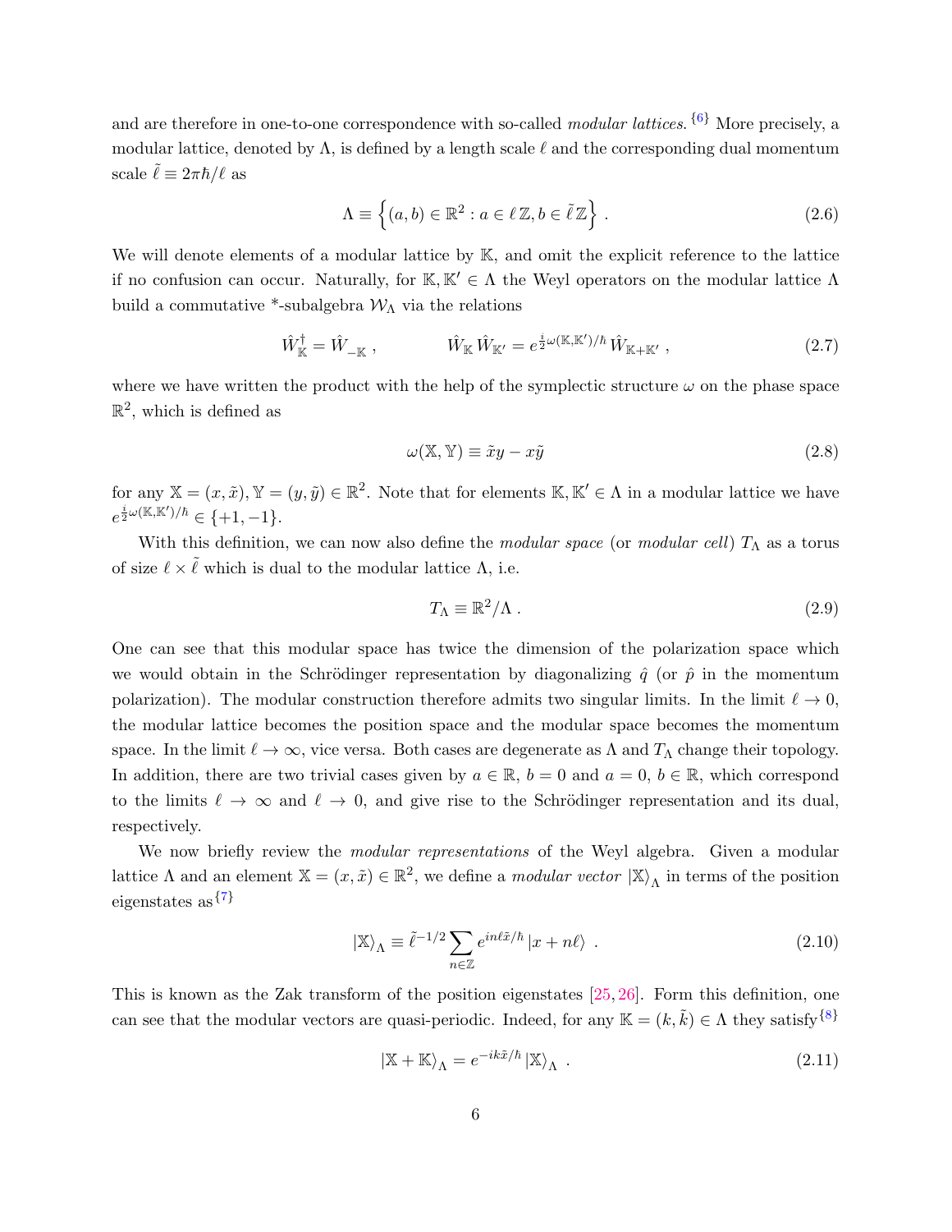and are therefore in one-to-one correspondence with so-called *modular lattices.* [6] More precisely, a modular lattice, denoted by $\Lambda$, is defined by a length scale $\ell$ and the corresponding dual momentum scale $\tilde{\ell} \equiv 2\pi\hbar/\ell$ as

$$\Lambda \equiv \left\{(a,b) \in \mathbb{R}^2 : a \in \ell\,\mathbb{Z}, b \in \tilde{\ell}\,\mathbb{Z}\right\} . \tag{2.6}$$

We will denote elements of a modular lattice by $\mathbb{K}$, and omit the explicit reference to the lattice if no confusion can occur. Naturally, for $\mathbb{K}, \mathbb{K}' \in \Lambda$ the Weyl operators on the modular lattice $\Lambda$ build a commutative *-subalgebra $\mathcal{W}_\Lambda$ via the relations

$$\hat{W}_{\mathbb{K}}^\dagger = \hat{W}_{-\mathbb{K}} \,, \qquad\qquad \hat{W}_{\mathbb{K}}\,\hat{W}_{\mathbb{K}'} = e^{\frac{i}{2}\omega(\mathbb{K},\mathbb{K}')/\hbar}\,\hat{W}_{\mathbb{K}+\mathbb{K}'} \,, \tag{2.7}$$

where we have written the product with the help of the symplectic structure $\omega$ on the phase space $\mathbb{R}^2$, which is defined as

$$\omega(\mathbb{X},\mathbb{Y}) \equiv \tilde{x}y - x\tilde{y} \tag{2.8}$$

for any $\mathbb{X} = (x,\tilde{x}), \mathbb{Y} = (y,\tilde{y}) \in \mathbb{R}^2$. Note that for elements $\mathbb{K}, \mathbb{K}' \in \Lambda$ in a modular lattice we have $e^{\frac{i}{2}\omega(\mathbb{K},\mathbb{K}')/\hbar} \in \{+1,-1\}$.

With this definition, we can now also define the *modular space* (or *modular cell*) $T_\Lambda$ as a torus of size $\ell \times \tilde{\ell}$ which is dual to the modular lattice $\Lambda$, i.e.

$$T_\Lambda \equiv \mathbb{R}^2/\Lambda \,. \tag{2.9}$$

One can see that this modular space has twice the dimension of the polarization space which we would obtain in the Schrödinger representation by diagonalizing $\hat{q}$ (or $\hat{p}$ in the momentum polarization). The modular construction therefore admits two singular limits. In the limit $\ell \to 0$, the modular lattice becomes the position space and the modular space becomes the momentum space. In the limit $\ell \to \infty$, vice versa. Both cases are degenerate as $\Lambda$ and $T_\Lambda$ change their topology. In addition, there are two trivial cases given by $a \in \mathbb{R}$, $b = 0$ and $a = 0$, $b \in \mathbb{R}$, which correspond to the limits $\ell \to \infty$ and $\ell \to 0$, and give rise to the Schrödinger representation and its dual, respectively.

We now briefly review the *modular representations* of the Weyl algebra. Given a modular lattice $\Lambda$ and an element $\mathbb{X} = (x,\tilde{x}) \in \mathbb{R}^2$, we define a *modular vector* $|\mathbb{X}\rangle_\Lambda$ in terms of the position eigenstates as[7]

$$|\mathbb{X}\rangle_\Lambda \equiv \tilde{\ell}^{-1/2} \sum_{n\in\mathbb{Z}} e^{in\ell\tilde{x}/\hbar}\,|x + n\ell\rangle \,. \tag{2.10}$$

This is known as the Zak transform of the position eigenstates [25, 26]. Form this definition, one can see that the modular vectors are quasi-periodic. Indeed, for any $\mathbb{K} = (k,\tilde{k}) \in \Lambda$ they satisfy[8]

$$|\mathbb{X} + \mathbb{K}\rangle_\Lambda = e^{-ik\tilde{x}/\hbar}\,|\mathbb{X}\rangle_\Lambda \,. \tag{2.11}$$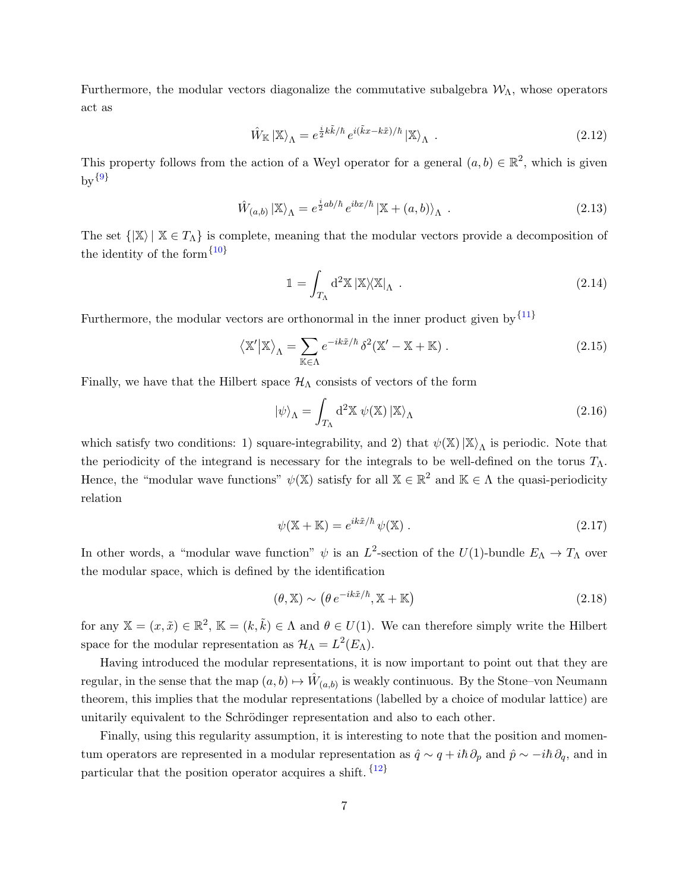Furthermore, the modular vectors diagonalize the commutative subalgebra $\mathcal{W}_\Lambda$, whose operators act as

$$\hat{W}_{\mathbb{K}} \left|\mathbb{X}\right\rangle_\Lambda = e^{\frac{i}{2}k\tilde{k}/\hbar}\, e^{i(\tilde{k}x - k\tilde{x})/\hbar} \left|\mathbb{X}\right\rangle_\Lambda \ . \tag{2.12}$$

This property follows from the action of a Weyl operator for a general $(a,b) \in \mathbb{R}^2$, which is given by[9]

$$\hat{W}_{(a,b)} \left|\mathbb{X}\right\rangle_\Lambda = e^{\frac{i}{2}ab/\hbar}\, e^{ibx/\hbar} \left|\mathbb{X} + (a,b)\right\rangle_\Lambda \ . \tag{2.13}$$

The set $\{|\mathbb{X}\rangle \mid \mathbb{X} \in T_\Lambda\}$ is complete, meaning that the modular vectors provide a decomposition of the identity of the form[10]

$$\mathbb{1} = \int_{T_\Lambda} \mathrm{d}^2\mathbb{X}\, \left|\mathbb{X}\right\rangle\!\left\langle\mathbb{X}\right|_\Lambda \ . \tag{2.14}$$

Furthermore, the modular vectors are orthonormal in the inner product given by[11]

$$\left\langle\mathbb{X}'\middle|\mathbb{X}\right\rangle_\Lambda = \sum_{\mathbb{K}\in\Lambda} e^{-ik\tilde{x}/\hbar}\, \delta^2(\mathbb{X}' - \mathbb{X} + \mathbb{K}) \ . \tag{2.15}$$

Finally, we have that the Hilbert space $\mathcal{H}_\Lambda$ consists of vectors of the form

$$\left|\psi\right\rangle_\Lambda = \int_{T_\Lambda} \mathrm{d}^2\mathbb{X}\ \psi(\mathbb{X}) \left|\mathbb{X}\right\rangle_\Lambda \tag{2.16}$$

which satisfy two conditions: 1) square-integrability, and 2) that $\psi(\mathbb{X}) \left|\mathbb{X}\right\rangle_\Lambda$ is periodic. Note that the periodicity of the integrand is necessary for the integrals to be well-defined on the torus $T_\Lambda$. Hence, the "modular wave functions" $\psi(\mathbb{X})$ satisfy for all $\mathbb{X} \in \mathbb{R}^2$ and $\mathbb{K} \in \Lambda$ the quasi-periodicity relation

$$\psi(\mathbb{X} + \mathbb{K}) = e^{ik\tilde{x}/\hbar}\, \psi(\mathbb{X}) \ . \tag{2.17}$$

In other words, a "modular wave function" $\psi$ is an $L^2$-section of the $U(1)$-bundle $E_\Lambda \to T_\Lambda$ over the modular space, which is defined by the identification

$$(\theta, \mathbb{X}) \sim \left(\theta\, e^{-ik\tilde{x}/\hbar}, \mathbb{X} + \mathbb{K}\right) \tag{2.18}$$

for any $\mathbb{X} = (x, \tilde{x}) \in \mathbb{R}^2$, $\mathbb{K} = (k, \tilde{k}) \in \Lambda$ and $\theta \in U(1)$. We can therefore simply write the Hilbert space for the modular representation as $\mathcal{H}_\Lambda = L^2(E_\Lambda)$.

Having introduced the modular representations, it is now important to point out that they are regular, in the sense that the map $(a,b) \mapsto \hat{W}_{(a,b)}$ is weakly continuous. By the Stone–von Neumann theorem, this implies that the modular representations (labelled by a choice of modular lattice) are unitarily equivalent to the Schrödinger representation and also to each other.

Finally, using this regularity assumption, it is interesting to note that the position and momentum operators are represented in a modular representation as $\hat{q} \sim q + i\hbar\,\partial_p$ and $\hat{p} \sim -i\hbar\,\partial_q$, and in particular that the position operator acquires a shift. [12]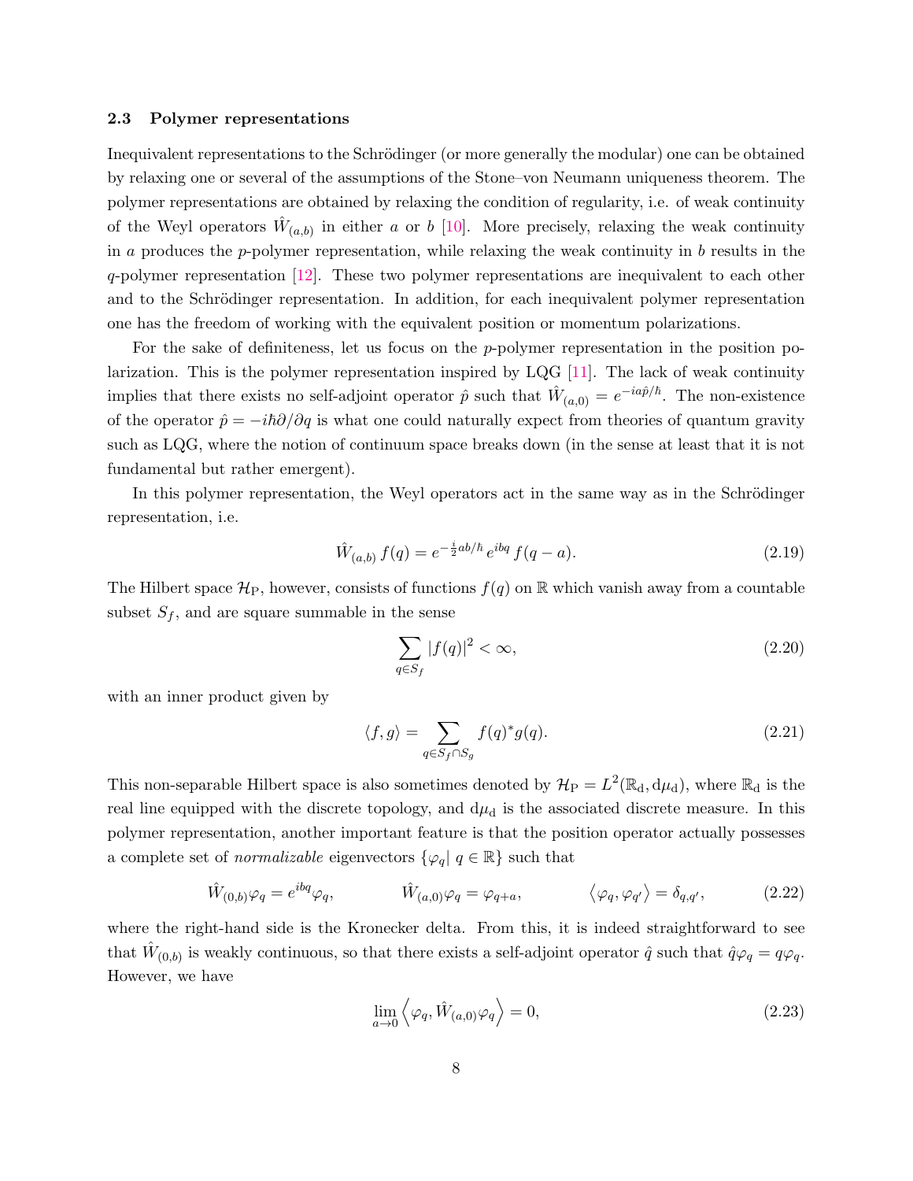### 2.3 Polymer representations

Inequivalent representations to the Schrödinger (or more generally the modular) one can be obtained by relaxing one or several of the assumptions of the Stone–von Neumann uniqueness theorem. The polymer representations are obtained by relaxing the condition of regularity, i.e. of weak continuity of the Weyl operators $\hat{W}_{(a,b)}$ in either $a$ or $b$ [10]. More precisely, relaxing the weak continuity in $a$ produces the $p$-polymer representation, while relaxing the weak continuity in $b$ results in the $q$-polymer representation [12]. These two polymer representations are inequivalent to each other and to the Schrödinger representation. In addition, for each inequivalent polymer representation one has the freedom of working with the equivalent position or momentum polarizations.

For the sake of definiteness, let us focus on the $p$-polymer representation in the position polarization. This is the polymer representation inspired by LQG [11]. The lack of weak continuity implies that there exists no self-adjoint operator $\hat{p}$ such that $\hat{W}_{(a,0)} = e^{-ia\hat{p}/\hbar}$. The non-existence of the operator $\hat{p} = -i\hbar\partial/\partial q$ is what one could naturally expect from theories of quantum gravity such as LQG, where the notion of continuum space breaks down (in the sense at least that it is not fundamental but rather emergent).

In this polymer representation, the Weyl operators act in the same way as in the Schrödinger representation, i.e.

$$\hat{W}_{(a,b)}\, f(q) = e^{-\frac{i}{2}ab/\hbar}\, e^{ibq}\, f(q-a). \tag{2.19}$$

The Hilbert space $\mathcal{H}_{\mathrm{P}}$, however, consists of functions $f(q)$ on $\mathbb{R}$ which vanish away from a countable subset $S_f$, and are square summable in the sense

$$\sum_{q\in S_f} |f(q)|^2 < \infty, \tag{2.20}$$

with an inner product given by

$$\langle f, g\rangle = \sum_{q\in S_f\cap S_g} f(q)^* g(q). \tag{2.21}$$

This non-separable Hilbert space is also sometimes denoted by $\mathcal{H}_{\mathrm{P}} = L^2(\mathbb{R}_{\mathrm{d}}, \mathrm{d}\mu_{\mathrm{d}})$, where $\mathbb{R}_{\mathrm{d}}$ is the real line equipped with the discrete topology, and $\mathrm{d}\mu_{\mathrm{d}}$ is the associated discrete measure. In this polymer representation, another important feature is that the position operator actually possesses a complete set of *normalizable* eigenvectors $\{\varphi_q |\ q\in\mathbb{R}\}$ such that

$$\hat{W}_{(0,b)}\varphi_q = e^{ibq}\varphi_q, \qquad \hat{W}_{(a,0)}\varphi_q = \varphi_{q+a}, \qquad \left\langle \varphi_q, \varphi_{q'}\right\rangle = \delta_{q,q'}, \tag{2.22}$$

where the right-hand side is the Kronecker delta. From this, it is indeed straightforward to see that $\hat{W}_{(0,b)}$ is weakly continuous, so that there exists a self-adjoint operator $\hat{q}$ such that $\hat{q}\varphi_q = q\varphi_q$. However, we have

$$\lim_{a\to 0}\left\langle \varphi_q, \hat{W}_{(a,0)}\varphi_q\right\rangle = 0, \tag{2.23}$$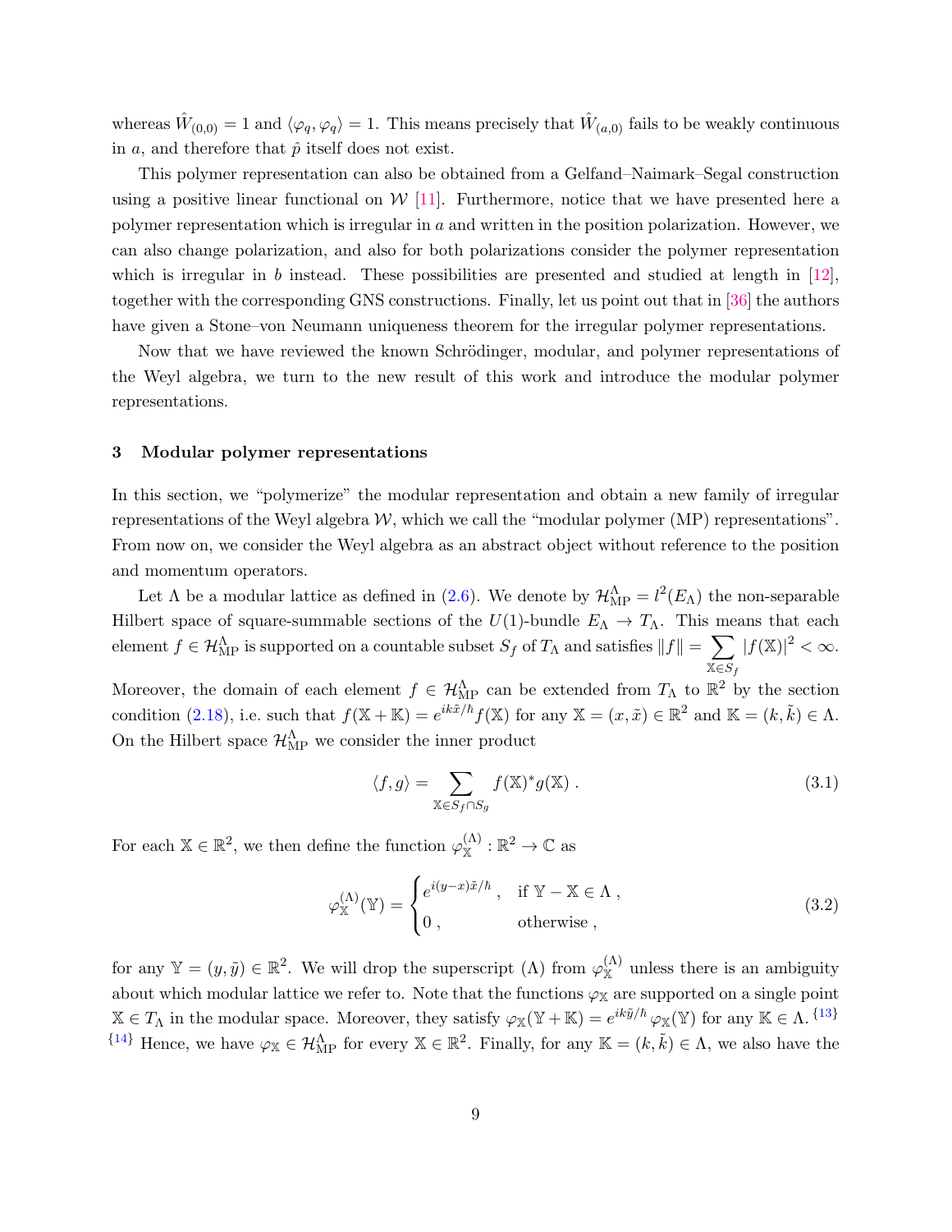whereas $\hat{W}_{(0,0)} = 1$ and $\langle \varphi_q, \varphi_q \rangle = 1$. This means precisely that $\hat{W}_{(a,0)}$ fails to be weakly continuous in $a$, and therefore that $\hat{p}$ itself does not exist.

This polymer representation can also be obtained from a Gelfand–Naimark–Segal construction using a positive linear functional on $\mathcal{W}$ [11]. Furthermore, notice that we have presented here a polymer representation which is irregular in $a$ and written in the position polarization. However, we can also change polarization, and also for both polarizations consider the polymer representation which is irregular in $b$ instead. These possibilities are presented and studied at length in [12], together with the corresponding GNS constructions. Finally, let us point out that in [36] the authors have given a Stone–von Neumann uniqueness theorem for the irregular polymer representations.

Now that we have reviewed the known Schrödinger, modular, and polymer representations of the Weyl algebra, we turn to the new result of this work and introduce the modular polymer representations.

## 3 Modular polymer representations

In this section, we "polymerize" the modular representation and obtain a new family of irregular representations of the Weyl algebra $\mathcal{W}$, which we call the "modular polymer (MP) representations". From now on, we consider the Weyl algebra as an abstract object without reference to the position and momentum operators.

Let $\Lambda$ be a modular lattice as defined in (2.6). We denote by $\mathcal{H}^{\Lambda}_{\text{MP}} = l^2(E_\Lambda)$ the non-separable Hilbert space of square-summable sections of the $U(1)$-bundle $E_\Lambda \to T_\Lambda$. This means that each element $f \in \mathcal{H}^{\Lambda}_{\text{MP}}$ is supported on a countable subset $S_f$ of $T_\Lambda$ and satisfies $\|f\| = \sum_{\mathbb{X}\in S_f} |f(\mathbb{X})|^2 < \infty$. Moreover, the domain of each element $f \in \mathcal{H}^{\Lambda}_{\text{MP}}$ can be extended from $T_\Lambda$ to $\mathbb{R}^2$ by the section condition (2.18), i.e. such that $f(\mathbb{X} + \mathbb{K}) = e^{ik\tilde{x}/\hbar} f(\mathbb{X})$ for any $\mathbb{X} = (x, \tilde{x}) \in \mathbb{R}^2$ and $\mathbb{K} = (k, \tilde{k}) \in \Lambda$. On the Hilbert space $\mathcal{H}^{\Lambda}_{\text{MP}}$ we consider the inner product

$$\langle f, g \rangle = \sum_{\mathbb{X}\in S_f \cap S_g} f(\mathbb{X})^* g(\mathbb{X}) \, . \tag{3.1}$$

For each $\mathbb{X} \in \mathbb{R}^2$, we then define the function $\varphi^{(\Lambda)}_{\mathbb{X}} : \mathbb{R}^2 \to \mathbb{C}$ as

$$\varphi^{(\Lambda)}_{\mathbb{X}}(\mathbb{Y}) = \begin{cases} e^{i(y-x)\tilde{x}/\hbar} \, , & \text{if } \mathbb{Y} - \mathbb{X} \in \Lambda \, , \\ 0 \, , & \text{otherwise} \, , \end{cases} \tag{3.2}$$

for any $\mathbb{Y} = (y, \tilde{y}) \in \mathbb{R}^2$. We will drop the superscript $(\Lambda)$ from $\varphi^{(\Lambda)}_{\mathbb{X}}$ unless there is an ambiguity about which modular lattice we refer to. Note that the functions $\varphi_{\mathbb{X}}$ are supported on a single point $\mathbb{X} \in T_\Lambda$ in the modular space. Moreover, they satisfy $\varphi_{\mathbb{X}}(\mathbb{Y} + \mathbb{K}) = e^{ik\tilde{y}/\hbar} \varphi_{\mathbb{X}}(\mathbb{Y})$ for any $\mathbb{K} \in \Lambda$. [13] [14] Hence, we have $\varphi_{\mathbb{X}} \in \mathcal{H}^{\Lambda}_{\text{MP}}$ for every $\mathbb{X} \in \mathbb{R}^2$. Finally, for any $\mathbb{K} = (k, \tilde{k}) \in \Lambda$, we also have the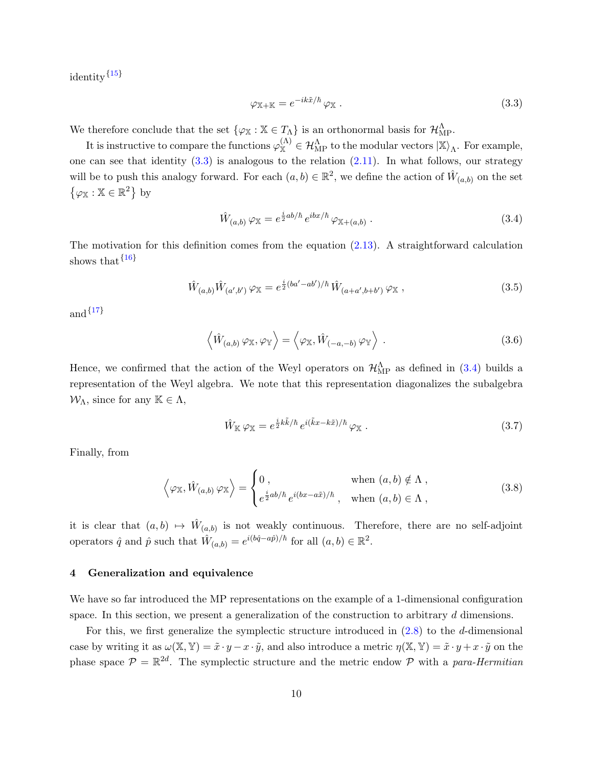identity[15]

$$
\varphi_{\mathbb{X}+\mathbb{K}} = e^{-ik\tilde{x}/\hbar}\,\varphi_{\mathbb{X}}\ . \tag{3.3}
$$

We therefore conclude that the set $\{\varphi_{\mathbb{X}} : \mathbb{X} \in T_\Lambda\}$ is an orthonormal basis for $\mathcal{H}^\Lambda_{\mathrm{MP}}$.

It is instructive to compare the functions $\varphi^{(\Lambda)}_{\mathbb{X}} \in \mathcal{H}^\Lambda_{\mathrm{MP}}$ to the modular vectors $|\mathbb{X}\rangle_\Lambda$. For example, one can see that identity (3.3) is analogous to the relation (2.11). In what follows, our strategy will be to push this analogy forward. For each $(a,b) \in \mathbb{R}^2$, we define the action of $\hat{W}_{(a,b)}$ on the set $\left\{\varphi_{\mathbb{X}} : \mathbb{X} \in \mathbb{R}^2\right\}$ by

$$
\hat{W}_{(a,b)}\,\varphi_{\mathbb{X}} = e^{\frac{i}{2}ab/\hbar}\,e^{ibx/\hbar}\,\varphi_{\mathbb{X}+(a,b)}\ . \tag{3.4}
$$

The motivation for this definition comes from the equation (2.13). A straightforward calculation shows that[16]

$$
\hat{W}_{(a,b)}\hat{W}_{(a',b')}\,\varphi_{\mathbb{X}} = e^{\frac{i}{2}(ba'-ab')/\hbar}\,\hat{W}_{(a+a',b+b')}\,\varphi_{\mathbb{X}}\ , \tag{3.5}
$$

and[17]

$$
\left\langle \hat{W}_{(a,b)}\,\varphi_{\mathbb{X}}, \varphi_{\mathbb{Y}} \right\rangle = \left\langle \varphi_{\mathbb{X}}, \hat{W}_{(-a,-b)}\,\varphi_{\mathbb{Y}} \right\rangle\ . \tag{3.6}
$$

Hence, we confirmed that the action of the Weyl operators on $\mathcal{H}^\Lambda_{\mathrm{MP}}$ as defined in (3.4) builds a representation of the Weyl algebra. We note that this representation diagonalizes the subalgebra $\mathcal{W}_\Lambda$, since for any $\mathbb{K} \in \Lambda$,

$$
\hat{W}_{\mathbb{K}}\,\varphi_{\mathbb{X}} = e^{\frac{i}{2}k\tilde{k}/\hbar}\,e^{i(\tilde{k}x - k\tilde{x})/\hbar}\,\varphi_{\mathbb{X}}\ . \tag{3.7}
$$

Finally, from

$$
\left\langle \varphi_{\mathbb{X}}, \hat{W}_{(a,b)}\,\varphi_{\mathbb{X}} \right\rangle = \begin{cases} 0\ , & \text{when } (a,b) \notin \Lambda\ , \\ e^{\frac{i}{2}ab/\hbar}\,e^{i(bx - a\tilde{x})/\hbar}\ , & \text{when } (a,b) \in \Lambda\ , \end{cases} \tag{3.8}
$$

it is clear that $(a,b) \mapsto \hat{W}_{(a,b)}$ is not weakly continuous. Therefore, there are no self-adjoint operators $\hat{q}$ and $\hat{p}$ such that $\hat{W}_{(a,b)} = e^{i(b\hat{q} - a\hat{p})/\hbar}$ for all $(a,b) \in \mathbb{R}^2$.

## 4 Generalization and equivalence

We have so far introduced the MP representations on the example of a 1-dimensional configuration space. In this section, we present a generalization of the construction to arbitrary $d$ dimensions.

For this, we first generalize the symplectic structure introduced in (2.8) to the $d$-dimensional case by writing it as $\omega(\mathbb{X}, \mathbb{Y}) = \tilde{x}\cdot y - x\cdot\tilde{y}$, and also introduce a metric $\eta(\mathbb{X}, \mathbb{Y}) = \tilde{x}\cdot y + x\cdot\tilde{y}$ on the phase space $\mathcal{P} = \mathbb{R}^{2d}$. The symplectic structure and the metric endow $\mathcal{P}$ with a *para-Hermitian*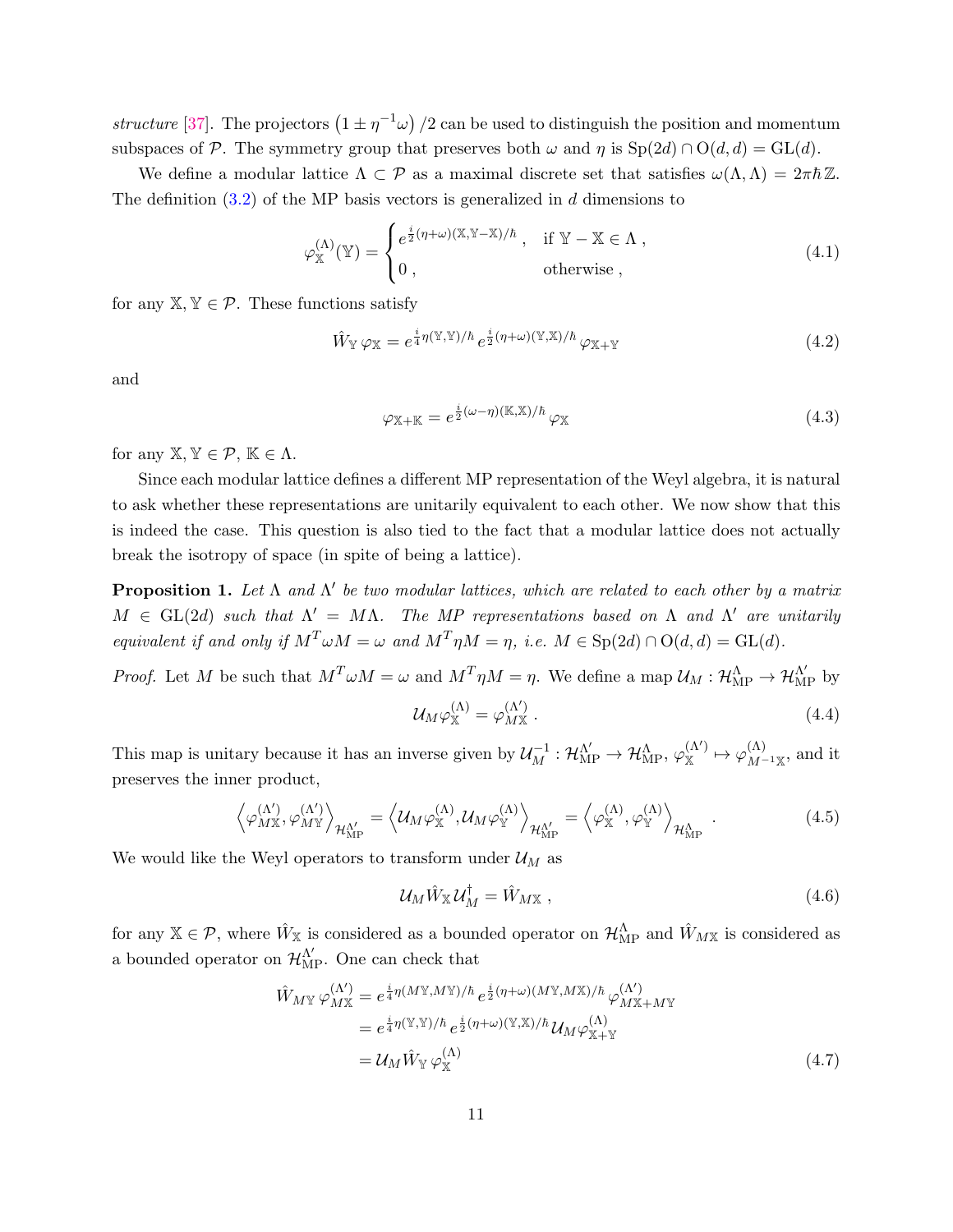*structure* [37]. The projectors $\left(1 \pm \eta^{-1}\omega\right)/2$ can be used to distinguish the position and momentum subspaces of $\mathcal{P}$. The symmetry group that preserves both $\omega$ and $\eta$ is $\mathrm{Sp}(2d) \cap \mathrm{O}(d,d) = \mathrm{GL}(d)$.

We define a modular lattice $\Lambda \subset \mathcal{P}$ as a maximal discrete set that satisfies $\omega(\Lambda, \Lambda) = 2\pi\hbar\,\mathbb{Z}$. The definition (3.2) of the MP basis vectors is generalized in $d$ dimensions to

$$\varphi^{(\Lambda)}_{\mathbb{X}}(\mathbb{Y}) = \begin{cases} e^{\frac{i}{2}(\eta+\omega)(\mathbb{X}, \mathbb{Y}-\mathbb{X})/\hbar} \,, & \text{if } \mathbb{Y} - \mathbb{X} \in \Lambda \,, \\ 0 \,, & \text{otherwise} \,, \end{cases} \tag{4.1}$$

for any $\mathbb{X}, \mathbb{Y} \in \mathcal{P}$. These functions satisfy

$$\hat{W}_{\mathbb{Y}}\, \varphi_{\mathbb{X}} = e^{\frac{i}{4}\eta(\mathbb{Y},\mathbb{Y})/\hbar}\, e^{\frac{i}{2}(\eta+\omega)(\mathbb{Y},\mathbb{X})/\hbar}\, \varphi_{\mathbb{X}+\mathbb{Y}} \tag{4.2}$$

and

$$\varphi_{\mathbb{X}+\mathbb{K}} = e^{\frac{i}{2}(\omega-\eta)(\mathbb{K},\mathbb{X})/\hbar}\, \varphi_{\mathbb{X}} \tag{4.3}$$

for any $\mathbb{X}, \mathbb{Y} \in \mathcal{P}$, $\mathbb{K} \in \Lambda$.

Since each modular lattice defines a different MP representation of the Weyl algebra, it is natural to ask whether these representations are unitarily equivalent to each other. We now show that this is indeed the case. This question is also tied to the fact that a modular lattice does not actually break the isotropy of space (in spite of being a lattice).

**Proposition 1.** *Let $\Lambda$ and $\Lambda'$ be two modular lattices, which are related to each other by a matrix $M \in \mathrm{GL}(2d)$ such that $\Lambda' = M\Lambda$. The MP representations based on $\Lambda$ and $\Lambda'$ are unitarily equivalent if and only if $M^T\omega M = \omega$ and $M^T\eta M = \eta$, i.e. $M \in \mathrm{Sp}(2d) \cap \mathrm{O}(d,d) = \mathrm{GL}(d)$.*

*Proof.* Let $M$ be such that $M^T\omega M = \omega$ and $M^T\eta M = \eta$. We define a map $\mathcal{U}_M : \mathcal{H}^{\Lambda}_{\mathrm{MP}} \to \mathcal{H}^{\Lambda'}_{\mathrm{MP}}$ by

$$\mathcal{U}_M \varphi^{(\Lambda)}_{\mathbb{X}} = \varphi^{(\Lambda')}_{M\mathbb{X}} \,. \tag{4.4}$$

This map is unitary because it has an inverse given by $\mathcal{U}_M^{-1} : \mathcal{H}^{\Lambda'}_{\mathrm{MP}} \to \mathcal{H}^{\Lambda}_{\mathrm{MP}}$, $\varphi^{(\Lambda')}_{\mathbb{X}} \mapsto \varphi^{(\Lambda)}_{M^{-1}\mathbb{X}}$, and it preserves the inner product,

$$\left\langle \varphi^{(\Lambda')}_{M\mathbb{X}}, \varphi^{(\Lambda')}_{M\mathbb{Y}} \right\rangle_{\mathcal{H}^{\Lambda'}_{\mathrm{MP}}} = \left\langle \mathcal{U}_M\varphi^{(\Lambda)}_{\mathbb{X}}, \mathcal{U}_M\varphi^{(\Lambda)}_{\mathbb{Y}} \right\rangle_{\mathcal{H}^{\Lambda'}_{\mathrm{MP}}} = \left\langle \varphi^{(\Lambda)}_{\mathbb{X}}, \varphi^{(\Lambda)}_{\mathbb{Y}} \right\rangle_{\mathcal{H}^{\Lambda}_{\mathrm{MP}}} \,. \tag{4.5}$$

We would like the Weyl operators to transform under $\mathcal{U}_M$ as

$$\mathcal{U}_M \hat{W}_{\mathbb{X}} \mathcal{U}_M^{\dagger} = \hat{W}_{M\mathbb{X}} \,, \tag{4.6}$$

for any $\mathbb{X} \in \mathcal{P}$, where $\hat{W}_{\mathbb{X}}$ is considered as a bounded operator on $\mathcal{H}^{\Lambda}_{\mathrm{MP}}$ and $\hat{W}_{M\mathbb{X}}$ is considered as a bounded operator on $\mathcal{H}^{\Lambda'}_{\mathrm{MP}}$. One can check that

$$\begin{aligned}
\hat{W}_{M\mathbb{Y}}\, \varphi^{(\Lambda')}_{M\mathbb{X}} &= e^{\frac{i}{4}\eta(M\mathbb{Y},M\mathbb{Y})/\hbar}\, e^{\frac{i}{2}(\eta+\omega)(M\mathbb{Y},M\mathbb{X})/\hbar}\, \varphi^{(\Lambda')}_{M\mathbb{X}+M\mathbb{Y}} \\
&= e^{\frac{i}{4}\eta(\mathbb{Y},\mathbb{Y})/\hbar}\, e^{\frac{i}{2}(\eta+\omega)(\mathbb{Y},\mathbb{X})/\hbar}\, \mathcal{U}_M \varphi^{(\Lambda)}_{\mathbb{X}+\mathbb{Y}} \\
&= \mathcal{U}_M \hat{W}_{\mathbb{Y}}\, \varphi^{(\Lambda)}_{\mathbb{X}}
\end{aligned} \tag{4.7}$$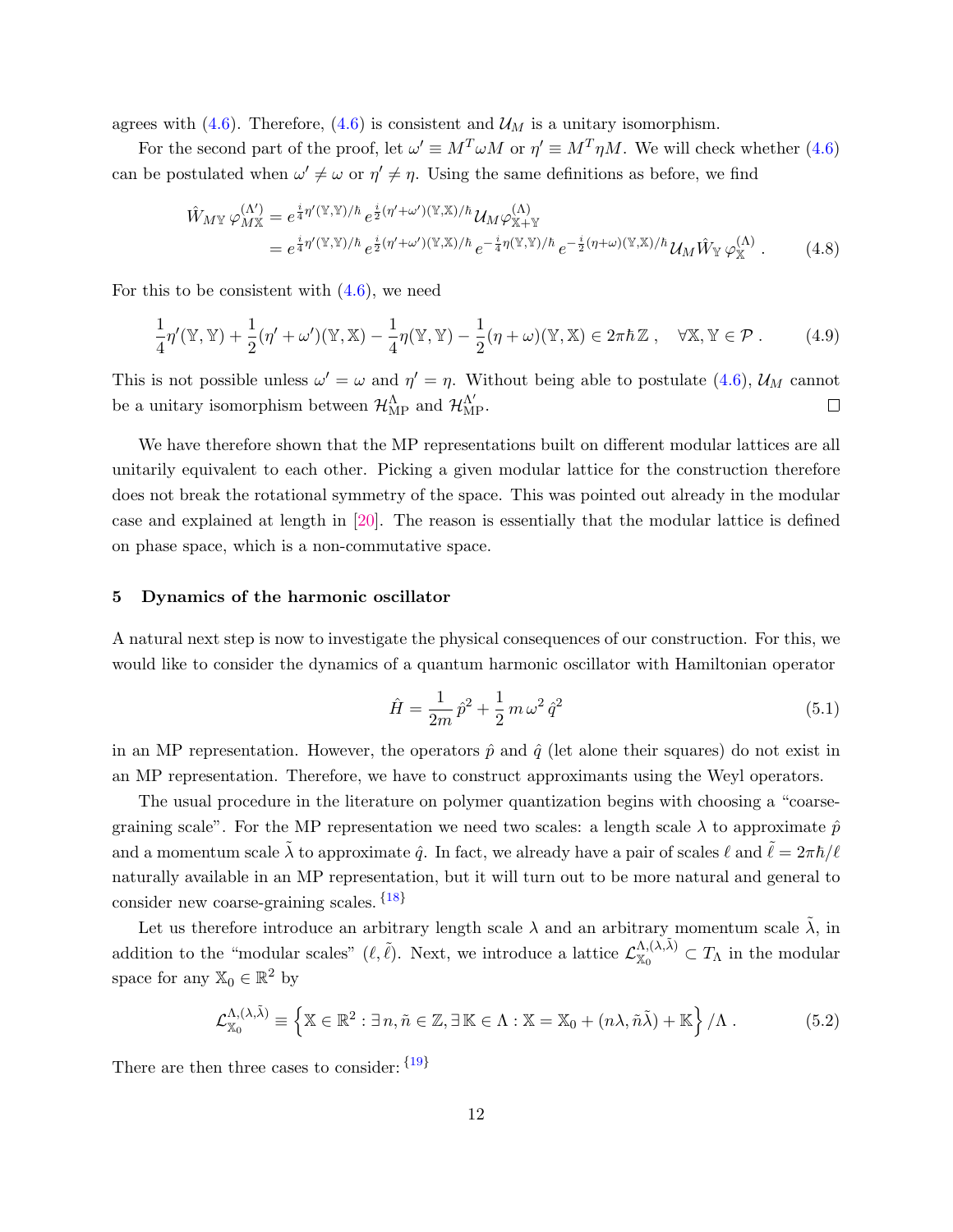agrees with (4.6). Therefore, (4.6) is consistent and $\mathcal{U}_M$ is a unitary isomorphism.

For the second part of the proof, let $\omega' \equiv M^T \omega M$ or $\eta' \equiv M^T \eta M$. We will check whether (4.6) can be postulated when $\omega' \neq \omega$ or $\eta' \neq \eta$. Using the same definitions as before, we find

$$
\begin{aligned}
\hat{W}_{M\mathbb{Y}}\, \varphi^{(\Lambda')}_{M\mathbb{X}} &= e^{\frac{i}{4}\eta'(\mathbb{Y},\mathbb{Y})/\hbar}\, e^{\frac{i}{2}(\eta'+\omega')(\mathbb{Y},\mathbb{X})/\hbar}\, \mathcal{U}_M \varphi^{(\Lambda)}_{\mathbb{X}+\mathbb{Y}} \\
&= e^{\frac{i}{4}\eta'(\mathbb{Y},\mathbb{Y})/\hbar}\, e^{\frac{i}{2}(\eta'+\omega')(\mathbb{Y},\mathbb{X})/\hbar}\, e^{-\frac{i}{4}\eta(\mathbb{Y},\mathbb{Y})/\hbar}\, e^{-\frac{i}{2}(\eta+\omega)(\mathbb{Y},\mathbb{X})/\hbar}\, \mathcal{U}_M \hat{W}_{\mathbb{Y}}\, \varphi^{(\Lambda)}_{\mathbb{X}} \; .
\end{aligned} \tag{4.8}
$$

For this to be consistent with (4.6), we need

$$
\frac{1}{4}\eta'(\mathbb{Y},\mathbb{Y}) + \frac{1}{2}(\eta'+\omega')(\mathbb{Y},\mathbb{X}) - \frac{1}{4}\eta(\mathbb{Y},\mathbb{Y}) - \frac{1}{2}(\eta+\omega)(\mathbb{Y},\mathbb{X}) \in 2\pi\hbar\,\mathbb{Z}\,, \quad \forall \mathbb{X},\mathbb{Y} \in \mathcal{P}\; . \tag{4.9}
$$

This is not possible unless $\omega' = \omega$ and $\eta' = \eta$. Without being able to postulate (4.6), $\mathcal{U}_M$ cannot be a unitary isomorphism between $\mathcal{H}^{\Lambda}_{\text{MP}}$ and $\mathcal{H}^{\Lambda'}_{\text{MP}}$. □

We have therefore shown that the MP representations built on different modular lattices are all unitarily equivalent to each other. Picking a given modular lattice for the construction therefore does not break the rotational symmetry of the space. This was pointed out already in the modular case and explained at length in [20]. The reason is essentially that the modular lattice is defined on phase space, which is a non-commutative space.

## 5 Dynamics of the harmonic oscillator

A natural next step is now to investigate the physical consequences of our construction. For this, we would like to consider the dynamics of a quantum harmonic oscillator with Hamiltonian operator

$$
\hat{H} = \frac{1}{2m}\,\hat{p}^2 + \frac{1}{2}\,m\,\omega^2\,\hat{q}^2 \tag{5.1}
$$

in an MP representation. However, the operators $\hat{p}$ and $\hat{q}$ (let alone their squares) do not exist in an MP representation. Therefore, we have to construct approximants using the Weyl operators.

The usual procedure in the literature on polymer quantization begins with choosing a "coarse-graining scale". For the MP representation we need two scales: a length scale $\lambda$ to approximate $\hat{p}$ and a momentum scale $\tilde{\lambda}$ to approximate $\hat{q}$. In fact, we already have a pair of scales $\ell$ and $\tilde{\ell} = 2\pi\hbar/\ell$ naturally available in an MP representation, but it will turn out to be more natural and general to consider new coarse-graining scales. {18}

Let us therefore introduce an arbitrary length scale $\lambda$ and an arbitrary momentum scale $\tilde{\lambda}$, in addition to the "modular scales" $(\ell, \tilde{\ell})$. Next, we introduce a lattice $\mathcal{L}^{\Lambda,(\lambda,\tilde{\lambda})}_{\mathbb{X}_0} \subset T_\Lambda$ in the modular space for any $\mathbb{X}_0 \in \mathbb{R}^2$ by

$$
\mathcal{L}^{\Lambda,(\lambda,\tilde{\lambda})}_{\mathbb{X}_0} \equiv \left\{ \mathbb{X} \in \mathbb{R}^2 : \exists\, n, \tilde{n} \in \mathbb{Z}, \exists\, \mathbb{K} \in \Lambda : \mathbb{X} = \mathbb{X}_0 + (n\lambda, \tilde{n}\tilde{\lambda}) + \mathbb{K} \right\} / \Lambda\; . \tag{5.2}
$$

There are then three cases to consider: {19}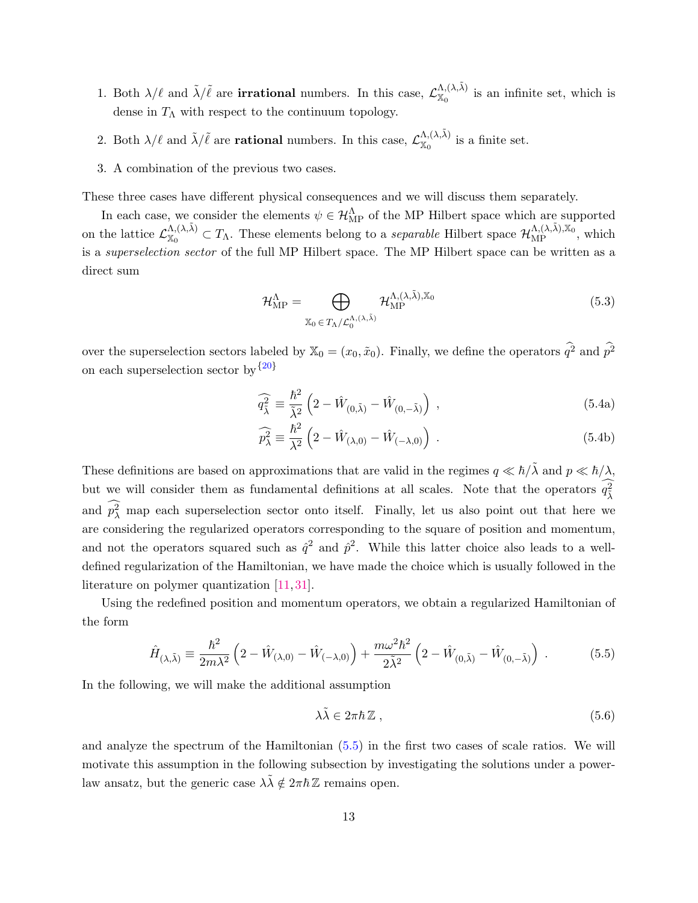1. Both $\lambda/\ell$ and $\tilde{\lambda}/\tilde{\ell}$ are **irrational** numbers. In this case, $\mathcal{L}^{\Lambda,(\lambda,\tilde{\lambda})}_{\mathbb{X}_0}$ is an infinite set, which is dense in $T_\Lambda$ with respect to the continuum topology.
2. Both $\lambda/\ell$ and $\tilde{\lambda}/\tilde{\ell}$ are **rational** numbers. In this case, $\mathcal{L}^{\Lambda,(\lambda,\tilde{\lambda})}_{\mathbb{X}_0}$ is a finite set.
3. A combination of the previous two cases.

These three cases have different physical consequences and we will discuss them separately.

In each case, we consider the elements $\psi \in \mathcal{H}^{\Lambda}_{\mathrm{MP}}$ of the MP Hilbert space which are supported on the lattice $\mathcal{L}^{\Lambda,(\lambda,\tilde{\lambda})}_{\mathbb{X}_0} \subset T_\Lambda$. These elements belong to a *separable* Hilbert space $\mathcal{H}^{\Lambda,(\lambda,\tilde{\lambda}),\mathbb{X}_0}_{\mathrm{MP}}$, which is a *superselection sector* of the full MP Hilbert space. The MP Hilbert space can be written as a direct sum

$$
\mathcal{H}^{\Lambda}_{\mathrm{MP}} = \bigoplus_{\mathbb{X}_0 \,\in\, T_\Lambda/\mathcal{L}^{\Lambda,(\lambda,\tilde{\lambda})}_0} \mathcal{H}^{\Lambda,(\lambda,\tilde{\lambda}),\mathbb{X}_0}_{\mathrm{MP}} \tag{5.3}
$$

over the superselection sectors labeled by $\mathbb{X}_0 = (x_0, \tilde{x}_0)$. Finally, we define the operators $\widehat{q^2}$ and $\widehat{p^2}$ on each superselection sector by[20]

$$
\widehat{q^2_{\tilde{\lambda}}} \equiv \frac{\hbar^2}{\tilde{\lambda}^2}\left(2 - \hat{W}_{(0,\tilde{\lambda})} - \hat{W}_{(0,-\tilde{\lambda})}\right) , \tag{5.4a}
$$

$$
\widehat{p^2_{\lambda}} \equiv \frac{\hbar^2}{\lambda^2}\left(2 - \hat{W}_{(\lambda,0)} - \hat{W}_{(-\lambda,0)}\right) . \tag{5.4b}
$$

These definitions are based on approximations that are valid in the regimes $q \ll \hbar/\tilde{\lambda}$ and $p \ll \hbar/\lambda$, but we will consider them as fundamental definitions at all scales. Note that the operators $\widehat{q^2_{\tilde{\lambda}}}$ and $\widehat{p^2_{\lambda}}$ map each superselection sector onto itself. Finally, let us also point out that here we are considering the regularized operators corresponding to the square of position and momentum, and not the operators squared such as $\hat{q}^2$ and $\hat{p}^2$. While this latter choice also leads to a well-defined regularization of the Hamiltonian, we have made the choice which is usually followed in the literature on polymer quantization [11,31].

Using the redefined position and momentum operators, we obtain a regularized Hamiltonian of the form

$$
\hat{H}_{(\lambda,\tilde{\lambda})} \equiv \frac{\hbar^2}{2m\lambda^2}\left(2 - \hat{W}_{(\lambda,0)} - \hat{W}_{(-\lambda,0)}\right) + \frac{m\omega^2\hbar^2}{2\tilde{\lambda}^2}\left(2 - \hat{W}_{(0,\tilde{\lambda})} - \hat{W}_{(0,-\tilde{\lambda})}\right) . \tag{5.5}
$$

In the following, we will make the additional assumption

$$
\lambda\tilde{\lambda} \in 2\pi\hbar\,\mathbb{Z} , \tag{5.6}
$$

and analyze the spectrum of the Hamiltonian (5.5) in the first two cases of scale ratios. We will motivate this assumption in the following subsection by investigating the solutions under a power-law ansatz, but the generic case $\lambda\tilde{\lambda} \notin 2\pi\hbar\mathbb{Z}$ remains open.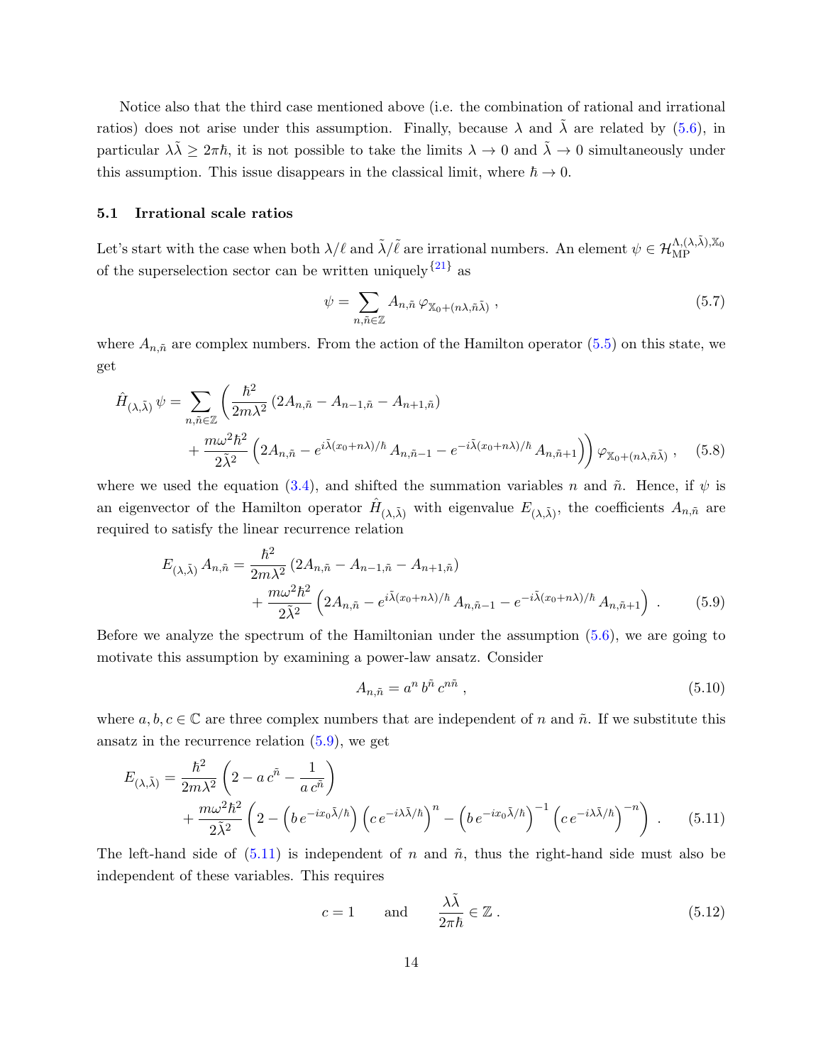Notice also that the third case mentioned above (i.e. the combination of rational and irrational ratios) does not arise under this assumption. Finally, because $\lambda$ and $\tilde{\lambda}$ are related by (5.6), in particular $\lambda\tilde{\lambda} \geq 2\pi\hbar$, it is not possible to take the limits $\lambda \to 0$ and $\tilde{\lambda} \to 0$ simultaneously under this assumption. This issue disappears in the classical limit, where $\hbar \to 0$.

### 5.1 Irrational scale ratios

Let's start with the case when both $\lambda/\ell$ and $\tilde{\lambda}/\tilde{\ell}$ are irrational numbers. An element $\psi \in \mathcal{H}_{\text{MP}}^{\Lambda,(\lambda,\tilde{\lambda}),\mathbb{X}_0}$ of the superselection sector can be written uniquely[21] as

$$\psi = \sum_{n,\tilde{n}\in\mathbb{Z}} A_{n,\tilde{n}}\, \varphi_{\mathbb{X}_0+(n\lambda,\tilde{n}\tilde{\lambda})} \,, \tag{5.7}$$

where $A_{n,\tilde{n}}$ are complex numbers. From the action of the Hamilton operator (5.5) on this state, we get

$$\begin{aligned}\hat{H}_{(\lambda,\tilde{\lambda})}\,\psi = \sum_{n,\tilde{n}\in\mathbb{Z}} \Bigg( &\frac{\hbar^2}{2m\lambda^2}\left(2A_{n,\tilde{n}} - A_{n-1,\tilde{n}} - A_{n+1,\tilde{n}}\right) \\ &+ \frac{m\omega^2\hbar^2}{2\tilde{\lambda}^2}\left(2A_{n,\tilde{n}} - e^{i\tilde{\lambda}(x_0+n\lambda)/\hbar}\,A_{n,\tilde{n}-1} - e^{-i\tilde{\lambda}(x_0+n\lambda)/\hbar}\,A_{n,\tilde{n}+1}\right)\Bigg)\,\varphi_{\mathbb{X}_0+(n\lambda,\tilde{n}\tilde{\lambda})} \,, \end{aligned} \tag{5.8}$$

where we used the equation (3.4), and shifted the summation variables $n$ and $\tilde{n}$. Hence, if $\psi$ is an eigenvector of the Hamilton operator $\hat{H}_{(\lambda,\tilde{\lambda})}$ with eigenvalue $E_{(\lambda,\tilde{\lambda})}$, the coefficients $A_{n,\tilde{n}}$ are required to satisfy the linear recurrence relation

$$\begin{aligned}E_{(\lambda,\tilde{\lambda})}\,A_{n,\tilde{n}} = &\frac{\hbar^2}{2m\lambda^2}\left(2A_{n,\tilde{n}} - A_{n-1,\tilde{n}} - A_{n+1,\tilde{n}}\right) \\ &+ \frac{m\omega^2\hbar^2}{2\tilde{\lambda}^2}\left(2A_{n,\tilde{n}} - e^{i\tilde{\lambda}(x_0+n\lambda)/\hbar}\,A_{n,\tilde{n}-1} - e^{-i\tilde{\lambda}(x_0+n\lambda)/\hbar}\,A_{n,\tilde{n}+1}\right) \,. \end{aligned} \tag{5.9}$$

Before we analyze the spectrum of the Hamiltonian under the assumption (5.6), we are going to motivate this assumption by examining a power-law ansatz. Consider

$$A_{n,\tilde{n}} = a^n\, b^{\tilde{n}}\, c^{n\tilde{n}} \,, \tag{5.10}$$

where $a, b, c \in \mathbb{C}$ are three complex numbers that are independent of $n$ and $\tilde{n}$. If we substitute this ansatz in the recurrence relation (5.9), we get

$$\begin{aligned}E_{(\lambda,\tilde{\lambda})} = &\frac{\hbar^2}{2m\lambda^2}\left(2 - a\,c^{\tilde{n}} - \frac{1}{a\,c^{\tilde{n}}}\right) \\ &+ \frac{m\omega^2\hbar^2}{2\tilde{\lambda}^2}\left(2 - \left(b\,e^{-ix_0\tilde{\lambda}/\hbar}\right)\left(c\,e^{-i\lambda\tilde{\lambda}/\hbar}\right)^n - \left(b\,e^{-ix_0\tilde{\lambda}/\hbar}\right)^{-1}\left(c\,e^{-i\lambda\tilde{\lambda}/\hbar}\right)^{-n}\right) \,. \end{aligned} \tag{5.11}$$

The left-hand side of (5.11) is independent of $n$ and $\tilde{n}$, thus the right-hand side must also be independent of these variables. This requires

$$c = 1 \qquad \text{and} \qquad \frac{\lambda\tilde{\lambda}}{2\pi\hbar} \in \mathbb{Z} \,. \tag{5.12}$$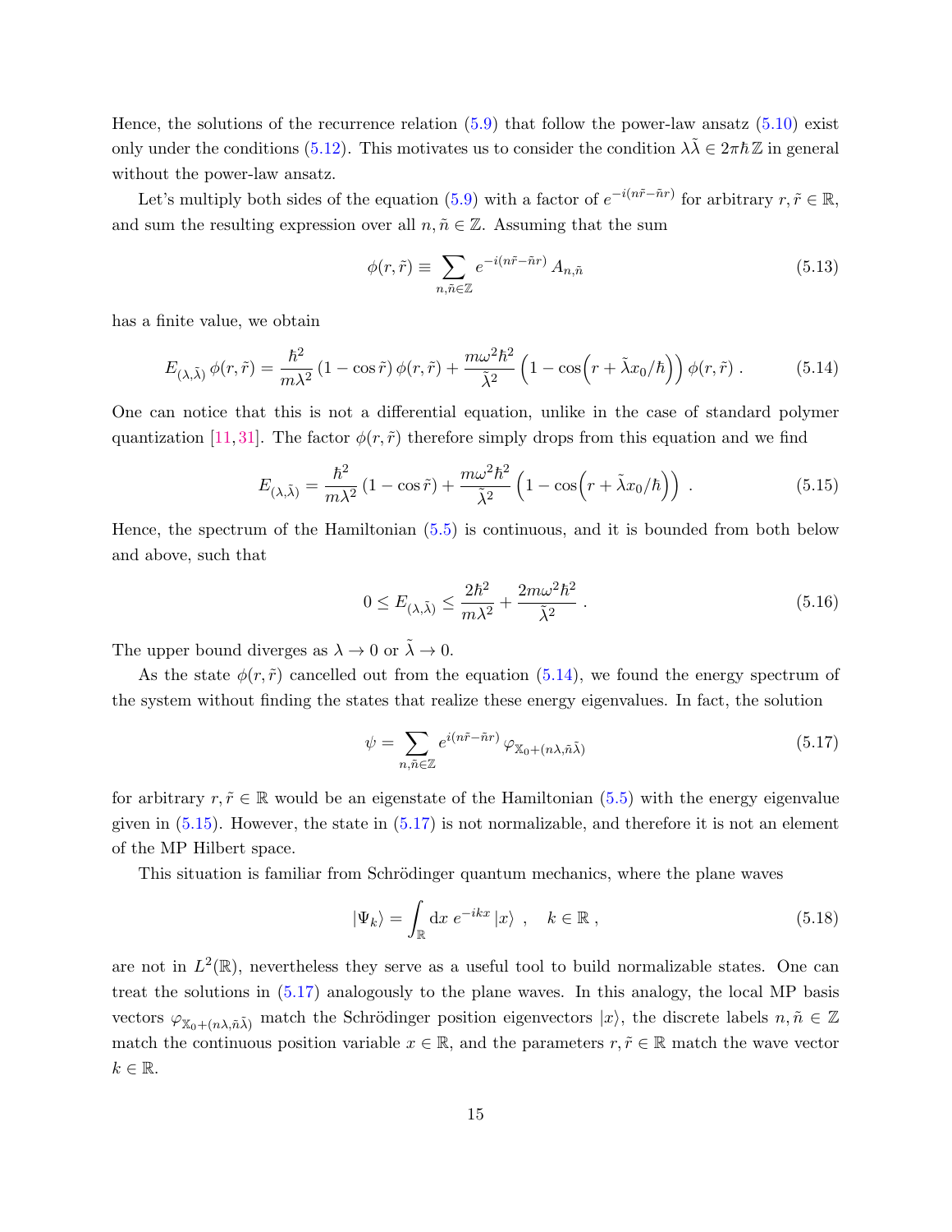Hence, the solutions of the recurrence relation (5.9) that follow the power-law ansatz (5.10) exist only under the conditions (5.12). This motivates us to consider the condition $\lambda\tilde{\lambda} \in 2\pi\hbar\,\mathbb{Z}$ in general without the power-law ansatz.

Let's multiply both sides of the equation (5.9) with a factor of $e^{-i(n\tilde{r}-\tilde{n}r)}$ for arbitrary $r, \tilde{r} \in \mathbb{R}$, and sum the resulting expression over all $n, \tilde{n} \in \mathbb{Z}$. Assuming that the sum

$$\phi(r,\tilde{r}) \equiv \sum_{n,\tilde{n}\in\mathbb{Z}} e^{-i(n\tilde{r}-\tilde{n}r)}\, A_{n,\tilde{n}} \tag{5.13}$$

has a finite value, we obtain

$$E_{(\lambda,\tilde{\lambda})}\,\phi(r,\tilde{r}) = \frac{\hbar^2}{m\lambda^2}\,(1-\cos\tilde{r})\,\phi(r,\tilde{r}) + \frac{m\omega^2\hbar^2}{\tilde{\lambda}^2}\left(1-\cos\!\left(r+\tilde{\lambda}x_0/\hbar\right)\right)\phi(r,\tilde{r})\,. \tag{5.14}$$

One can notice that this is not a differential equation, unlike in the case of standard polymer quantization [11, 31]. The factor $\phi(r,\tilde{r})$ therefore simply drops from this equation and we find

$$E_{(\lambda,\tilde{\lambda})} = \frac{\hbar^2}{m\lambda^2}\,(1-\cos\tilde{r}) + \frac{m\omega^2\hbar^2}{\tilde{\lambda}^2}\left(1-\cos\!\left(r+\tilde{\lambda}x_0/\hbar\right)\right)\,. \tag{5.15}$$

Hence, the spectrum of the Hamiltonian (5.5) is continuous, and it is bounded from both below and above, such that

$$0 \le E_{(\lambda,\tilde{\lambda})} \le \frac{2\hbar^2}{m\lambda^2} + \frac{2m\omega^2\hbar^2}{\tilde{\lambda}^2}\,. \tag{5.16}$$

The upper bound diverges as $\lambda \to 0$ or $\tilde{\lambda} \to 0$.

As the state $\phi(r,\tilde{r})$ cancelled out from the equation (5.14), we found the energy spectrum of the system without finding the states that realize these energy eigenvalues. In fact, the solution

$$\psi = \sum_{n,\tilde{n}\in\mathbb{Z}} e^{i(n\tilde{r}-\tilde{n}r)}\,\varphi_{\mathbb{X}_0+(n\lambda,\tilde{n}\tilde{\lambda})} \tag{5.17}$$

for arbitrary $r, \tilde{r} \in \mathbb{R}$ would be an eigenstate of the Hamiltonian (5.5) with the energy eigenvalue given in (5.15). However, the state in (5.17) is not normalizable, and therefore it is not an element of the MP Hilbert space.

This situation is familiar from Schrödinger quantum mechanics, where the plane waves

$$|\Psi_k\rangle = \int_{\mathbb{R}} \mathrm{d}x\; e^{-ikx}\,|x\rangle\ ,\quad k \in \mathbb{R}\,, \tag{5.18}$$

are not in $L^2(\mathbb{R})$, nevertheless they serve as a useful tool to build normalizable states. One can treat the solutions in (5.17) analogously to the plane waves. In this analogy, the local MP basis vectors $\varphi_{\mathbb{X}_0+(n\lambda,\tilde{n}\tilde{\lambda})}$ match the Schrödinger position eigenvectors $|x\rangle$, the discrete labels $n, \tilde{n} \in \mathbb{Z}$ match the continuous position variable $x \in \mathbb{R}$, and the parameters $r, \tilde{r} \in \mathbb{R}$ match the wave vector $k \in \mathbb{R}$.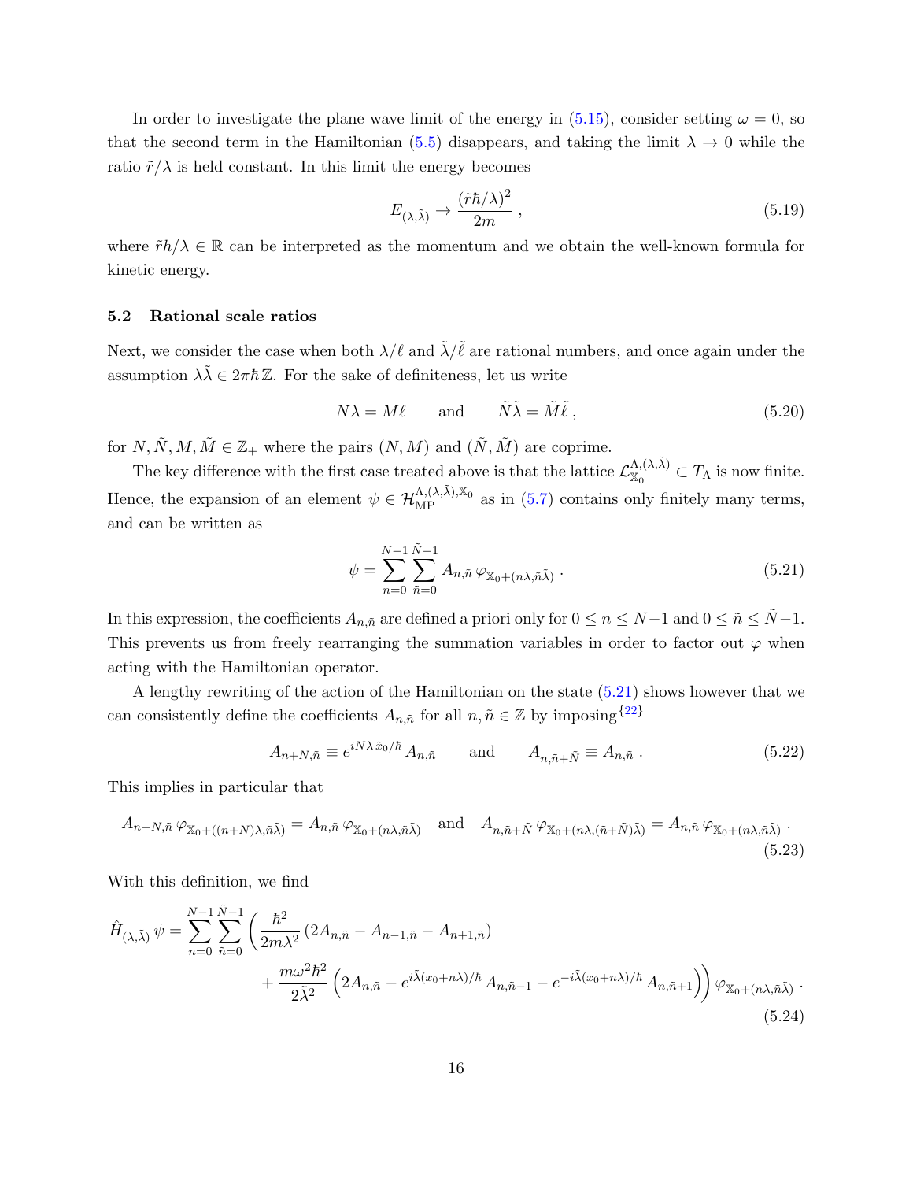In order to investigate the plane wave limit of the energy in (5.15), consider setting $\omega = 0$, so that the second term in the Hamiltonian (5.5) disappears, and taking the limit $\lambda \to 0$ while the ratio $\tilde{r}/\lambda$ is held constant. In this limit the energy becomes

$$E_{(\lambda,\tilde{\lambda})} \to \frac{(\tilde{r}\hbar/\lambda)^2}{2m} , \tag{5.19}$$

where $\tilde{r}\hbar/\lambda \in \mathbb{R}$ can be interpreted as the momentum and we obtain the well-known formula for kinetic energy.

### 5.2 Rational scale ratios

Next, we consider the case when both $\lambda/\ell$ and $\tilde{\lambda}/\tilde{\ell}$ are rational numbers, and once again under the assumption $\lambda\tilde{\lambda} \in 2\pi\hbar\mathbb{Z}$. For the sake of definiteness, let us write

$$N\lambda = M\ell \qquad \text{and} \qquad \tilde{N}\tilde{\lambda} = \tilde{M}\tilde{\ell} , \tag{5.20}$$

for $N, \tilde{N}, M, \tilde{M} \in \mathbb{Z}_+$ where the pairs $(N, M)$ and $(\tilde{N}, \tilde{M})$ are coprime.

The key difference with the first case treated above is that the lattice $\mathcal{L}^{\Lambda,(\lambda,\tilde{\lambda})}_{\mathbb{X}_0} \subset T_\Lambda$ is now finite. Hence, the expansion of an element $\psi \in \mathcal{H}^{\Lambda,(\lambda,\tilde{\lambda}),\mathbb{X}_0}_{\text{MP}}$ as in (5.7) contains only finitely many terms, and can be written as

$$\psi = \sum_{n=0}^{N-1} \sum_{\tilde{n}=0}^{\tilde{N}-1} A_{n,\tilde{n}}\, \varphi_{\mathbb{X}_0+(n\lambda,\tilde{n}\tilde{\lambda})} . \tag{5.21}$$

In this expression, the coefficients $A_{n,\tilde{n}}$ are defined a priori only for $0 \le n \le N-1$ and $0 \le \tilde{n} \le \tilde{N}-1$. This prevents us from freely rearranging the summation variables in order to factor out $\varphi$ when acting with the Hamiltonian operator.

A lengthy rewriting of the action of the Hamiltonian on the state (5.21) shows however that we can consistently define the coefficients $A_{n,\tilde{n}}$ for all $n, \tilde{n} \in \mathbb{Z}$ by imposing[22]

$$A_{n+N,\tilde{n}} \equiv e^{iN\lambda\,\tilde{x}_0/\hbar} A_{n,\tilde{n}} \qquad \text{and} \qquad A_{n,\tilde{n}+\tilde{N}} \equiv A_{n,\tilde{n}} . \tag{5.22}$$

This implies in particular that

$$A_{n+N,\tilde{n}}\, \varphi_{\mathbb{X}_0+((n+N)\lambda,\tilde{n}\tilde{\lambda})} = A_{n,\tilde{n}}\, \varphi_{\mathbb{X}_0+(n\lambda,\tilde{n}\tilde{\lambda})} \quad \text{and} \quad A_{n,\tilde{n}+\tilde{N}}\, \varphi_{\mathbb{X}_0+(n\lambda,(\tilde{n}+\tilde{N})\tilde{\lambda})} = A_{n,\tilde{n}}\, \varphi_{\mathbb{X}_0+(n\lambda,\tilde{n}\tilde{\lambda})} . \tag{5.23}$$

With this definition, we find

$$\begin{aligned}\hat{H}_{(\lambda,\tilde{\lambda})}\,\psi = \sum_{n=0}^{N-1}\sum_{\tilde{n}=0}^{\tilde{N}-1} \Bigg( &\frac{\hbar^2}{2m\lambda^2}\left(2A_{n,\tilde{n}} - A_{n-1,\tilde{n}} - A_{n+1,\tilde{n}}\right) \\ &+ \frac{m\omega^2\hbar^2}{2\tilde{\lambda}^2}\left(2A_{n,\tilde{n}} - e^{i\tilde{\lambda}(x_0+n\lambda)/\hbar}A_{n,\tilde{n}-1} - e^{-i\tilde{\lambda}(x_0+n\lambda)/\hbar}A_{n,\tilde{n}+1}\right)\Bigg)\varphi_{\mathbb{X}_0+(n\lambda,\tilde{n}\tilde{\lambda})} .\end{aligned} \tag{5.24}$$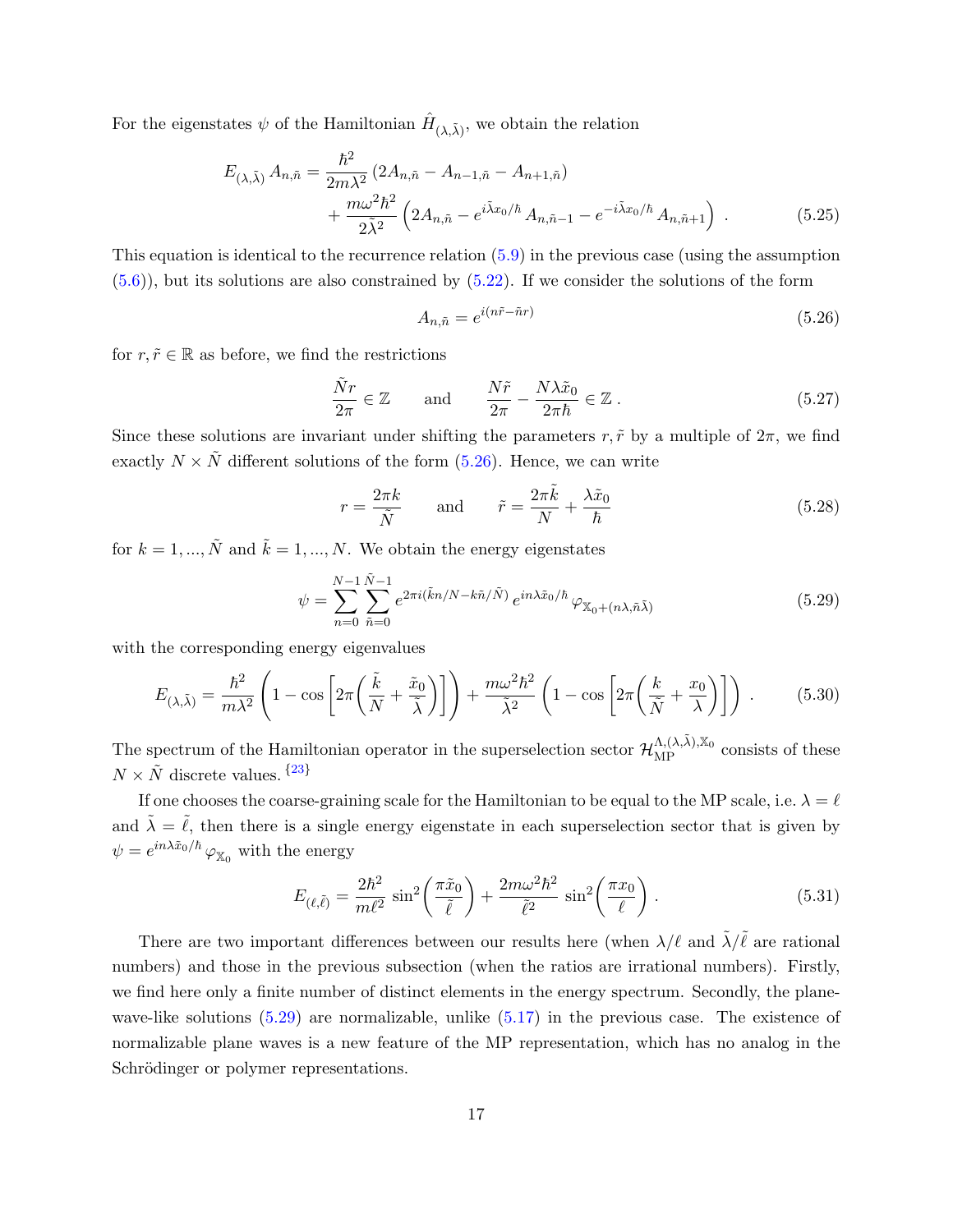For the eigenstates $\psi$ of the Hamiltonian $\hat{H}_{(\lambda,\tilde{\lambda})}$, we obtain the relation

$$
\begin{aligned}
E_{(\lambda,\tilde{\lambda})}\, A_{n,\tilde{n}} = &\frac{\hbar^2}{2m\lambda^2}\left(2A_{n,\tilde{n}} - A_{n-1,\tilde{n}} - A_{n+1,\tilde{n}}\right) \\
&+ \frac{m\omega^2\hbar^2}{2\tilde{\lambda}^2}\left(2A_{n,\tilde{n}} - e^{i\tilde{\lambda}x_0/\hbar}\, A_{n,\tilde{n}-1} - e^{-i\tilde{\lambda}x_0/\hbar}\, A_{n,\tilde{n}+1}\right) \, .
\end{aligned}
\tag{5.25}
$$

This equation is identical to the recurrence relation (5.9) in the previous case (using the assumption (5.6)), but its solutions are also constrained by (5.22). If we consider the solutions of the form

$$
A_{n,\tilde{n}} = e^{i(n\tilde{r} - \tilde{n}r)} \tag{5.26}
$$

for $r, \tilde{r} \in \mathbb{R}$ as before, we find the restrictions

$$
\frac{\tilde{N}r}{2\pi} \in \mathbb{Z} \qquad \text{and} \qquad \frac{N\tilde{r}}{2\pi} - \frac{N\lambda\tilde{x}_0}{2\pi\hbar} \in \mathbb{Z} \, . \tag{5.27}
$$

Since these solutions are invariant under shifting the parameters $r, \tilde{r}$ by a multiple of $2\pi$, we find exactly $N \times \tilde{N}$ different solutions of the form (5.26). Hence, we can write

$$
r = \frac{2\pi k}{\tilde{N}} \qquad \text{and} \qquad \tilde{r} = \frac{2\pi\tilde{k}}{N} + \frac{\lambda\tilde{x}_0}{\hbar} \tag{5.28}
$$

for $k = 1, ..., \tilde{N}$ and $\tilde{k} = 1, ..., N$. We obtain the energy eigenstates

$$
\psi = \sum_{n=0}^{N-1}\sum_{\tilde{n}=0}^{\tilde{N}-1} e^{2\pi i(\tilde{k}n/N - k\tilde{n}/\tilde{N})}\, e^{in\lambda\tilde{x}_0/\hbar}\, \varphi_{\mathbb{X}_0 + (n\lambda, \tilde{n}\tilde{\lambda})} \tag{5.29}
$$

with the corresponding energy eigenvalues

$$
E_{(\lambda,\tilde{\lambda})} = \frac{\hbar^2}{m\lambda^2}\left(1 - \cos\left[2\pi\left(\frac{\tilde{k}}{N} + \frac{\tilde{x}_0}{\tilde{\lambda}}\right)\right]\right) + \frac{m\omega^2\hbar^2}{\tilde{\lambda}^2}\left(1 - \cos\left[2\pi\left(\frac{k}{\tilde{N}} + \frac{x_0}{\lambda}\right)\right]\right) \, . \tag{5.30}
$$

The spectrum of the Hamiltonian operator in the superselection sector $\mathcal{H}_{\text{MP}}^{\Lambda,(\lambda,\tilde{\lambda}),\mathbb{X}_0}$ consists of these $N \times \tilde{N}$ discrete values. [23]

If one chooses the coarse-graining scale for the Hamiltonian to be equal to the MP scale, i.e. $\lambda = \ell$ and $\tilde{\lambda} = \tilde{\ell}$, then there is a single energy eigenstate in each superselection sector that is given by $\psi = e^{in\lambda\tilde{x}_0/\hbar}\, \varphi_{\mathbb{X}_0}$ with the energy

$$
E_{(\ell,\tilde{\ell})} = \frac{2\hbar^2}{m\ell^2}\,\sin^2\!\left(\frac{\pi\tilde{x}_0}{\tilde{\ell}}\right) + \frac{2m\omega^2\hbar^2}{\tilde{\ell}^2}\,\sin^2\!\left(\frac{\pi x_0}{\ell}\right) . \tag{5.31}
$$

There are two important differences between our results here (when $\lambda/\ell$ and $\tilde{\lambda}/\tilde{\ell}$ are rational numbers) and those in the previous subsection (when the ratios are irrational numbers). Firstly, we find here only a finite number of distinct elements in the energy spectrum. Secondly, the plane-wave-like solutions (5.29) are normalizable, unlike (5.17) in the previous case. The existence of normalizable plane waves is a new feature of the MP representation, which has no analog in the Schrödinger or polymer representations.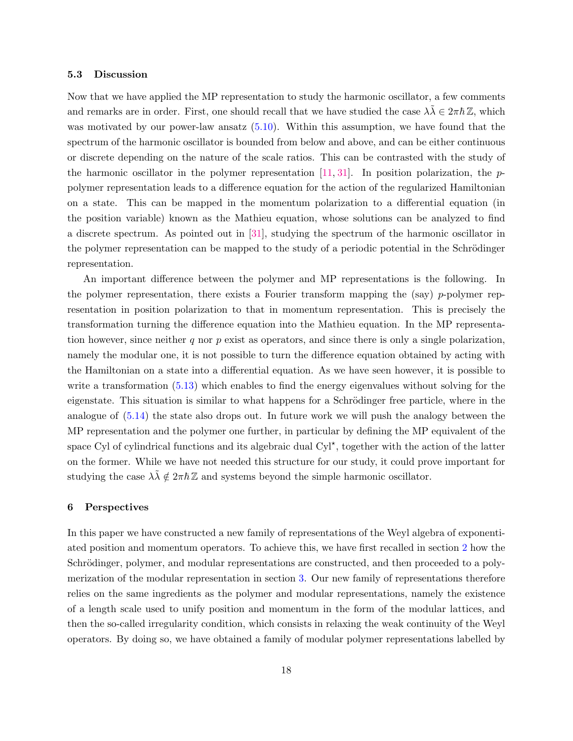### 5.3 Discussion

Now that we have applied the MP representation to study the harmonic oscillator, a few comments and remarks are in order. First, one should recall that we have studied the case $\lambda\tilde{\lambda} \in 2\pi\hbar\mathbb{Z}$, which was motivated by our power-law ansatz (5.10). Within this assumption, we have found that the spectrum of the harmonic oscillator is bounded from below and above, and can be either continuous or discrete depending on the nature of the scale ratios. This can be contrasted with the study of the harmonic oscillator in the polymer representation [11, 31]. In position polarization, the $p$-polymer representation leads to a difference equation for the action of the regularized Hamiltonian on a state. This can be mapped in the momentum polarization to a differential equation (in the position variable) known as the Mathieu equation, whose solutions can be analyzed to find a discrete spectrum. As pointed out in [31], studying the spectrum of the harmonic oscillator in the polymer representation can be mapped to the study of a periodic potential in the Schrödinger representation.

An important difference between the polymer and MP representations is the following. In the polymer representation, there exists a Fourier transform mapping the (say) $p$-polymer representation in position polarization to that in momentum representation. This is precisely the transformation turning the difference equation into the Mathieu equation. In the MP representation however, since neither $q$ nor $p$ exist as operators, and since there is only a single polarization, namely the modular one, it is not possible to turn the difference equation obtained by acting with the Hamiltonian on a state into a differential equation. As we have seen however, it is possible to write a transformation (5.13) which enables to find the energy eigenvalues without solving for the eigenstate. This situation is similar to what happens for a Schrödinger free particle, where in the analogue of (5.14) the state also drops out. In future work we will push the analogy between the MP representation and the polymer one further, in particular by defining the MP equivalent of the space Cyl of cylindrical functions and its algebraic dual $\text{Cyl}^\star$, together with the action of the latter on the former. While we have not needed this structure for our study, it could prove important for studying the case $\lambda\tilde{\lambda} \notin 2\pi\hbar\mathbb{Z}$ and systems beyond the simple harmonic oscillator.

## 6 Perspectives

In this paper we have constructed a new family of representations of the Weyl algebra of exponentiated position and momentum operators. To achieve this, we have first recalled in section 2 how the Schrödinger, polymer, and modular representations are constructed, and then proceeded to a polymerization of the modular representation in section 3. Our new family of representations therefore relies on the same ingredients as the polymer and modular representations, namely the existence of a length scale used to unify position and momentum in the form of the modular lattices, and then the so-called irregularity condition, which consists in relaxing the weak continuity of the Weyl operators. By doing so, we have obtained a family of modular polymer representations labelled by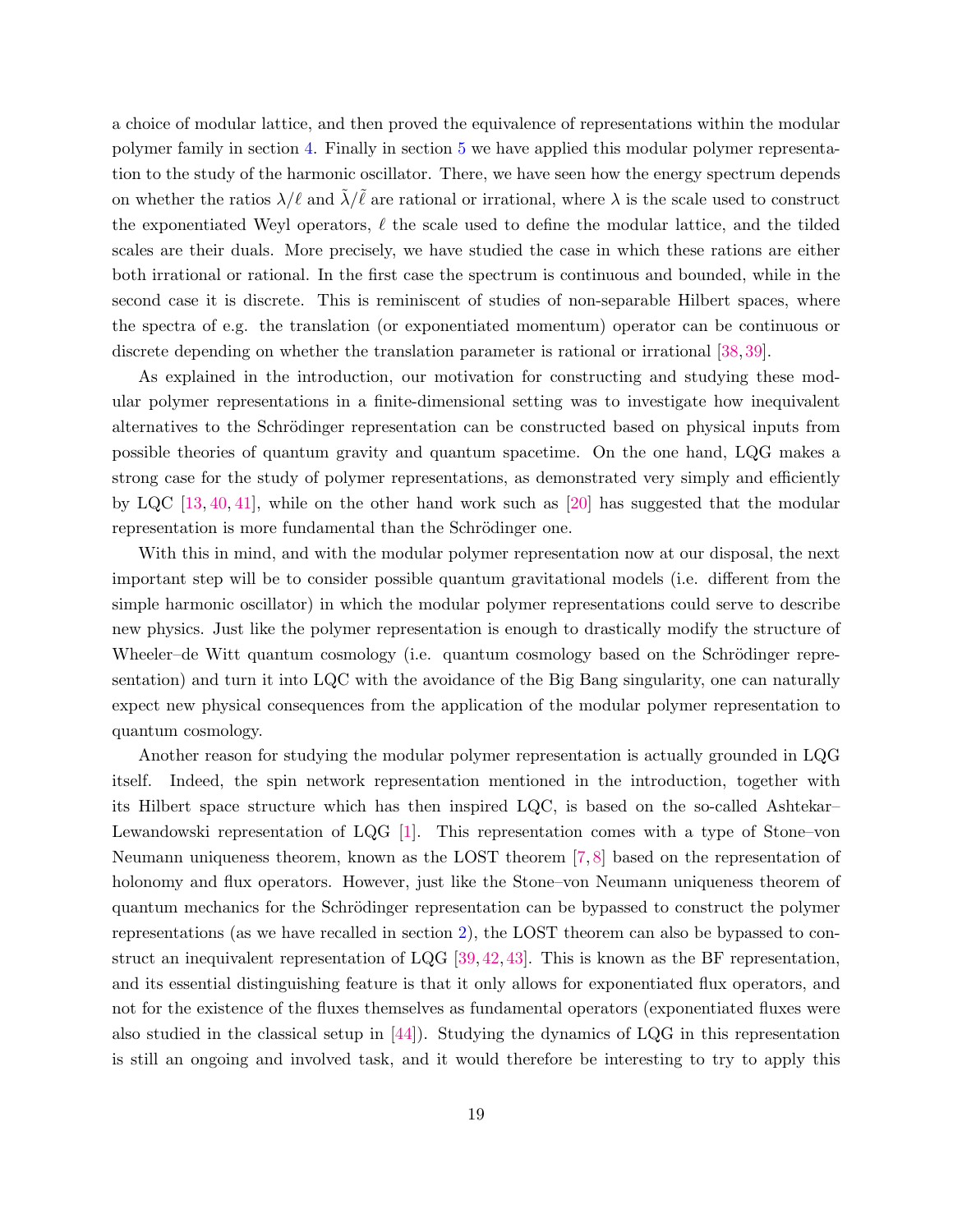a choice of modular lattice, and then proved the equivalence of representations within the modular polymer family in section 4. Finally in section 5 we have applied this modular polymer representation to the study of the harmonic oscillator. There, we have seen how the energy spectrum depends on whether the ratios $\lambda/\ell$ and $\tilde{\lambda}/\tilde{\ell}$ are rational or irrational, where $\lambda$ is the scale used to construct the exponentiated Weyl operators, $\ell$ the scale used to define the modular lattice, and the tilded scales are their duals. More precisely, we have studied the case in which these rations are either both irrational or rational. In the first case the spectrum is continuous and bounded, while in the second case it is discrete. This is reminiscent of studies of non-separable Hilbert spaces, where the spectra of e.g. the translation (or exponentiated momentum) operator can be continuous or discrete depending on whether the translation parameter is rational or irrational [38, 39].

As explained in the introduction, our motivation for constructing and studying these modular polymer representations in a finite-dimensional setting was to investigate how inequivalent alternatives to the Schrödinger representation can be constructed based on physical inputs from possible theories of quantum gravity and quantum spacetime. On the one hand, LQG makes a strong case for the study of polymer representations, as demonstrated very simply and efficiently by LQC [13, 40, 41], while on the other hand work such as [20] has suggested that the modular representation is more fundamental than the Schrödinger one.

With this in mind, and with the modular polymer representation now at our disposal, the next important step will be to consider possible quantum gravitational models (i.e. different from the simple harmonic oscillator) in which the modular polymer representations could serve to describe new physics. Just like the polymer representation is enough to drastically modify the structure of Wheeler–de Witt quantum cosmology (i.e. quantum cosmology based on the Schrödinger representation) and turn it into LQC with the avoidance of the Big Bang singularity, one can naturally expect new physical consequences from the application of the modular polymer representation to quantum cosmology.

Another reason for studying the modular polymer representation is actually grounded in LQG itself. Indeed, the spin network representation mentioned in the introduction, together with its Hilbert space structure which has then inspired LQC, is based on the so-called Ashtekar–Lewandowski representation of LQG [1]. This representation comes with a type of Stone–von Neumann uniqueness theorem, known as the LOST theorem [7, 8] based on the representation of holonomy and flux operators. However, just like the Stone–von Neumann uniqueness theorem of quantum mechanics for the Schrödinger representation can be bypassed to construct the polymer representations (as we have recalled in section 2), the LOST theorem can also be bypassed to construct an inequivalent representation of LQG [39, 42, 43]. This is known as the BF representation, and its essential distinguishing feature is that it only allows for exponentiated flux operators, and not for the existence of the fluxes themselves as fundamental operators (exponentiated fluxes were also studied in the classical setup in [44]). Studying the dynamics of LQG in this representation is still an ongoing and involved task, and it would therefore be interesting to try to apply this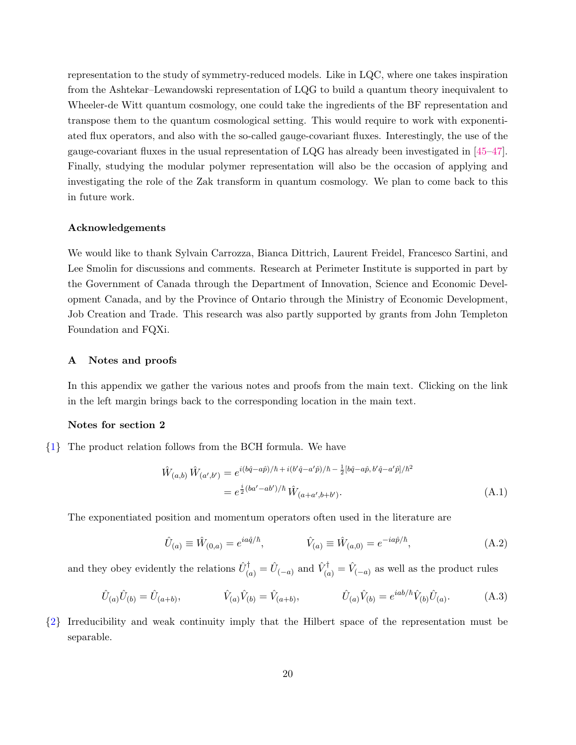representation to the study of symmetry-reduced models. Like in LQC, where one takes inspiration from the Ashtekar–Lewandowski representation of LQG to build a quantum theory inequivalent to Wheeler-de Witt quantum cosmology, one could take the ingredients of the BF representation and transpose them to the quantum cosmological setting. This would require to work with exponentiated flux operators, and also with the so-called gauge-covariant fluxes. Interestingly, the use of the gauge-covariant fluxes in the usual representation of LQG has already been investigated in [45–47]. Finally, studying the modular polymer representation will also be the occasion of applying and investigating the role of the Zak transform in quantum cosmology. We plan to come back to this in future work.

### Acknowledgements

We would like to thank Sylvain Carrozza, Bianca Dittrich, Laurent Freidel, Francesco Sartini, and Lee Smolin for discussions and comments. Research at Perimeter Institute is supported in part by the Government of Canada through the Department of Innovation, Science and Economic Development Canada, and by the Province of Ontario through the Ministry of Economic Development, Job Creation and Trade. This research was also partly supported by grants from John Templeton Foundation and FQXi.

## A Notes and proofs

In this appendix we gather the various notes and proofs from the main text. Clicking on the link in the left margin brings back to the corresponding location in the main text.

### Notes for section 2

{1} The product relation follows from the BCH formula. We have

$$\begin{aligned}\hat{W}_{(a,b)}\,\hat{W}_{(a',b')} &= e^{i(b\hat{q}-a\hat{p})/\hbar+i(b'\hat{q}-a'\hat{p})/\hbar-\frac{1}{2}[b\hat{q}-a\hat{p},b'\hat{q}-a'\hat{p}]/\hbar^2}\\ &= e^{\frac{i}{2}(ba'-ab')/\hbar}\,\hat{W}_{(a+a',b+b')}.\end{aligned} \tag{A.1}$$

The exponentiated position and momentum operators often used in the literature are

$$\hat{U}_{(a)}\equiv\hat{W}_{(0,a)}=e^{ia\hat{q}/\hbar}, \qquad \hat{V}_{(a)}\equiv\hat{W}_{(a,0)}=e^{-ia\hat{p}/\hbar}, \tag{A.2}$$

and they obey evidently the relations $\hat{U}^\dagger_{(a)}=\hat{U}_{(-a)}$ and $\hat{V}^\dagger_{(a)}=\hat{V}_{(-a)}$ as well as the product rules

$$\hat{U}_{(a)}\hat{U}_{(b)}=\hat{U}_{(a+b)}, \qquad \hat{V}_{(a)}\hat{V}_{(b)}=\hat{V}_{(a+b)}, \qquad \hat{U}_{(a)}\hat{V}_{(b)}=e^{iab/\hbar}\hat{V}_{(b)}\hat{U}_{(a)}. \tag{A.3}$$

{2} Irreducibility and weak continuity imply that the Hilbert space of the representation must be separable.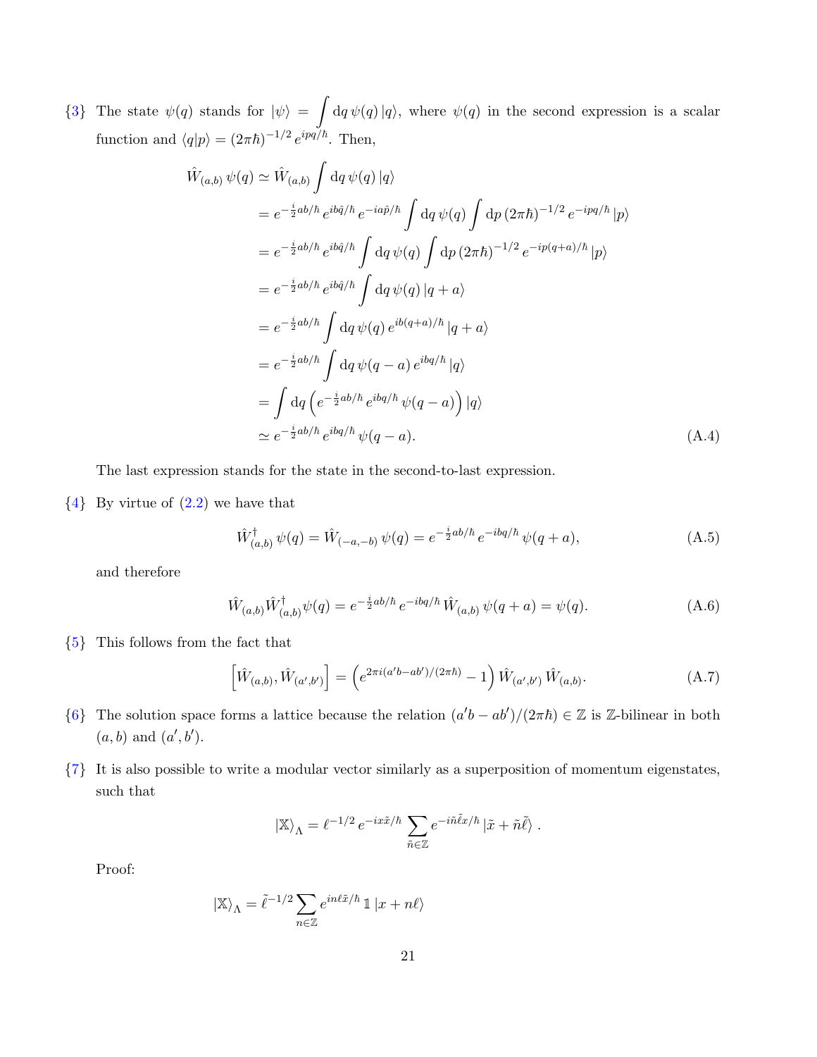{3} The state $\psi(q)$ stands for $|\psi\rangle = \int \mathrm{d}q\, \psi(q)\, |q\rangle$, where $\psi(q)$ in the second expression is a scalar function and $\langle q|p\rangle = (2\pi\hbar)^{-1/2}\, e^{ipq/\hbar}$. Then,

$$
\begin{aligned}
\hat{W}_{(a,b)}\, \psi(q) &\simeq \hat{W}_{(a,b)} \int \mathrm{d}q\, \psi(q)\, |q\rangle \\
&= e^{-\frac{i}{2}ab/\hbar}\, e^{ib\hat{q}/\hbar}\, e^{-ia\hat{p}/\hbar} \int \mathrm{d}q\, \psi(q) \int \mathrm{d}p\, (2\pi\hbar)^{-1/2}\, e^{-ipq/\hbar}\, |p\rangle \\
&= e^{-\frac{i}{2}ab/\hbar}\, e^{ib\hat{q}/\hbar} \int \mathrm{d}q\, \psi(q) \int \mathrm{d}p\, (2\pi\hbar)^{-1/2}\, e^{-ip(q+a)/\hbar}\, |p\rangle \\
&= e^{-\frac{i}{2}ab/\hbar}\, e^{ib\hat{q}/\hbar} \int \mathrm{d}q\, \psi(q)\, |q+a\rangle \\
&= e^{-\frac{i}{2}ab/\hbar} \int \mathrm{d}q\, \psi(q)\, e^{ib(q+a)/\hbar}\, |q+a\rangle \\
&= e^{-\frac{i}{2}ab/\hbar} \int \mathrm{d}q\, \psi(q-a)\, e^{ibq/\hbar}\, |q\rangle \\
&= \int \mathrm{d}q \left( e^{-\frac{i}{2}ab/\hbar}\, e^{ibq/\hbar}\, \psi(q-a) \right) |q\rangle \\
&\simeq e^{-\frac{i}{2}ab/\hbar}\, e^{ibq/\hbar}\, \psi(q-a).
\end{aligned}
\tag{A.4}
$$

The last expression stands for the state in the second-to-last expression.

{4} By virtue of (2.2) we have that

$$
\hat{W}^{\dagger}_{(a,b)}\, \psi(q) = \hat{W}_{(-a,-b)}\, \psi(q) = e^{-\frac{i}{2}ab/\hbar}\, e^{-ibq/\hbar}\, \psi(q+a),
\tag{A.5}
$$

and therefore

$$
\hat{W}_{(a,b)} \hat{W}^{\dagger}_{(a,b)} \psi(q) = e^{-\frac{i}{2}ab/\hbar}\, e^{-ibq/\hbar}\, \hat{W}_{(a,b)}\, \psi(q+a) = \psi(q).
\tag{A.6}
$$

{5} This follows from the fact that

$$
\left[ \hat{W}_{(a,b)}, \hat{W}_{(a',b')} \right] = \left( e^{2\pi i (a'b - ab')/(2\pi\hbar)} - 1 \right) \hat{W}_{(a',b')}\, \hat{W}_{(a,b)}.
\tag{A.7}
$$

{6} The solution space forms a lattice because the relation $(a'b - ab')/(2\pi\hbar) \in \mathbb{Z}$ is $\mathbb{Z}$-bilinear in both $(a,b)$ and $(a',b')$.

{7} It is also possible to write a modular vector similarly as a superposition of momentum eigenstates, such that

$$
|\mathbb{X}\rangle_{\Lambda} = \ell^{-1/2}\, e^{-ix\tilde{x}/\hbar} \sum_{\tilde{n}\in\mathbb{Z}} e^{-i\tilde{n}\tilde{\ell}x/\hbar}\, |\tilde{x} + \tilde{n}\tilde{\ell}\rangle\, .
$$

Proof:

$$
|\mathbb{X}\rangle_{\Lambda} = \tilde{\ell}^{-1/2} \sum_{n\in\mathbb{Z}} e^{in\ell\tilde{x}/\hbar}\, \mathbb{1}\, |x + n\ell\rangle
$$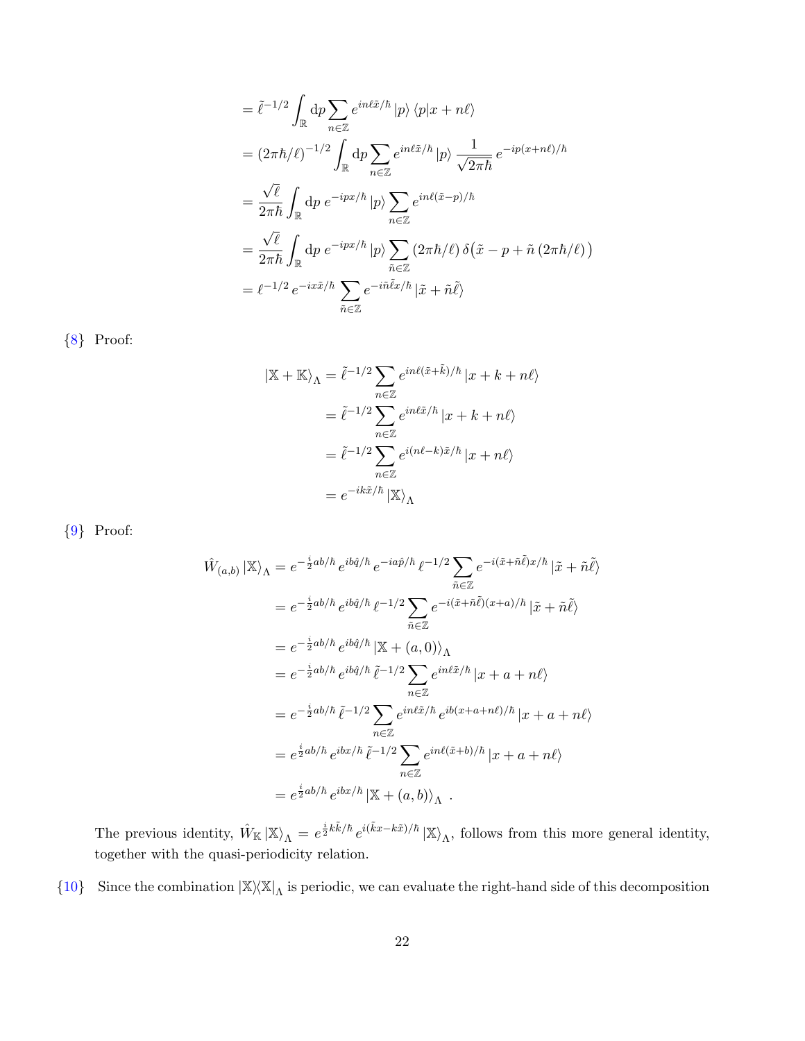$$
\begin{aligned}
&= \tilde{\ell}^{-1/2} \int_{\mathbb{R}} \mathrm{d}p \sum_{n\in\mathbb{Z}} e^{in\ell\tilde{x}/\hbar} \left|p\right\rangle \left\langle p|x+n\ell\right\rangle \\
&= (2\pi\hbar/\ell)^{-1/2} \int_{\mathbb{R}} \mathrm{d}p \sum_{n\in\mathbb{Z}} e^{in\ell\tilde{x}/\hbar} \left|p\right\rangle \frac{1}{\sqrt{2\pi\hbar}}\, e^{-ip(x+n\ell)/\hbar} \\
&= \frac{\sqrt{\ell}}{2\pi\hbar} \int_{\mathbb{R}} \mathrm{d}p\; e^{-ipx/\hbar} \left|p\right\rangle \sum_{n\in\mathbb{Z}} e^{in\ell(\tilde{x}-p)/\hbar} \\
&= \frac{\sqrt{\ell}}{2\pi\hbar} \int_{\mathbb{R}} \mathrm{d}p\; e^{-ipx/\hbar} \left|p\right\rangle \sum_{\tilde{n}\in\mathbb{Z}} (2\pi\hbar/\ell)\, \delta\big(\tilde{x}-p+\tilde{n}\,(2\pi\hbar/\ell)\big) \\
&= \ell^{-1/2}\, e^{-ix\tilde{x}/\hbar} \sum_{\tilde{n}\in\mathbb{Z}} e^{-i\tilde{n}\tilde{\ell}x/\hbar} \left|\tilde{x}+\tilde{n}\tilde{\ell}\right\rangle
\end{aligned}
$$

{8} Proof:

$$
\begin{aligned}
\left|\mathbb{X}+\mathbb{K}\right\rangle_\Lambda &= \tilde{\ell}^{-1/2} \sum_{n\in\mathbb{Z}} e^{in\ell(\tilde{x}+\tilde{k})/\hbar} \left|x+k+n\ell\right\rangle \\
&= \tilde{\ell}^{-1/2} \sum_{n\in\mathbb{Z}} e^{in\ell\tilde{x}/\hbar} \left|x+k+n\ell\right\rangle \\
&= \tilde{\ell}^{-1/2} \sum_{n\in\mathbb{Z}} e^{i(n\ell-k)\tilde{x}/\hbar} \left|x+n\ell\right\rangle \\
&= e^{-ik\tilde{x}/\hbar} \left|\mathbb{X}\right\rangle_\Lambda
\end{aligned}
$$

{9} Proof:

$$
\begin{aligned}
\hat{W}_{(a,b)} \left|\mathbb{X}\right\rangle_\Lambda &= e^{-\frac{i}{2}ab/\hbar}\, e^{ib\hat{q}/\hbar}\, e^{-ia\hat{p}/\hbar}\, \ell^{-1/2} \sum_{\tilde{n}\in\mathbb{Z}} e^{-i(\tilde{x}+\tilde{n}\tilde{\ell})x/\hbar} \left|\tilde{x}+\tilde{n}\tilde{\ell}\right\rangle \\
&= e^{-\frac{i}{2}ab/\hbar}\, e^{ib\hat{q}/\hbar}\, \ell^{-1/2} \sum_{\tilde{n}\in\mathbb{Z}} e^{-i(\tilde{x}+\tilde{n}\tilde{\ell})(x+a)/\hbar} \left|\tilde{x}+\tilde{n}\tilde{\ell}\right\rangle \\
&= e^{-\frac{i}{2}ab/\hbar}\, e^{ib\hat{q}/\hbar} \left|\mathbb{X}+(a,0)\right\rangle_\Lambda \\
&= e^{-\frac{i}{2}ab/\hbar}\, e^{ib\hat{q}/\hbar}\, \tilde{\ell}^{-1/2} \sum_{n\in\mathbb{Z}} e^{in\ell\tilde{x}/\hbar} \left|x+a+n\ell\right\rangle \\
&= e^{-\frac{i}{2}ab/\hbar}\, \tilde{\ell}^{-1/2} \sum_{n\in\mathbb{Z}} e^{in\ell\tilde{x}/\hbar}\, e^{ib(x+a+n\ell)/\hbar} \left|x+a+n\ell\right\rangle \\
&= e^{\frac{i}{2}ab/\hbar}\, e^{ibx/\hbar}\, \tilde{\ell}^{-1/2} \sum_{n\in\mathbb{Z}} e^{in\ell(\tilde{x}+b)/\hbar} \left|x+a+n\ell\right\rangle \\
&= e^{\frac{i}{2}ab/\hbar}\, e^{ibx/\hbar} \left|\mathbb{X}+(a,b)\right\rangle_\Lambda \ .
\end{aligned}
$$

The previous identity, $\hat{W}_{\mathbb{K}} \left|\mathbb{X}\right\rangle_\Lambda = e^{\frac{i}{2}k\tilde{k}/\hbar}\, e^{i(\tilde{k}x-k\tilde{x})/\hbar} \left|\mathbb{X}\right\rangle_\Lambda$, follows from this more general identity, together with the quasi-periodicity relation.

{10} Since the combination $\left|\mathbb{X}\right\rangle\!\left\langle\mathbb{X}\right|_\Lambda$ is periodic, we can evaluate the right-hand side of this decomposition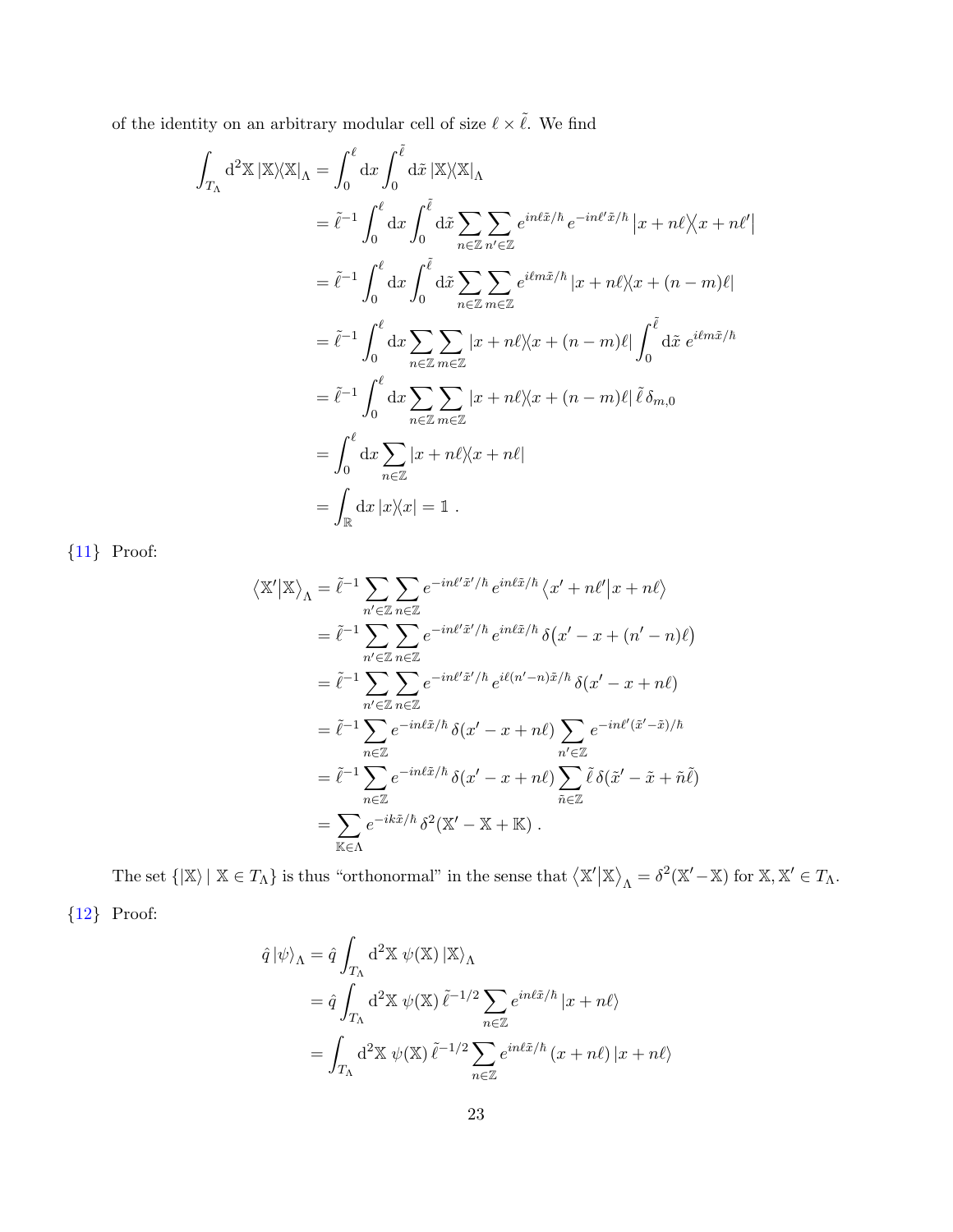of the identity on an arbitrary modular cell of size $\ell \times \tilde{\ell}$. We find

$$
\begin{aligned}
\int_{T_\Lambda} \mathrm{d}^2\mathbb{X}\, |\mathbb{X}\rangle\!\langle\mathbb{X}|_\Lambda &= \int_0^\ell \mathrm{d}x \int_0^{\tilde{\ell}} \mathrm{d}\tilde{x}\, |\mathbb{X}\rangle\!\langle\mathbb{X}|_\Lambda \\
&= \tilde{\ell}^{-1} \int_0^\ell \mathrm{d}x \int_0^{\tilde{\ell}} \mathrm{d}\tilde{x} \sum_{n\in\mathbb{Z}} \sum_{n'\in\mathbb{Z}} e^{in\ell\tilde{x}/\hbar}\, e^{-in'\ell\tilde{x}/\hbar} \big|x+n\ell\big\rangle\!\big\langle x+n\ell'\big| \\
&= \tilde{\ell}^{-1} \int_0^\ell \mathrm{d}x \int_0^{\tilde{\ell}} \mathrm{d}\tilde{x} \sum_{n\in\mathbb{Z}} \sum_{m\in\mathbb{Z}} e^{i\ell m\tilde{x}/\hbar}\, |x+n\ell\rangle\!\langle x+(n-m)\ell| \\
&= \tilde{\ell}^{-1} \int_0^\ell \mathrm{d}x \sum_{n\in\mathbb{Z}} \sum_{m\in\mathbb{Z}} |x+n\ell\rangle\!\langle x+(n-m)\ell| \int_0^{\tilde{\ell}} \mathrm{d}\tilde{x}\; e^{i\ell m\tilde{x}/\hbar} \\
&= \tilde{\ell}^{-1} \int_0^\ell \mathrm{d}x \sum_{n\in\mathbb{Z}} \sum_{m\in\mathbb{Z}} |x+n\ell\rangle\!\langle x+(n-m)\ell|\, \tilde{\ell}\, \delta_{m,0} \\
&= \int_0^\ell \mathrm{d}x \sum_{n\in\mathbb{Z}} |x+n\ell\rangle\!\langle x+n\ell| \\
&= \int_{\mathbb{R}} \mathrm{d}x\, |x\rangle\!\langle x| = \mathbb{1}\ .
\end{aligned}
$$

{11} Proof:

$$
\begin{aligned}
\big\langle \mathbb{X}' \big| \mathbb{X} \big\rangle_\Lambda &= \tilde{\ell}^{-1} \sum_{n'\in\mathbb{Z}} \sum_{n\in\mathbb{Z}} e^{-in'\ell\tilde{x}'/\hbar}\, e^{in\ell\tilde{x}/\hbar} \big\langle x'+n'\ell \big| x+n\ell \big\rangle \\
&= \tilde{\ell}^{-1} \sum_{n'\in\mathbb{Z}} \sum_{n\in\mathbb{Z}} e^{-in'\ell\tilde{x}'/\hbar}\, e^{in\ell\tilde{x}/\hbar}\, \delta\big(x'-x+(n'-n)\ell\big) \\
&= \tilde{\ell}^{-1} \sum_{n'\in\mathbb{Z}} \sum_{n\in\mathbb{Z}} e^{-in'\ell\tilde{x}'/\hbar}\, e^{i\ell(n'-n)\tilde{x}/\hbar}\, \delta(x'-x+n\ell) \\
&= \tilde{\ell}^{-1} \sum_{n\in\mathbb{Z}} e^{-in\ell\tilde{x}/\hbar}\, \delta(x'-x+n\ell) \sum_{n'\in\mathbb{Z}} e^{-in'\ell(\tilde{x}'-\tilde{x})/\hbar} \\
&= \tilde{\ell}^{-1} \sum_{n\in\mathbb{Z}} e^{-in\ell\tilde{x}/\hbar}\, \delta(x'-x+n\ell) \sum_{\tilde{n}\in\mathbb{Z}} \tilde{\ell}\, \delta(\tilde{x}'-\tilde{x}+\tilde{n}\tilde{\ell}) \\
&= \sum_{\mathbb{K}\in\Lambda} e^{-ik\tilde{x}/\hbar}\, \delta^2(\mathbb{X}'-\mathbb{X}+\mathbb{K})\ .
\end{aligned}
$$

The set $\{|\mathbb{X}\rangle \mid \mathbb{X}\in T_\Lambda\}$ is thus "orthonormal" in the sense that $\big\langle \mathbb{X}' \big| \mathbb{X} \big\rangle_\Lambda = \delta^2(\mathbb{X}'-\mathbb{X})$ for $\mathbb{X},\mathbb{X}'\in T_\Lambda$.

{12} Proof:

$$
\begin{aligned}
\hat{q}\, |\psi\rangle_\Lambda &= \hat{q} \int_{T_\Lambda} \mathrm{d}^2\mathbb{X}\; \psi(\mathbb{X})\, |\mathbb{X}\rangle_\Lambda \\
&= \hat{q} \int_{T_\Lambda} \mathrm{d}^2\mathbb{X}\; \psi(\mathbb{X})\, \tilde{\ell}^{-1/2} \sum_{n\in\mathbb{Z}} e^{in\ell\tilde{x}/\hbar}\, |x+n\ell\rangle \\
&= \int_{T_\Lambda} \mathrm{d}^2\mathbb{X}\; \psi(\mathbb{X})\, \tilde{\ell}^{-1/2} \sum_{n\in\mathbb{Z}} e^{in\ell\tilde{x}/\hbar}\, (x+n\ell)\, |x+n\ell\rangle
\end{aligned}
$$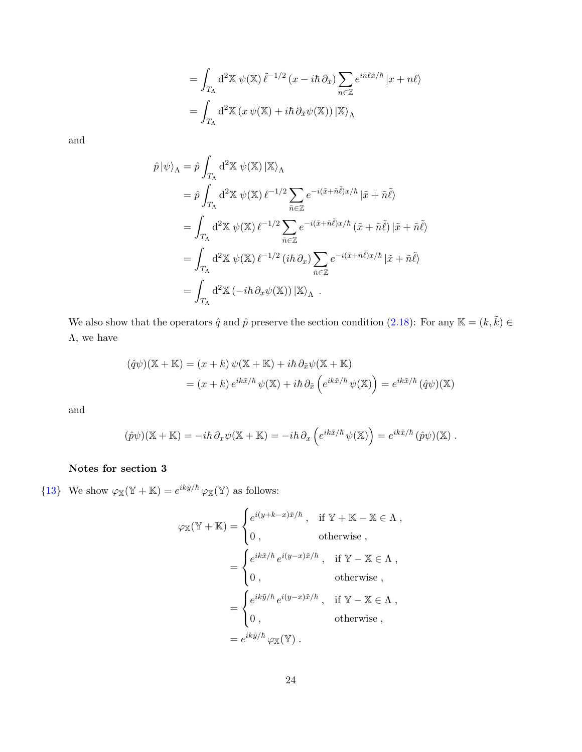$$
\begin{aligned}
&= \int_{T_\Lambda} \mathrm{d}^2\mathbb{X}\, \psi(\mathbb{X})\, \tilde{\ell}^{-1/2} \left(x - i\hbar\, \partial_{\tilde{x}}\right) \sum_{n\in\mathbb{Z}} e^{in\ell\tilde{x}/\hbar}\, |x + n\ell\rangle \\
&= \int_{T_\Lambda} \mathrm{d}^2\mathbb{X}\, \big(x\, \psi(\mathbb{X}) + i\hbar\, \partial_{\tilde{x}}\psi(\mathbb{X})\big)\, |\mathbb{X}\rangle_\Lambda
\end{aligned}
$$

and

$$
\begin{aligned}
\hat{p}\, |\psi\rangle_\Lambda &= \hat{p} \int_{T_\Lambda} \mathrm{d}^2\mathbb{X}\, \psi(\mathbb{X})\, |\mathbb{X}\rangle_\Lambda \\
&= \hat{p} \int_{T_\Lambda} \mathrm{d}^2\mathbb{X}\, \psi(\mathbb{X})\, \ell^{-1/2} \sum_{\tilde{n}\in\mathbb{Z}} e^{-i(\tilde{x}+\tilde{n}\tilde{\ell})x/\hbar}\, |\tilde{x} + \tilde{n}\tilde{\ell}\rangle \\
&= \int_{T_\Lambda} \mathrm{d}^2\mathbb{X}\, \psi(\mathbb{X})\, \ell^{-1/2} \sum_{\tilde{n}\in\mathbb{Z}} e^{-i(\tilde{x}+\tilde{n}\tilde{\ell})x/\hbar}\, (\tilde{x} + \tilde{n}\tilde{\ell})\, |\tilde{x} + \tilde{n}\tilde{\ell}\rangle \\
&= \int_{T_\Lambda} \mathrm{d}^2\mathbb{X}\, \psi(\mathbb{X})\, \ell^{-1/2}\, (i\hbar\, \partial_x) \sum_{\tilde{n}\in\mathbb{Z}} e^{-i(\tilde{x}+\tilde{n}\tilde{\ell})x/\hbar}\, |\tilde{x} + \tilde{n}\tilde{\ell}\rangle \\
&= \int_{T_\Lambda} \mathrm{d}^2\mathbb{X}\, \big(-i\hbar\, \partial_x\psi(\mathbb{X})\big)\, |\mathbb{X}\rangle_\Lambda \ .
\end{aligned}
$$

We also show that the operators $\hat{q}$ and $\hat{p}$ preserve the section condition (2.18): For any $\mathbb{K} = (k, \tilde{k}) \in \Lambda$, we have

$$
\begin{aligned}
(\hat{q}\psi)(\mathbb{X} + \mathbb{K}) &= (x + k)\, \psi(\mathbb{X} + \mathbb{K}) + i\hbar\, \partial_{\tilde{x}}\psi(\mathbb{X} + \mathbb{K}) \\
&= (x + k)\, e^{ik\tilde{x}/\hbar}\, \psi(\mathbb{X}) + i\hbar\, \partial_{\tilde{x}} \Big(e^{ik\tilde{x}/\hbar}\, \psi(\mathbb{X})\Big) = e^{ik\tilde{x}/\hbar}\, (\hat{q}\psi)(\mathbb{X})
\end{aligned}
$$

and

$$
(\hat{p}\psi)(\mathbb{X} + \mathbb{K}) = -i\hbar\, \partial_x\psi(\mathbb{X} + \mathbb{K}) = -i\hbar\, \partial_x \Big(e^{ik\tilde{x}/\hbar}\, \psi(\mathbb{X})\Big) = e^{ik\tilde{x}/\hbar}\, (\hat{p}\psi)(\mathbb{X}) \ .
$$

**Notes for section 3**

{13} We show $\varphi_{\mathbb{X}}(\mathbb{Y} + \mathbb{K}) = e^{ik\tilde{y}/\hbar}\, \varphi_{\mathbb{X}}(\mathbb{Y})$ as follows:

$$
\begin{aligned}
\varphi_{\mathbb{X}}(\mathbb{Y} + \mathbb{K}) &= \begin{cases} e^{i(y+k-x)\tilde{x}/\hbar}\ , & \text{if } \mathbb{Y} + \mathbb{K} - \mathbb{X} \in \Lambda\ , \\ 0\ , & \text{otherwise}\ , \end{cases} \\
&= \begin{cases} e^{ik\tilde{x}/\hbar}\, e^{i(y-x)\tilde{x}/\hbar}\ , & \text{if } \mathbb{Y} - \mathbb{X} \in \Lambda\ , \\ 0\ , & \text{otherwise}\ , \end{cases} \\
&= \begin{cases} e^{ik\tilde{y}/\hbar}\, e^{i(y-x)\tilde{x}/\hbar}\ , & \text{if } \mathbb{Y} - \mathbb{X} \in \Lambda\ , \\ 0\ , & \text{otherwise}\ , \end{cases} \\
&= e^{ik\tilde{y}/\hbar}\, \varphi_{\mathbb{X}}(\mathbb{Y})\ .
\end{aligned}
$$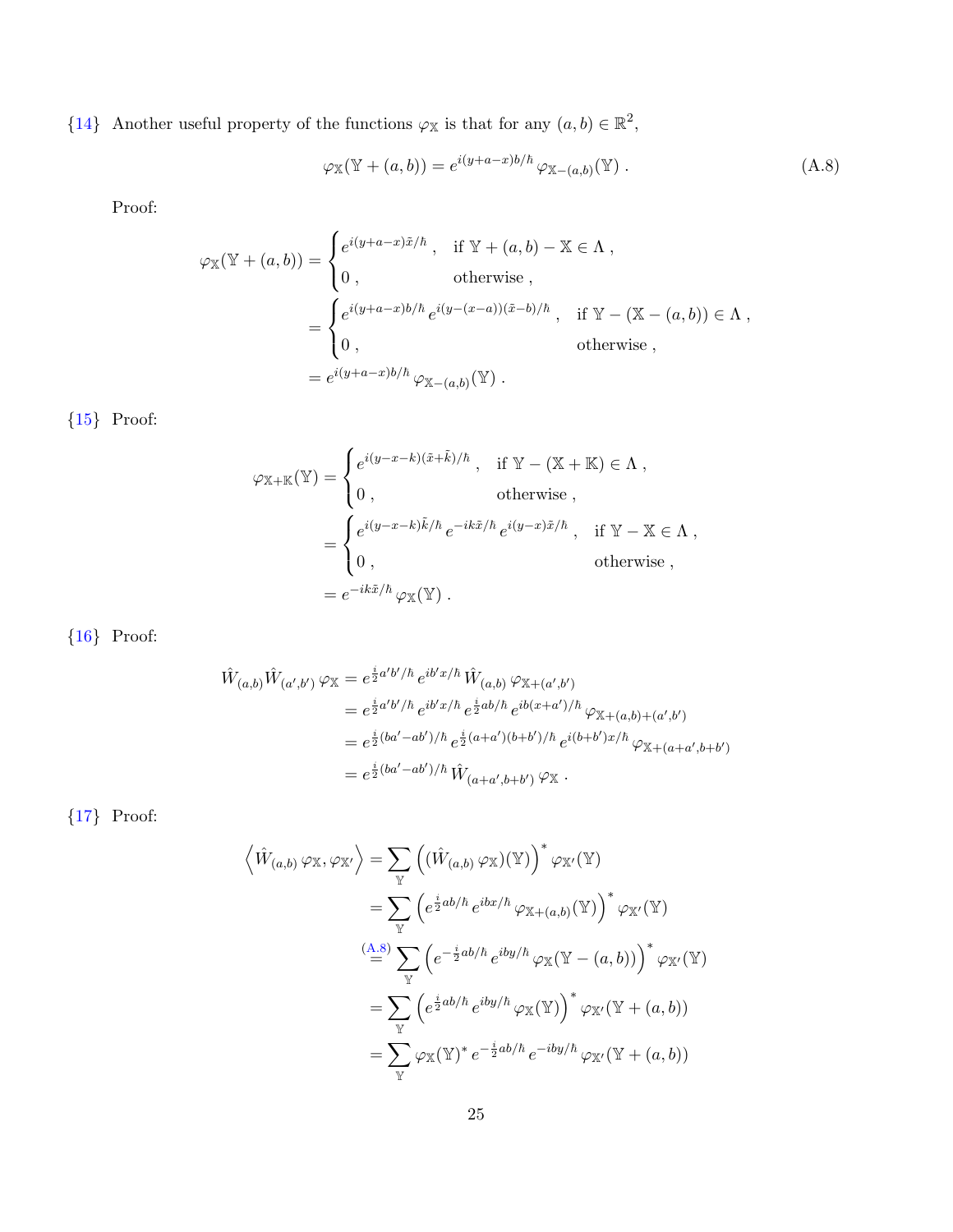{14} Another useful property of the functions $\varphi_{\mathbb{X}}$ is that for any $(a,b) \in \mathbb{R}^2$,

$$\varphi_{\mathbb{X}}(\mathbb{Y} + (a,b)) = e^{i(y+a-x)b/\hbar}\, \varphi_{\mathbb{X}-(a,b)}(\mathbb{Y}) \,. \tag{A.8}$$

Proof:

$$\begin{aligned}
\varphi_{\mathbb{X}}(\mathbb{Y} + (a,b)) &= \begin{cases} e^{i(y+a-x)\tilde{x}/\hbar} \,, & \text{if } \mathbb{Y} + (a,b) - \mathbb{X} \in \Lambda \,, \\ 0 \,, & \text{otherwise} \,, \end{cases} \\
&= \begin{cases} e^{i(y+a-x)b/\hbar}\, e^{i(y-(x-a))(\tilde{x}-b)/\hbar} \,, & \text{if } \mathbb{Y} - (\mathbb{X} - (a,b)) \in \Lambda \,, \\ 0 \,, & \text{otherwise} \,, \end{cases} \\
&= e^{i(y+a-x)b/\hbar}\, \varphi_{\mathbb{X}-(a,b)}(\mathbb{Y}) \,.
\end{aligned}$$

{15} Proof:

$$\begin{aligned}
\varphi_{\mathbb{X}+\mathbb{K}}(\mathbb{Y}) &= \begin{cases} e^{i(y-x-k)(\tilde{x}+\tilde{k})/\hbar} \,, & \text{if } \mathbb{Y} - (\mathbb{X} + \mathbb{K}) \in \Lambda \,, \\ 0 \,, & \text{otherwise} \,, \end{cases} \\
&= \begin{cases} e^{i(y-x-k)\tilde{k}/\hbar}\, e^{-ik\tilde{x}/\hbar}\, e^{i(y-x)\tilde{x}/\hbar} \,, & \text{if } \mathbb{Y} - \mathbb{X} \in \Lambda \,, \\ 0 \,, & \text{otherwise} \,, \end{cases} \\
&= e^{-ik\tilde{x}/\hbar}\, \varphi_{\mathbb{X}}(\mathbb{Y}) \,.
\end{aligned}$$

{16} Proof:

$$\begin{aligned}
\hat{W}_{(a,b)} \hat{W}_{(a',b')}\, \varphi_{\mathbb{X}} &= e^{\frac{i}{2}a'b'/\hbar}\, e^{ib'x/\hbar}\, \hat{W}_{(a,b)}\, \varphi_{\mathbb{X}+(a',b')} \\
&= e^{\frac{i}{2}a'b'/\hbar}\, e^{ib'x/\hbar}\, e^{\frac{i}{2}ab/\hbar}\, e^{ib(x+a')/\hbar}\, \varphi_{\mathbb{X}+(a,b)+(a',b')} \\
&= e^{\frac{i}{2}(ba'-ab')/\hbar}\, e^{\frac{i}{2}(a+a')(b+b')/\hbar}\, e^{i(b+b')x/\hbar}\, \varphi_{\mathbb{X}+(a+a',b+b')} \\
&= e^{\frac{i}{2}(ba'-ab')/\hbar}\, \hat{W}_{(a+a',b+b')}\, \varphi_{\mathbb{X}} \,.
\end{aligned}$$

{17} Proof:

$$\begin{aligned}
\left\langle \hat{W}_{(a,b)}\, \varphi_{\mathbb{X}}, \varphi_{\mathbb{X}'} \right\rangle &= \sum_{\mathbb{Y}} \left( (\hat{W}_{(a,b)}\, \varphi_{\mathbb{X}})(\mathbb{Y}) \right)^* \varphi_{\mathbb{X}'}(\mathbb{Y}) \\
&= \sum_{\mathbb{Y}} \left( e^{\frac{i}{2}ab/\hbar}\, e^{ibx/\hbar}\, \varphi_{\mathbb{X}+(a,b)}(\mathbb{Y}) \right)^* \varphi_{\mathbb{X}'}(\mathbb{Y}) \\
&\overset{\text{(A.8)}}{=} \sum_{\mathbb{Y}} \left( e^{-\frac{i}{2}ab/\hbar}\, e^{iby/\hbar}\, \varphi_{\mathbb{X}}(\mathbb{Y} - (a,b)) \right)^* \varphi_{\mathbb{X}'}(\mathbb{Y}) \\
&= \sum_{\mathbb{Y}} \left( e^{\frac{i}{2}ab/\hbar}\, e^{iby/\hbar}\, \varphi_{\mathbb{X}}(\mathbb{Y}) \right)^* \varphi_{\mathbb{X}'}(\mathbb{Y} + (a,b)) \\
&= \sum_{\mathbb{Y}} \varphi_{\mathbb{X}}(\mathbb{Y})^*\, e^{-\frac{i}{2}ab/\hbar}\, e^{-iby/\hbar}\, \varphi_{\mathbb{X}'}(\mathbb{Y} + (a,b))
\end{aligned}$$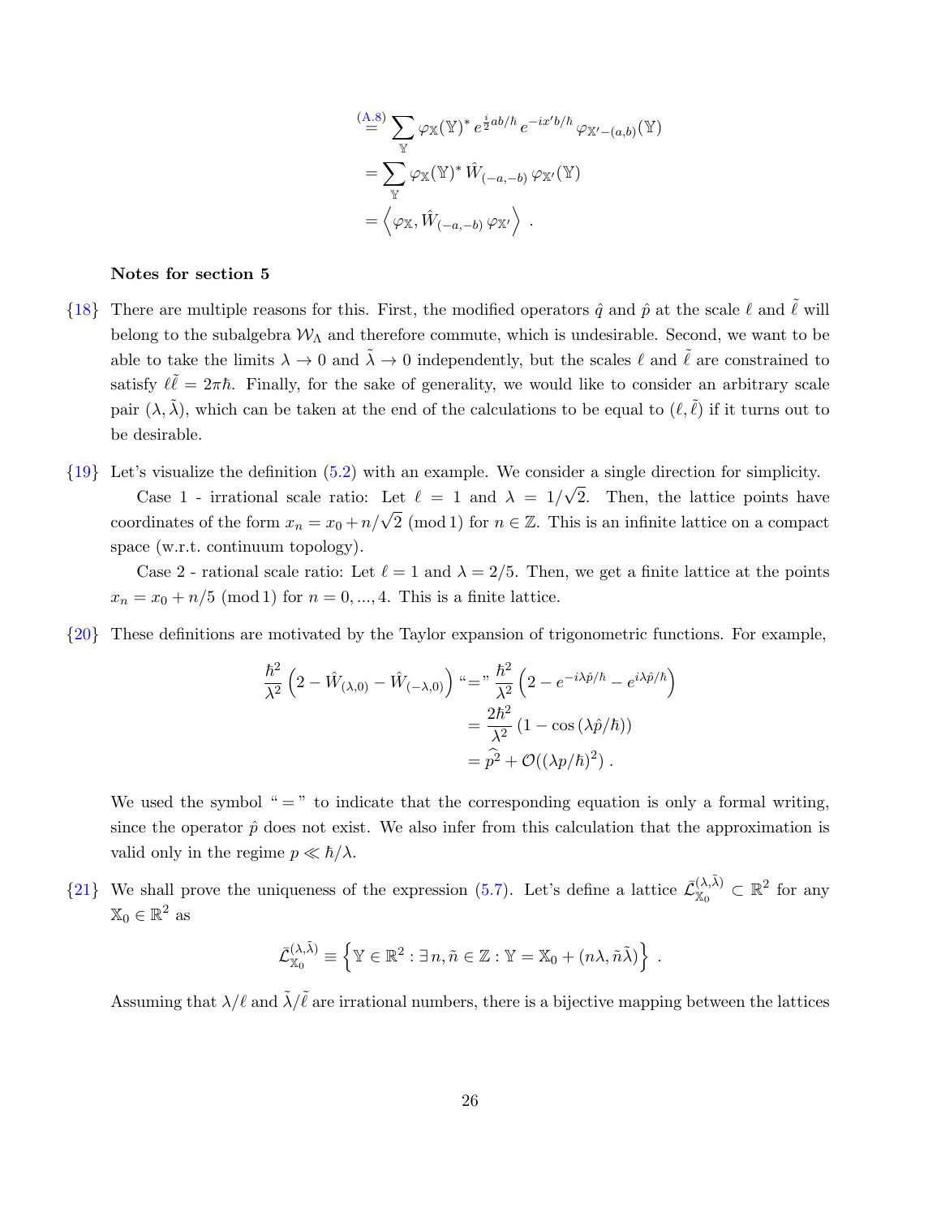$$
\begin{aligned}
&\overset{(A.8)}{=} \sum_{\mathbb{Y}} \varphi_{\mathbb{X}}(\mathbb{Y})^* \, e^{\frac{i}{2}ab/\hbar} \, e^{-ix'b/\hbar} \, \varphi_{\mathbb{X}'-(a,b)}(\mathbb{Y}) \\
&= \sum_{\mathbb{Y}} \varphi_{\mathbb{X}}(\mathbb{Y})^* \, \hat{W}_{(-a,-b)} \, \varphi_{\mathbb{X}'}(\mathbb{Y}) \\
&= \left\langle \varphi_{\mathbb{X}}, \hat{W}_{(-a,-b)} \, \varphi_{\mathbb{X}'} \right\rangle \, .
\end{aligned}
$$

**Notes for section 5**

{18} There are multiple reasons for this. First, the modified operators $\hat{q}$ and $\hat{p}$ at the scale $\ell$ and $\tilde{\ell}$ will belong to the subalgebra $\mathcal{W}_\Lambda$ and therefore commute, which is undesirable. Second, we want to be able to take the limits $\lambda \to 0$ and $\tilde{\lambda} \to 0$ independently, but the scales $\ell$ and $\tilde{\ell}$ are constrained to satisfy $\ell\tilde{\ell} = 2\pi\hbar$. Finally, for the sake of generality, we would like to consider an arbitrary scale pair $(\lambda, \tilde{\lambda})$, which can be taken at the end of the calculations to be equal to $(\ell, \tilde{\ell})$ if it turns out to be desirable.

{19} Let's visualize the definition (5.2) with an example. We consider a single direction for simplicity.

Case 1 - irrational scale ratio: Let $\ell = 1$ and $\lambda = 1/\sqrt{2}$. Then, the lattice points have coordinates of the form $x_n = x_0 + n/\sqrt{2} \pmod 1$ for $n \in \mathbb{Z}$. This is an infinite lattice on a compact space (w.r.t. continuum topology).

Case 2 - rational scale ratio: Let $\ell = 1$ and $\lambda = 2/5$. Then, we get a finite lattice at the points $x_n = x_0 + n/5 \pmod 1$ for $n = 0, ..., 4$. This is a finite lattice.

{20} These definitions are motivated by the Taylor expansion of trigonometric functions. For example,

$$
\begin{aligned}
\frac{\hbar^2}{\lambda^2}\left(2 - \hat{W}_{(\lambda,0)} - \hat{W}_{(-\lambda,0)}\right) &\text{``=''} \frac{\hbar^2}{\lambda^2}\left(2 - e^{-i\lambda\hat{p}/\hbar} - e^{i\lambda\hat{p}/\hbar}\right) \\
&= \frac{2\hbar^2}{\lambda^2}\left(1 - \cos\left(\lambda\hat{p}/\hbar\right)\right) \\
&= \widehat{p^2} + \mathcal{O}((\lambda p/\hbar)^2) \, .
\end{aligned}
$$

We used the symbol "=" to indicate that the corresponding equation is only a formal writing, since the operator $\hat{p}$ does not exist. We also infer from this calculation that the approximation is valid only in the regime $p \ll \hbar/\lambda$.

{21} We shall prove the uniqueness of the expression (5.7). Let's define a lattice $\bar{\mathcal{L}}_{\mathbb{X}_0}^{(\lambda,\tilde{\lambda})} \subset \mathbb{R}^2$ for any $\mathbb{X}_0 \in \mathbb{R}^2$ as

$$
\bar{\mathcal{L}}_{\mathbb{X}_0}^{(\lambda,\tilde{\lambda})} \equiv \left\{ \mathbb{Y} \in \mathbb{R}^2 : \exists \, n, \tilde{n} \in \mathbb{Z} : \mathbb{Y} = \mathbb{X}_0 + (n\lambda, \tilde{n}\tilde{\lambda}) \right\} \, .
$$

Assuming that $\lambda/\ell$ and $\tilde{\lambda}/\tilde{\ell}$ are irrational numbers, there is a bijective mapping between the lattices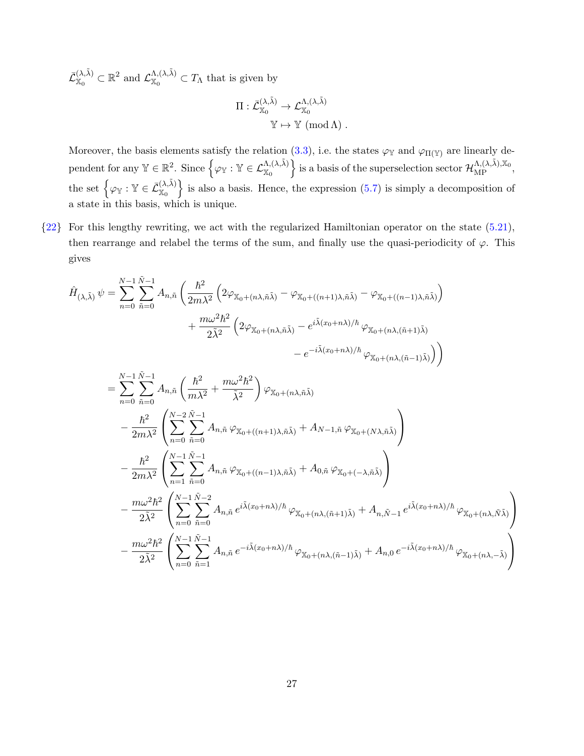$\bar{\mathcal{L}}_{\mathbb{X}_0}^{(\lambda,\tilde{\lambda})} \subset \mathbb{R}^2$ and $\mathcal{L}_{\mathbb{X}_0}^{\Lambda,(\lambda,\tilde{\lambda})} \subset T_\Lambda$ that is given by

$$
\begin{aligned}
\Pi : \bar{\mathcal{L}}_{\mathbb{X}_0}^{(\lambda,\tilde{\lambda})} &\to \mathcal{L}_{\mathbb{X}_0}^{\Lambda,(\lambda,\tilde{\lambda})} \\
\mathbb{Y} &\mapsto \mathbb{Y} \ (\mathrm{mod}\, \Lambda) \, .
\end{aligned}
$$

Moreover, the basis elements satisfy the relation (3.3), i.e. the states $\varphi_{\mathbb{Y}}$ and $\varphi_{\Pi(\mathbb{Y})}$ are linearly dependent for any $\mathbb{Y} \in \mathbb{R}^2$. Since $\left\{ \varphi_{\mathbb{Y}} : \mathbb{Y} \in \mathcal{L}_{\mathbb{X}_0}^{\Lambda,(\lambda,\tilde{\lambda})} \right\}$ is a basis of the superselection sector $\mathcal{H}_{\mathrm{MP}}^{\Lambda,(\lambda,\tilde{\lambda}),\mathbb{X}_0}$, the set $\left\{ \varphi_{\mathbb{Y}} : \mathbb{Y} \in \bar{\mathcal{L}}_{\mathbb{X}_0}^{(\lambda,\tilde{\lambda})} \right\}$ is also a basis. Hence, the expression (5.7) is simply a decomposition of a state in this basis, which is unique.

{22} For this lengthy rewriting, we act with the regularized Hamiltonian operator on the state (5.21), then rearrange and relabel the terms of the sum, and finally use the quasi-periodicity of $\varphi$. This gives

$$
\begin{aligned}
\hat{H}_{(\lambda,\tilde{\lambda})}\, \psi = \sum_{n=0}^{N-1} \sum_{\tilde{n}=0}^{\tilde{N}-1} A_{n,\tilde{n}} \Bigg( & \frac{\hbar^2}{2m\lambda^2} \left( 2\varphi_{\mathbb{X}_0+(n\lambda,\tilde{n}\tilde{\lambda})} - \varphi_{\mathbb{X}_0+((n+1)\lambda,\tilde{n}\tilde{\lambda})} - \varphi_{\mathbb{X}_0+((n-1)\lambda,\tilde{n}\tilde{\lambda})} \right) \\
& + \frac{m\omega^2\hbar^2}{2\tilde{\lambda}^2} \Big( 2\varphi_{\mathbb{X}_0+(n\lambda,\tilde{n}\tilde{\lambda})} - e^{i\tilde{\lambda}(x_0+n\lambda)/\hbar}\, \varphi_{\mathbb{X}_0+(n\lambda,(\tilde{n}+1)\tilde{\lambda})} \\
& \qquad - e^{-i\tilde{\lambda}(x_0+n\lambda)/\hbar}\, \varphi_{\mathbb{X}_0+(n\lambda,(\tilde{n}-1)\tilde{\lambda})} \Big) \Bigg) \\
= \sum_{n=0}^{N-1} \sum_{\tilde{n}=0}^{\tilde{N}-1} & A_{n,\tilde{n}} \left( \frac{\hbar^2}{m\lambda^2} + \frac{m\omega^2\hbar^2}{\tilde{\lambda}^2} \right) \varphi_{\mathbb{X}_0+(n\lambda,\tilde{n}\tilde{\lambda})} \\
& - \frac{\hbar^2}{2m\lambda^2} \left( \sum_{n=0}^{N-2} \sum_{\tilde{n}=0}^{\tilde{N}-1} A_{n,\tilde{n}}\, \varphi_{\mathbb{X}_0+((n+1)\lambda,\tilde{n}\tilde{\lambda})} + A_{N-1,\tilde{n}}\, \varphi_{\mathbb{X}_0+(N\lambda,\tilde{n}\tilde{\lambda})} \right) \\
& - \frac{\hbar^2}{2m\lambda^2} \left( \sum_{n=1}^{N-1} \sum_{\tilde{n}=0}^{\tilde{N}-1} A_{n,\tilde{n}}\, \varphi_{\mathbb{X}_0+((n-1)\lambda,\tilde{n}\tilde{\lambda})} + A_{0,\tilde{n}}\, \varphi_{\mathbb{X}_0+(-\lambda,\tilde{n}\tilde{\lambda})} \right) \\
& - \frac{m\omega^2\hbar^2}{2\tilde{\lambda}^2} \left( \sum_{n=0}^{N-1} \sum_{\tilde{n}=0}^{\tilde{N}-2} A_{n,\tilde{n}}\, e^{i\tilde{\lambda}(x_0+n\lambda)/\hbar}\, \varphi_{\mathbb{X}_0+(n\lambda,(\tilde{n}+1)\tilde{\lambda})} + A_{n,\tilde{N}-1}\, e^{i\tilde{\lambda}(x_0+n\lambda)/\hbar}\, \varphi_{\mathbb{X}_0+(n\lambda,\tilde{N}\tilde{\lambda})} \right) \\
& - \frac{m\omega^2\hbar^2}{2\tilde{\lambda}^2} \left( \sum_{n=0}^{N-1} \sum_{\tilde{n}=1}^{\tilde{N}-1} A_{n,\tilde{n}}\, e^{-i\tilde{\lambda}(x_0+n\lambda)/\hbar}\, \varphi_{\mathbb{X}_0+(n\lambda,(\tilde{n}-1)\tilde{\lambda})} + A_{n,0}\, e^{-i\tilde{\lambda}(x_0+n\lambda)/\hbar}\, \varphi_{\mathbb{X}_0+(n\lambda,-\tilde{\lambda})} \right)
\end{aligned}
$$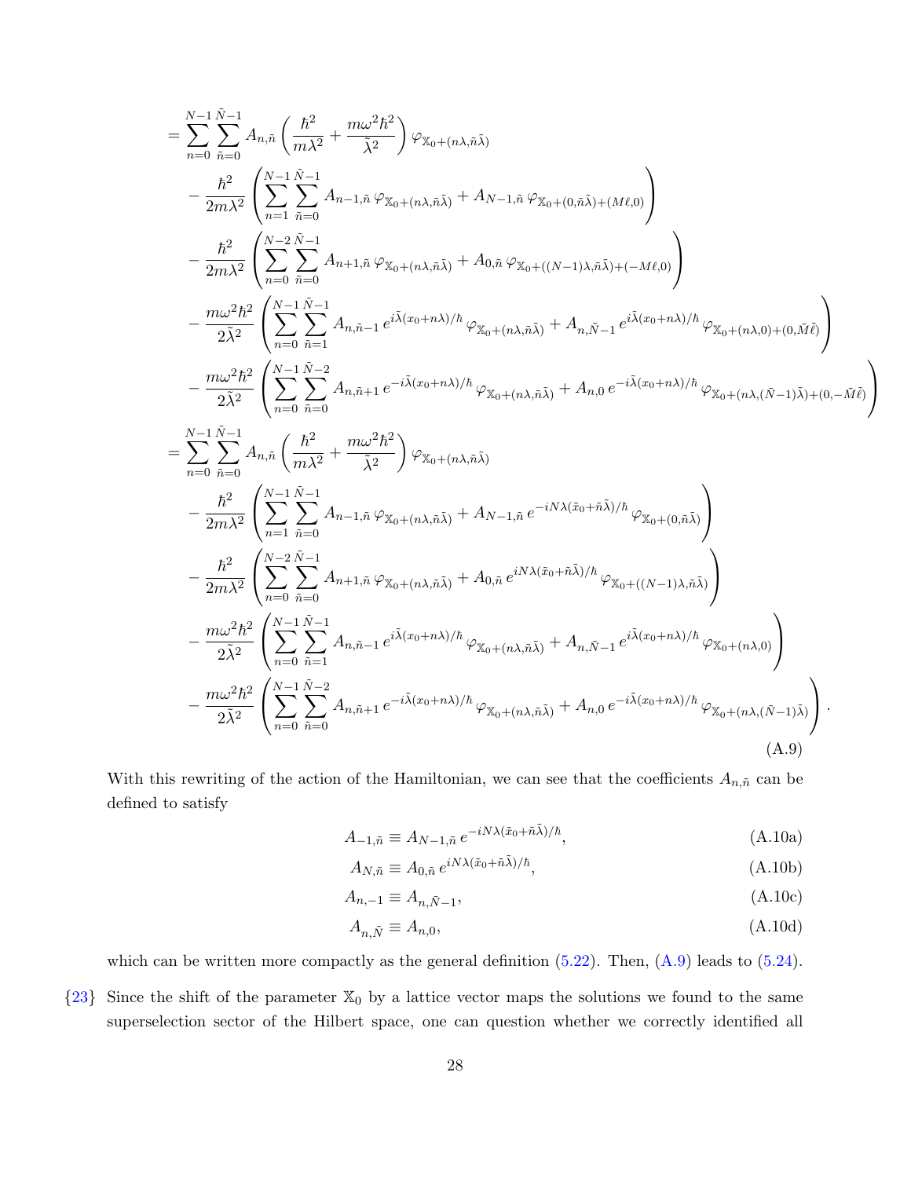$$
\begin{aligned}
&= \sum_{n=0}^{N-1}\sum_{\tilde{n}=0}^{\tilde{N}-1} A_{n,\tilde{n}} \left(\frac{\hbar^2}{m\lambda^2} + \frac{m\omega^2\hbar^2}{\tilde{\lambda}^2}\right) \varphi_{\mathbb{X}_0+(n\lambda,\tilde{n}\tilde{\lambda})} \\
&\quad - \frac{\hbar^2}{2m\lambda^2}\left(\sum_{n=1}^{N-1}\sum_{\tilde{n}=0}^{\tilde{N}-1} A_{n-1,\tilde{n}}\,\varphi_{\mathbb{X}_0+(n\lambda,\tilde{n}\tilde{\lambda})} + A_{N-1,\tilde{n}}\,\varphi_{\mathbb{X}_0+(0,\tilde{n}\tilde{\lambda})+(M\ell,0)}\right) \\
&\quad - \frac{\hbar^2}{2m\lambda^2}\left(\sum_{n=0}^{N-2}\sum_{\tilde{n}=0}^{\tilde{N}-1} A_{n+1,\tilde{n}}\,\varphi_{\mathbb{X}_0+(n\lambda,\tilde{n}\tilde{\lambda})} + A_{0,\tilde{n}}\,\varphi_{\mathbb{X}_0+((N-1)\lambda,\tilde{n}\tilde{\lambda})+(-M\ell,0)}\right) \\
&\quad - \frac{m\omega^2\hbar^2}{2\tilde{\lambda}^2}\left(\sum_{n=0}^{N-1}\sum_{\tilde{n}=1}^{\tilde{N}-1} A_{n,\tilde{n}-1}\,e^{i\tilde{\lambda}(x_0+n\lambda)/\hbar}\,\varphi_{\mathbb{X}_0+(n\lambda,\tilde{n}\tilde{\lambda})} + A_{n,\tilde{N}-1}\,e^{i\tilde{\lambda}(x_0+n\lambda)/\hbar}\,\varphi_{\mathbb{X}_0+(n\lambda,0)+(0,\tilde{M}\tilde{\ell})}\right) \\
&\quad - \frac{m\omega^2\hbar^2}{2\tilde{\lambda}^2}\left(\sum_{n=0}^{N-1}\sum_{\tilde{n}=0}^{\tilde{N}-2} A_{n,\tilde{n}+1}\,e^{-i\tilde{\lambda}(x_0+n\lambda)/\hbar}\,\varphi_{\mathbb{X}_0+(n\lambda,\tilde{n}\tilde{\lambda})} + A_{n,0}\,e^{-i\tilde{\lambda}(x_0+n\lambda)/\hbar}\,\varphi_{\mathbb{X}_0+(n\lambda,(\tilde{N}-1)\tilde{\lambda})+(0,-\tilde{M}\tilde{\ell})}\right) \\
&= \sum_{n=0}^{N-1}\sum_{\tilde{n}=0}^{\tilde{N}-1} A_{n,\tilde{n}} \left(\frac{\hbar^2}{m\lambda^2} + \frac{m\omega^2\hbar^2}{\tilde{\lambda}^2}\right) \varphi_{\mathbb{X}_0+(n\lambda,\tilde{n}\tilde{\lambda})} \\
&\quad - \frac{\hbar^2}{2m\lambda^2}\left(\sum_{n=1}^{N-1}\sum_{\tilde{n}=0}^{\tilde{N}-1} A_{n-1,\tilde{n}}\,\varphi_{\mathbb{X}_0+(n\lambda,\tilde{n}\tilde{\lambda})} + A_{N-1,\tilde{n}}\,e^{-iN\lambda(\tilde{x}_0+\tilde{n}\tilde{\lambda})/\hbar}\,\varphi_{\mathbb{X}_0+(0,\tilde{n}\tilde{\lambda})}\right) \\
&\quad - \frac{\hbar^2}{2m\lambda^2}\left(\sum_{n=0}^{N-2}\sum_{\tilde{n}=0}^{\tilde{N}-1} A_{n+1,\tilde{n}}\,\varphi_{\mathbb{X}_0+(n\lambda,\tilde{n}\tilde{\lambda})} + A_{0,\tilde{n}}\,e^{iN\lambda(\tilde{x}_0+\tilde{n}\tilde{\lambda})/\hbar}\,\varphi_{\mathbb{X}_0+((N-1)\lambda,\tilde{n}\tilde{\lambda})}\right) \\
&\quad - \frac{m\omega^2\hbar^2}{2\tilde{\lambda}^2}\left(\sum_{n=0}^{N-1}\sum_{\tilde{n}=1}^{\tilde{N}-1} A_{n,\tilde{n}-1}\,e^{i\tilde{\lambda}(x_0+n\lambda)/\hbar}\,\varphi_{\mathbb{X}_0+(n\lambda,\tilde{n}\tilde{\lambda})} + A_{n,\tilde{N}-1}\,e^{i\tilde{\lambda}(x_0+n\lambda)/\hbar}\,\varphi_{\mathbb{X}_0+(n\lambda,0)}\right) \\
&\quad - \frac{m\omega^2\hbar^2}{2\tilde{\lambda}^2}\left(\sum_{n=0}^{N-1}\sum_{\tilde{n}=0}^{\tilde{N}-2} A_{n,\tilde{n}+1}\,e^{-i\tilde{\lambda}(x_0+n\lambda)/\hbar}\,\varphi_{\mathbb{X}_0+(n\lambda,\tilde{n}\tilde{\lambda})} + A_{n,0}\,e^{-i\tilde{\lambda}(x_0+n\lambda)/\hbar}\,\varphi_{\mathbb{X}_0+(n\lambda,(\tilde{N}-1)\tilde{\lambda})}\right).
\end{aligned}
\tag{A.9}
$$

With this rewriting of the action of the Hamiltonian, we can see that the coefficients $A_{n,\tilde{n}}$ can be defined to satisfy

$$A_{-1,\tilde{n}} \equiv A_{N-1,\tilde{n}}\,e^{-iN\lambda(\tilde{x}_0+\tilde{n}\tilde{\lambda})/\hbar}, \tag{A.10a}$$

$$A_{N,\tilde{n}} \equiv A_{0,\tilde{n}}\,e^{iN\lambda(\tilde{x}_0+\tilde{n}\tilde{\lambda})/\hbar}, \tag{A.10b}$$

$$A_{n,-1} \equiv A_{n,\tilde{N}-1}, \tag{A.10c}$$

$$A_{n,\tilde{N}} \equiv A_{n,0}, \tag{A.10d}$$

which can be written more compactly as the general definition (5.22). Then, (A.9) leads to (5.24).

{23} Since the shift of the parameter $\mathbb{X}_0$ by a lattice vector maps the solutions we found to the same superselection sector of the Hilbert space, one can question whether we correctly identified all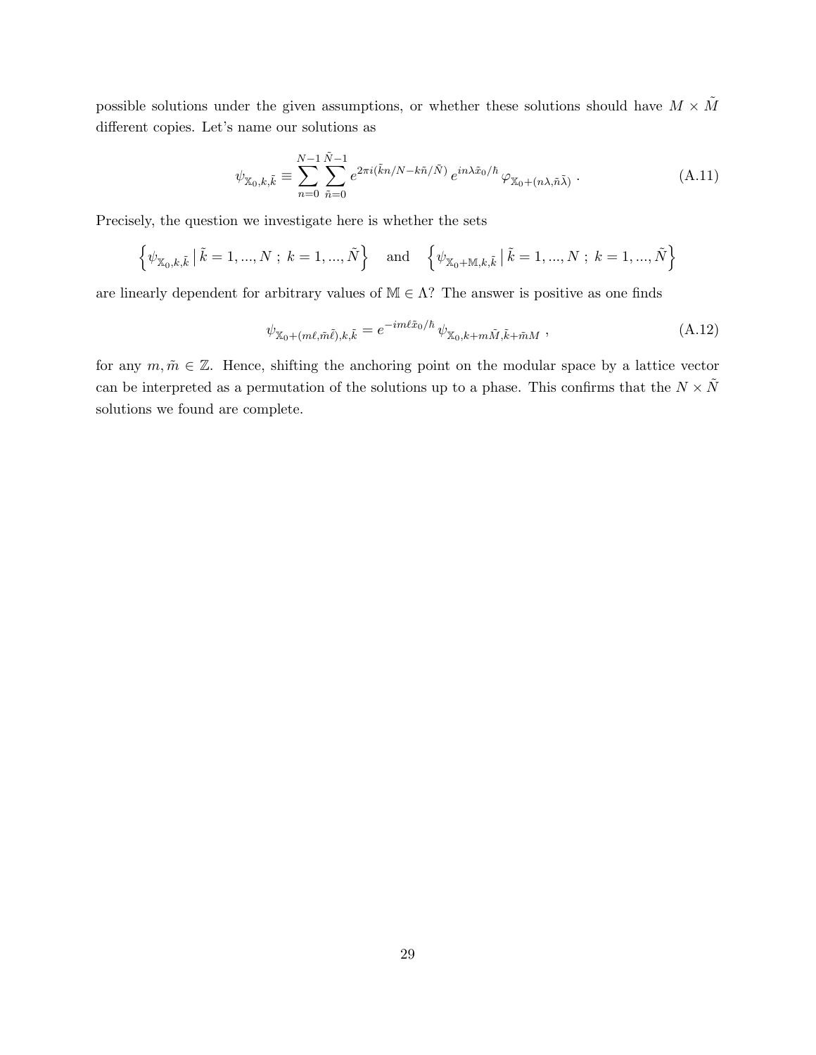possible solutions under the given assumptions, or whether these solutions should have $M \times \tilde{M}$ different copies. Let's name our solutions as

$$\psi_{\mathbb{X}_0,k,\tilde{k}} \equiv \sum_{n=0}^{N-1} \sum_{\tilde{n}=0}^{\tilde{N}-1} e^{2\pi i(\tilde{k}n/N - k\tilde{n}/\tilde{N})}\, e^{in\lambda\tilde{x}_0/\hbar}\, \varphi_{\mathbb{X}_0+(n\lambda,\tilde{n}\tilde{\lambda})}\ . \tag{A.11}$$

Precisely, the question we investigate here is whether the sets

$$\left\{\psi_{\mathbb{X}_0,k,\tilde{k}}\,\middle|\,\tilde{k}=1,...,N\ ;\ k=1,...,\tilde{N}\right\} \quad \text{and} \quad \left\{\psi_{\mathbb{X}_0+\mathbb{M},k,\tilde{k}}\,\middle|\,\tilde{k}=1,...,N\ ;\ k=1,...,\tilde{N}\right\}$$

are linearly dependent for arbitrary values of $\mathbb{M} \in \Lambda$? The answer is positive as one finds

$$\psi_{\mathbb{X}_0+(m\ell,\tilde{m}\tilde{\ell}),k,\tilde{k}} = e^{-im\ell\tilde{x}_0/\hbar}\,\psi_{\mathbb{X}_0,k+m\tilde{M},\tilde{k}+\tilde{m}M}\ , \tag{A.12}$$

for any $m, \tilde{m} \in \mathbb{Z}$. Hence, shifting the anchoring point on the modular space by a lattice vector can be interpreted as a permutation of the solutions up to a phase. This confirms that the $N \times \tilde{N}$ solutions we found are complete.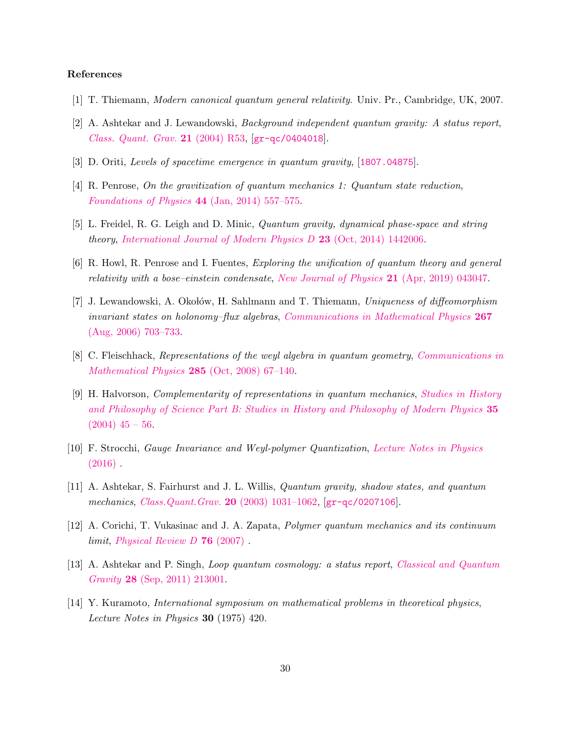**References**

[1] T. Thiemann, *Modern canonical quantum general relativity*. Univ. Pr., Cambridge, UK, 2007.

[2] A. Ashtekar and J. Lewandowski, *Background independent quantum gravity: A status report*, Class. Quant. Grav. **21** (2004) R53, [gr-qc/0404018].

[3] D. Oriti, *Levels of spacetime emergence in quantum gravity*, [1807.04875].

[4] R. Penrose, *On the gravitization of quantum mechanics 1: Quantum state reduction*, Foundations of Physics **44** (Jan, 2014) 557–575.

[5] L. Freidel, R. G. Leigh and D. Minic, *Quantum gravity, dynamical phase-space and string theory*, International Journal of Modern Physics D **23** (Oct, 2014) 1442006.

[6] R. Howl, R. Penrose and I. Fuentes, *Exploring the unification of quantum theory and general relativity with a bose–einstein condensate*, New Journal of Physics **21** (Apr, 2019) 043047.

[7] J. Lewandowski, A. Okołów, H. Sahlmann and T. Thiemann, *Uniqueness of diffeomorphism invariant states on holonomy–flux algebras*, Communications in Mathematical Physics **267** (Aug, 2006) 703–733.

[8] C. Fleischhack, *Representations of the weyl algebra in quantum geometry*, Communications in Mathematical Physics **285** (Oct, 2008) 67–140.

[9] H. Halvorson, *Complementarity of representations in quantum mechanics*, Studies in History and Philosophy of Science Part B: Studies in History and Philosophy of Modern Physics **35** (2004) 45 – 56.

[10] F. Strocchi, *Gauge Invariance and Weyl-polymer Quantization*, Lecture Notes in Physics (2016) .

[11] A. Ashtekar, S. Fairhurst and J. L. Willis, *Quantum gravity, shadow states, and quantum mechanics*, Class.Quant.Grav. **20** (2003) 1031–1062, [gr-qc/0207106].

[12] A. Corichi, T. Vukasinac and J. A. Zapata, *Polymer quantum mechanics and its continuum limit*, Physical Review D **76** (2007) .

[13] A. Ashtekar and P. Singh, *Loop quantum cosmology: a status report*, Classical and Quantum Gravity **28** (Sep, 2011) 213001.

[14] Y. Kuramoto, *International symposium on mathematical problems in theoretical physics*, *Lecture Notes in Physics* **30** (1975) 420.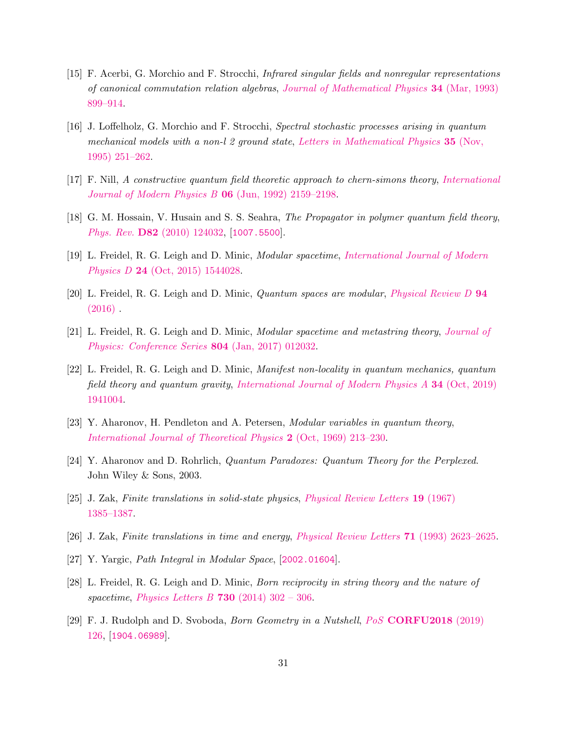[15] F. Acerbi, G. Morchio and F. Strocchi, *Infrared singular fields and nonregular representations of canonical commutation relation algebras*, Journal of Mathematical Physics **34** (Mar, 1993) 899–914.

[16] J. Loffelholz, G. Morchio and F. Strocchi, *Spectral stochastic processes arising in quantum mechanical models with a non-l 2 ground state*, Letters in Mathematical Physics **35** (Nov, 1995) 251–262.

[17] F. Nill, *A constructive quantum field theoretic approach to chern-simons theory*, International Journal of Modern Physics B **06** (Jun, 1992) 2159–2198.

[18] G. M. Hossain, V. Husain and S. S. Seahra, *The Propagator in polymer quantum field theory*, Phys. Rev. **D82** (2010) 124032, [1007.5500].

[19] L. Freidel, R. G. Leigh and D. Minic, *Modular spacetime*, International Journal of Modern Physics D **24** (Oct, 2015) 1544028.

[20] L. Freidel, R. G. Leigh and D. Minic, *Quantum spaces are modular*, Physical Review D **94** (2016) .

[21] L. Freidel, R. G. Leigh and D. Minic, *Modular spacetime and metastring theory*, Journal of Physics: Conference Series **804** (Jan, 2017) 012032.

[22] L. Freidel, R. G. Leigh and D. Minic, *Manifest non-locality in quantum mechanics, quantum field theory and quantum gravity*, International Journal of Modern Physics A **34** (Oct, 2019) 1941004.

[23] Y. Aharonov, H. Pendleton and A. Petersen, *Modular variables in quantum theory*, International Journal of Theoretical Physics **2** (Oct, 1969) 213–230.

[24] Y. Aharonov and D. Rohrlich, *Quantum Paradoxes: Quantum Theory for the Perplexed*. John Wiley & Sons, 2003.

[25] J. Zak, *Finite translations in solid-state physics*, Physical Review Letters **19** (1967) 1385–1387.

[26] J. Zak, *Finite translations in time and energy*, Physical Review Letters **71** (1993) 2623–2625.

[27] Y. Yargic, *Path Integral in Modular Space*, [2002.01604].

[28] L. Freidel, R. G. Leigh and D. Minic, *Born reciprocity in string theory and the nature of spacetime*, Physics Letters B **730** (2014) 302 – 306.

[29] F. J. Rudolph and D. Svoboda, *Born Geometry in a Nutshell*, PoS **CORFU2018** (2019) 126, [1904.06989].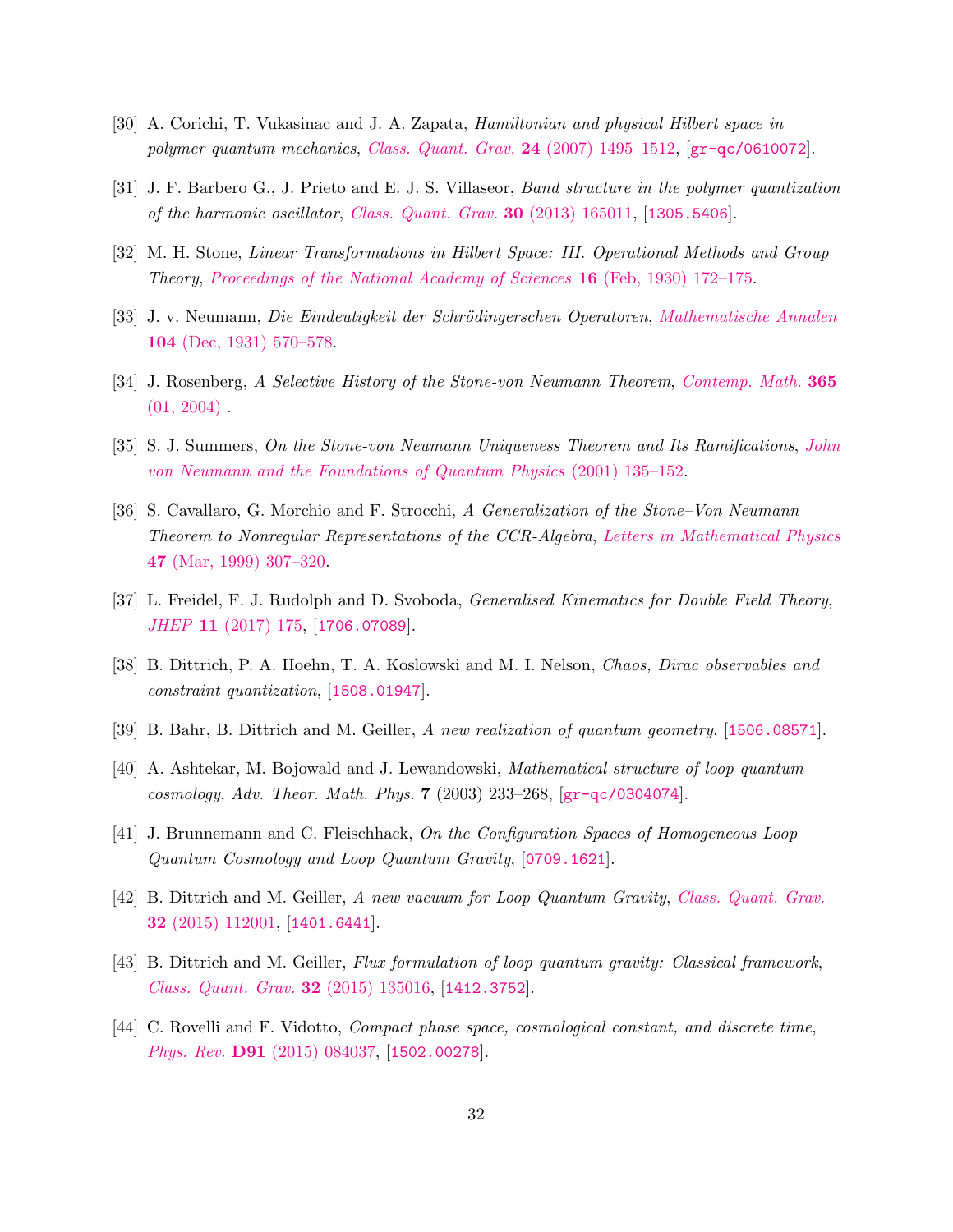[30] A. Corichi, T. Vukasinac and J. A. Zapata, *Hamiltonian and physical Hilbert space in polymer quantum mechanics*, Class. Quant. Grav. **24** (2007) 1495–1512, [gr-qc/0610072].

[31] J. F. Barbero G., J. Prieto and E. J. S. Villaseor, *Band structure in the polymer quantization of the harmonic oscillator*, Class. Quant. Grav. **30** (2013) 165011, [1305.5406].

[32] M. H. Stone, *Linear Transformations in Hilbert Space: III. Operational Methods and Group Theory*, Proceedings of the National Academy of Sciences **16** (Feb, 1930) 172–175.

[33] J. v. Neumann, *Die Eindeutigkeit der Schrödingerschen Operatoren*, Mathematische Annalen **104** (Dec, 1931) 570–578.

[34] J. Rosenberg, *A Selective History of the Stone-von Neumann Theorem*, Contemp. Math. **365** (01, 2004) .

[35] S. J. Summers, *On the Stone-von Neumann Uniqueness Theorem and Its Ramifications*, John von Neumann and the Foundations of Quantum Physics (2001) 135–152.

[36] S. Cavallaro, G. Morchio and F. Strocchi, *A Generalization of the Stone–Von Neumann Theorem to Nonregular Representations of the CCR-Algebra*, Letters in Mathematical Physics **47** (Mar, 1999) 307–320.

[37] L. Freidel, F. J. Rudolph and D. Svoboda, *Generalised Kinematics for Double Field Theory*, JHEP **11** (2017) 175, [1706.07089].

[38] B. Dittrich, P. A. Hoehn, T. A. Koslowski and M. I. Nelson, *Chaos, Dirac observables and constraint quantization*, [1508.01947].

[39] B. Bahr, B. Dittrich and M. Geiller, *A new realization of quantum geometry*, [1506.08571].

[40] A. Ashtekar, M. Bojowald and J. Lewandowski, *Mathematical structure of loop quantum cosmology*, *Adv. Theor. Math. Phys.* **7** (2003) 233–268, [gr-qc/0304074].

[41] J. Brunnemann and C. Fleischhack, *On the Configuration Spaces of Homogeneous Loop Quantum Cosmology and Loop Quantum Gravity*, [0709.1621].

[42] B. Dittrich and M. Geiller, *A new vacuum for Loop Quantum Gravity*, Class. Quant. Grav. **32** (2015) 112001, [1401.6441].

[43] B. Dittrich and M. Geiller, *Flux formulation of loop quantum gravity: Classical framework*, Class. Quant. Grav. **32** (2015) 135016, [1412.3752].

[44] C. Rovelli and F. Vidotto, *Compact phase space, cosmological constant, and discrete time*, Phys. Rev. **D91** (2015) 084037, [1502.00278].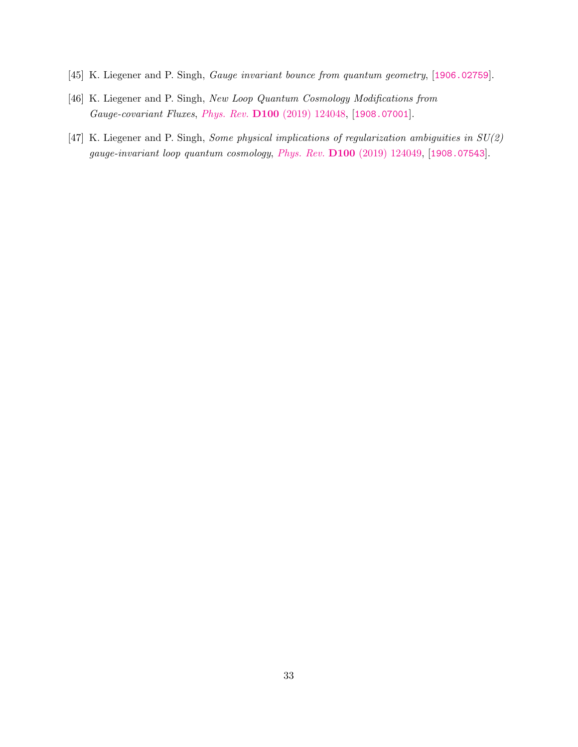[45] K. Liegener and P. Singh, *Gauge invariant bounce from quantum geometry*, [1906.02759].

[46] K. Liegener and P. Singh, *New Loop Quantum Cosmology Modifications from Gauge-covariant Fluxes*, *Phys. Rev.* **D100** (2019) 124048, [1908.07001].

[47] K. Liegener and P. Singh, *Some physical implications of regularization ambiguities in SU(2) gauge-invariant loop quantum cosmology*, *Phys. Rev.* **D100** (2019) 124049, [1908.07543].